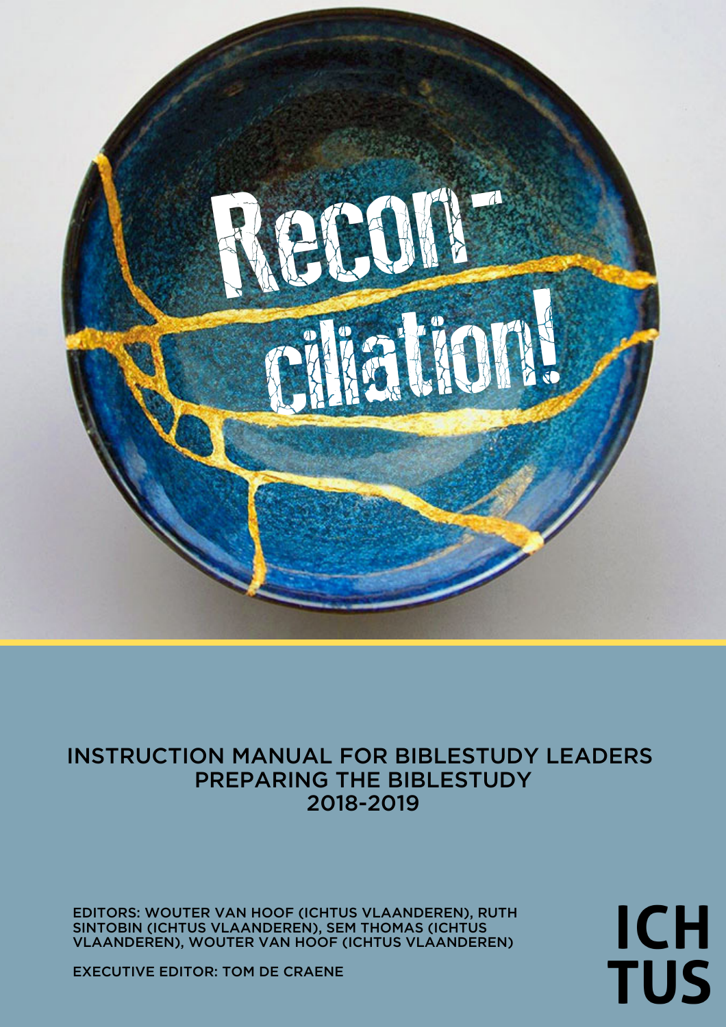# Recon-ciliation!

INSTRUCTION MANUAL FOR BIBLESTUDY LEADERS
PREPARING THE BIBLESTUDY
2018-2019

EDITORS: WOUTER VAN HOOF (ICHTUS VLAANDEREN), RUTH SINTOBIN (ICHTUS VLAANDEREN), SEM THOMAS (ICHTUS VLAANDEREN), WOUTER VAN HOOF (ICHTUS VLAANDEREN)

EXECUTIVE EDITOR: TOM DE CRAENE

ICH
TUS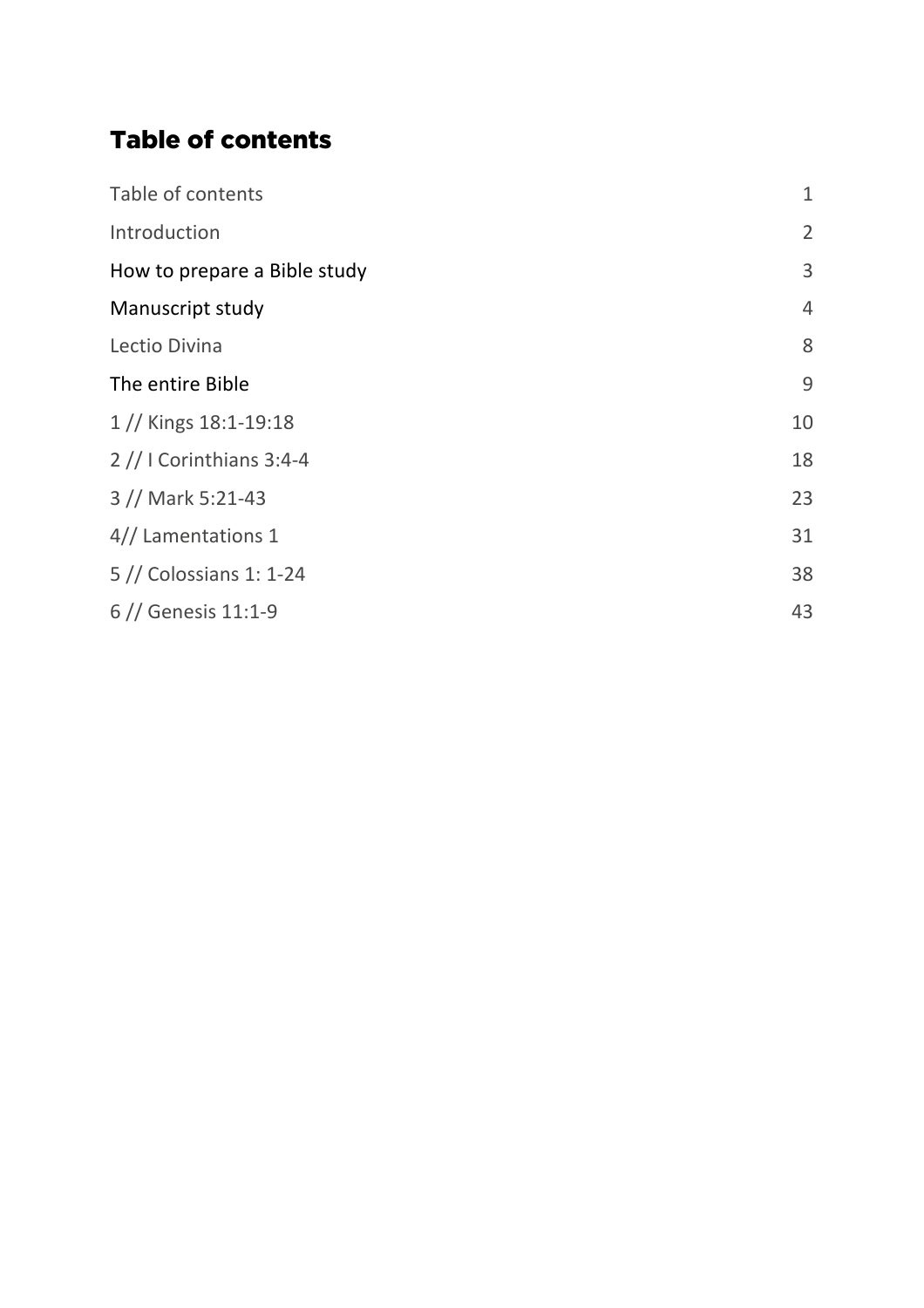## Table of contents

| | |
|---|---|
| Table of contents | 1 |
| Introduction | 2 |
| How to prepare a Bible study | 3 |
| Manuscript study | 4 |
| Lectio Divina | 8 |
| The entire Bible | 9 |
| 1 // Kings 18:1-19:18 | 10 |
| 2 // I Corinthians 3:4-4 | 18 |
| 3 // Mark 5:21-43 | 23 |
| 4// Lamentations 1 | 31 |
| 5 // Colossians 1: 1-24 | 38 |
| 6 // Genesis 11:1-9 | 43 |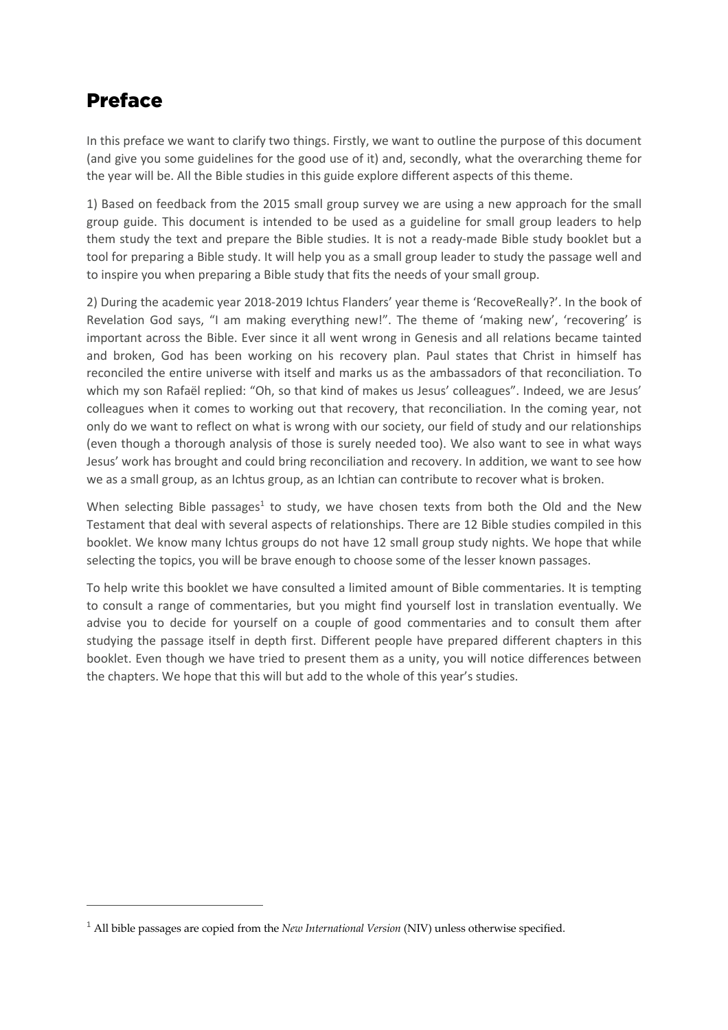# Preface

In this preface we want to clarify two things. Firstly, we want to outline the purpose of this document (and give you some guidelines for the good use of it) and, secondly, what the overarching theme for the year will be. All the Bible studies in this guide explore different aspects of this theme.

1) Based on feedback from the 2015 small group survey we are using a new approach for the small group guide. This document is intended to be used as a guideline for small group leaders to help them study the text and prepare the Bible studies. It is not a ready-made Bible study booklet but a tool for preparing a Bible study. It will help you as a small group leader to study the passage well and to inspire you when preparing a Bible study that fits the needs of your small group.

2) During the academic year 2018-2019 Ichtus Flanders' year theme is 'RecoveReally?'. In the book of Revelation God says, "I am making everything new!". The theme of 'making new', 'recovering' is important across the Bible. Ever since it all went wrong in Genesis and all relations became tainted and broken, God has been working on his recovery plan. Paul states that Christ in himself has reconciled the entire universe with itself and marks us as the ambassadors of that reconciliation. To which my son Rafaël replied: "Oh, so that kind of makes us Jesus' colleagues". Indeed, we are Jesus' colleagues when it comes to working out that recovery, that reconciliation. In the coming year, not only do we want to reflect on what is wrong with our society, our field of study and our relationships (even though a thorough analysis of those is surely needed too). We also want to see in what ways Jesus' work has brought and could bring reconciliation and recovery. In addition, we want to see how we as a small group, as an Ichtus group, as an Ichtian can contribute to recover what is broken.

When selecting Bible passages[1] to study, we have chosen texts from both the Old and the New Testament that deal with several aspects of relationships. There are 12 Bible studies compiled in this booklet. We know many Ichtus groups do not have 12 small group study nights. We hope that while selecting the topics, you will be brave enough to choose some of the lesser known passages.

To help write this booklet we have consulted a limited amount of Bible commentaries. It is tempting to consult a range of commentaries, but you might find yourself lost in translation eventually. We advise you to decide for yourself on a couple of good commentaries and to consult them after studying the passage itself in depth first. Different people have prepared different chapters in this booklet. Even though we have tried to present them as a unity, you will notice differences between the chapters. We hope that this will but add to the whole of this year's studies.

---

[1] All bible passages are copied from the *New International Version* (NIV) unless otherwise specified.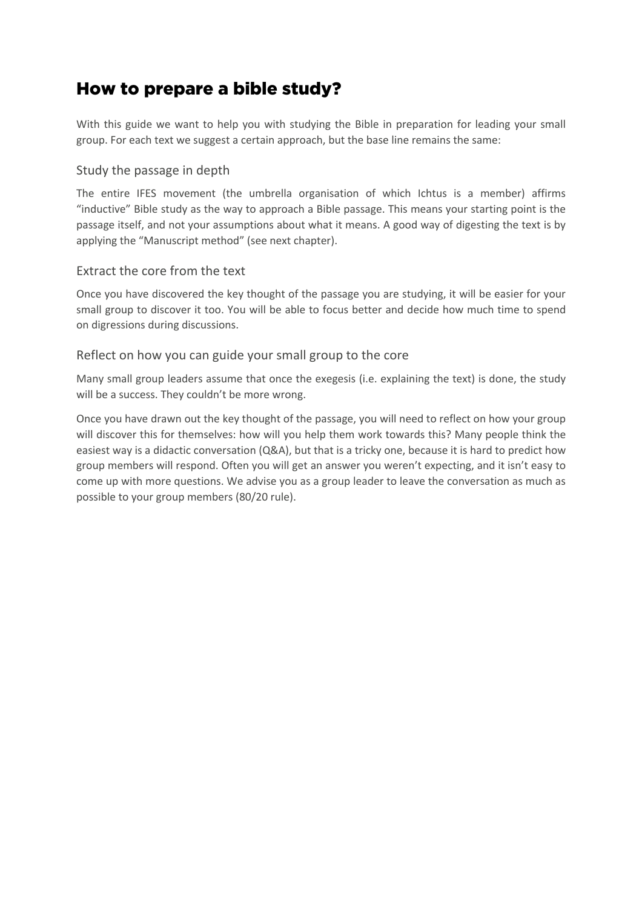# How to prepare a bible study?

With this guide we want to help you with studying the Bible in preparation for leading your small group. For each text we suggest a certain approach, but the base line remains the same:

## Study the passage in depth

The entire IFES movement (the umbrella organisation of which Ichtus is a member) affirms "inductive" Bible study as the way to approach a Bible passage. This means your starting point is the passage itself, and not your assumptions about what it means. A good way of digesting the text is by applying the "Manuscript method" (see next chapter).

## Extract the core from the text

Once you have discovered the key thought of the passage you are studying, it will be easier for your small group to discover it too. You will be able to focus better and decide how much time to spend on digressions during discussions.

## Reflect on how you can guide your small group to the core

Many small group leaders assume that once the exegesis (i.e. explaining the text) is done, the study will be a success. They couldn't be more wrong.

Once you have drawn out the key thought of the passage, you will need to reflect on how your group will discover this for themselves: how will you help them work towards this? Many people think the easiest way is a didactic conversation (Q&A), but that is a tricky one, because it is hard to predict how group members will respond. Often you will get an answer you weren't expecting, and it isn't easy to come up with more questions. We advise you as a group leader to leave the conversation as much as possible to your group members (80/20 rule).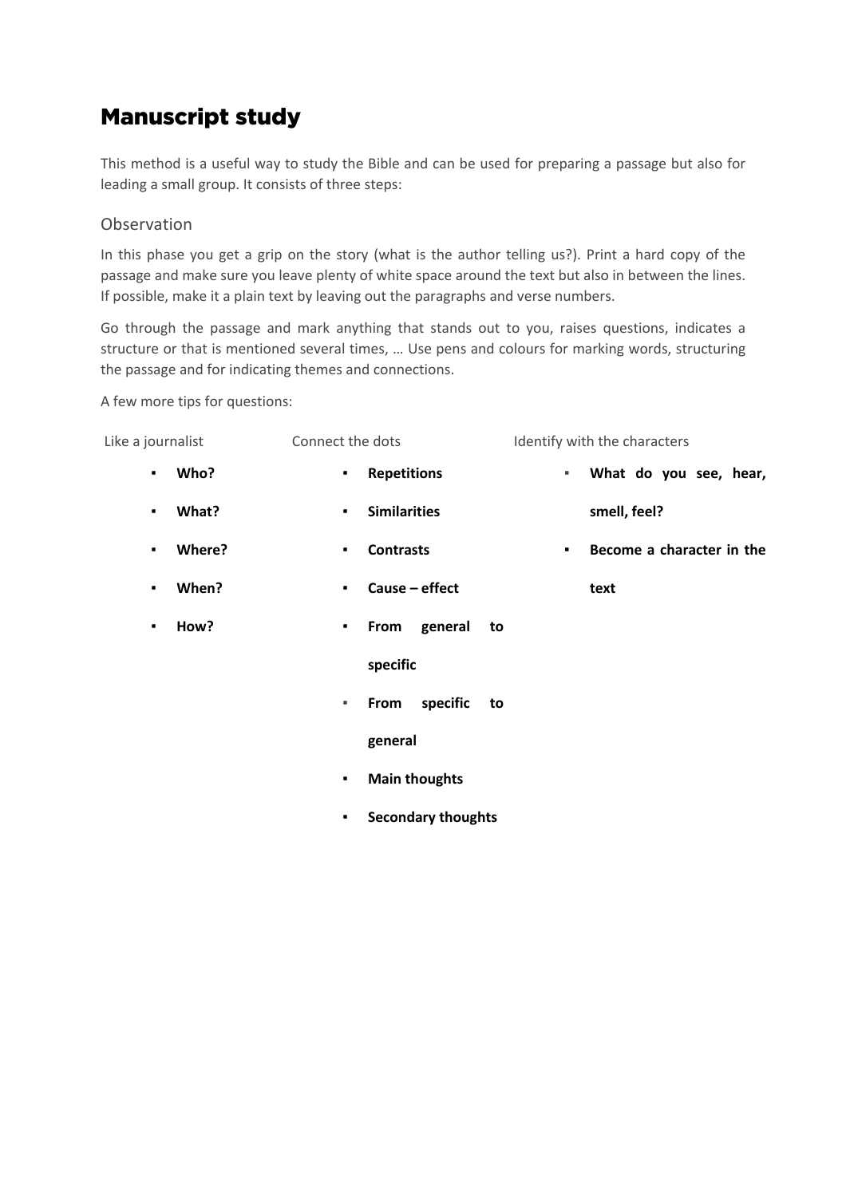## Manuscript study

This method is a useful way to study the Bible and can be used for preparing a passage but also for leading a small group. It consists of three steps:

### Observation

In this phase you get a grip on the story (what is the author telling us?). Print a hard copy of the passage and make sure you leave plenty of white space around the text but also in between the lines. If possible, make it a plain text by leaving out the paragraphs and verse numbers.

Go through the passage and mark anything that stands out to you, raises questions, indicates a structure or that is mentioned several times, … Use pens and colours for marking words, structuring the passage and for indicating themes and connections.

A few more tips for questions:

Like a journalist

- **Who?**
- **What?**
- **Where?**
- **When?**
- **How?**

Connect the dots

- **Repetitions**
- **Similarities**
- **Contrasts**
- **Cause – effect**
- **From general to specific**
- **From specific to general**
- **Main thoughts**
- **Secondary thoughts**

Identify with the characters

- **What do you see, hear, smell, feel?**
- **Become a character in the text**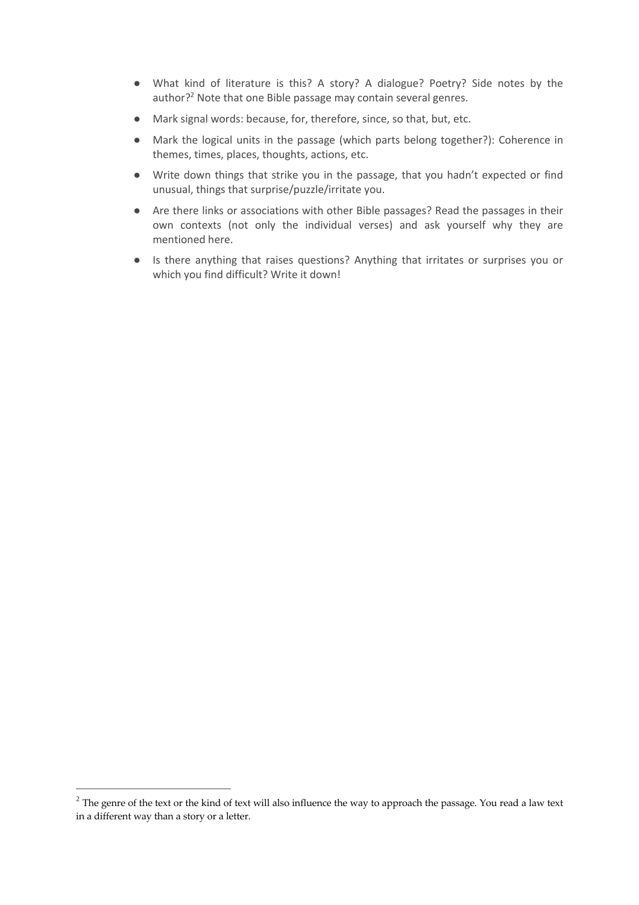- What kind of literature is this? A story? A dialogue? Poetry? Side notes by the author?[2] Note that one Bible passage may contain several genres.
- Mark signal words: because, for, therefore, since, so that, but, etc.
- Mark the logical units in the passage (which parts belong together?): Coherence in themes, times, places, thoughts, actions, etc.
- Write down things that strike you in the passage, that you hadn't expected or find unusual, things that surprise/puzzle/irritate you.
- Are there links or associations with other Bible passages? Read the passages in their own contexts (not only the individual verses) and ask yourself why they are mentioned here.
- Is there anything that raises questions? Anything that irritates or surprises you or which you find difficult? Write it down!

---

[2] The genre of the text or the kind of text will also influence the way to approach the passage. You read a law text in a different way than a story or a letter.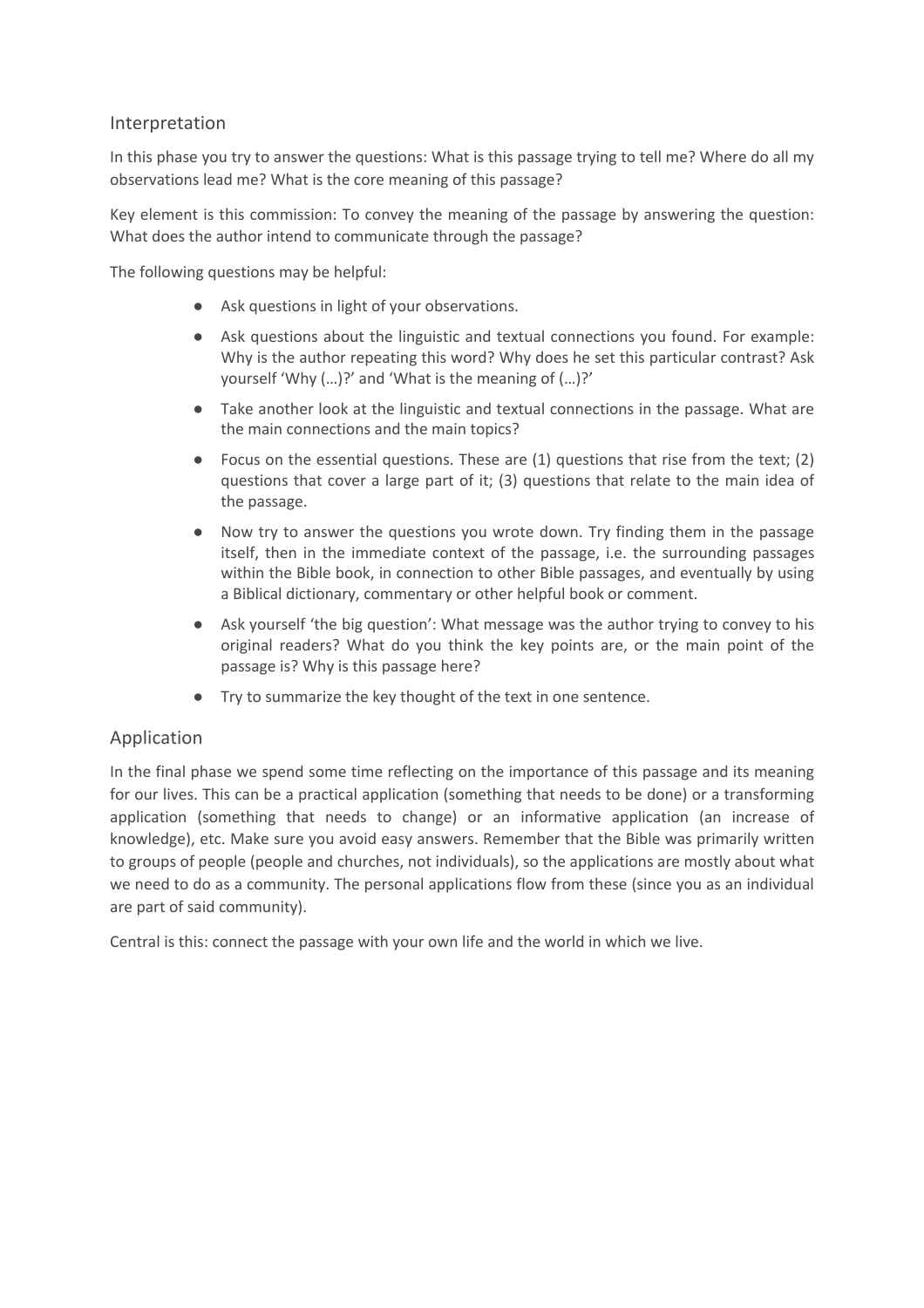## Interpretation

In this phase you try to answer the questions: What is this passage trying to tell me? Where do all my observations lead me? What is the core meaning of this passage?

Key element is this commission: To convey the meaning of the passage by answering the question: What does the author intend to communicate through the passage?

The following questions may be helpful:

- Ask questions in light of your observations.
- Ask questions about the linguistic and textual connections you found. For example: Why is the author repeating this word? Why does he set this particular contrast? Ask yourself 'Why (…)?' and 'What is the meaning of (…)?'
- Take another look at the linguistic and textual connections in the passage. What are the main connections and the main topics?
- Focus on the essential questions. These are (1) questions that rise from the text; (2) questions that cover a large part of it; (3) questions that relate to the main idea of the passage.
- Now try to answer the questions you wrote down. Try finding them in the passage itself, then in the immediate context of the passage, i.e. the surrounding passages within the Bible book, in connection to other Bible passages, and eventually by using a Biblical dictionary, commentary or other helpful book or comment.
- Ask yourself 'the big question': What message was the author trying to convey to his original readers? What do you think the key points are, or the main point of the passage is? Why is this passage here?
- Try to summarize the key thought of the text in one sentence.

## Application

In the final phase we spend some time reflecting on the importance of this passage and its meaning for our lives. This can be a practical application (something that needs to be done) or a transforming application (something that needs to change) or an informative application (an increase of knowledge), etc. Make sure you avoid easy answers. Remember that the Bible was primarily written to groups of people (people and churches, not individuals), so the applications are mostly about what we need to do as a community. The personal applications flow from these (since you as an individual are part of said community).

Central is this: connect the passage with your own life and the world in which we live.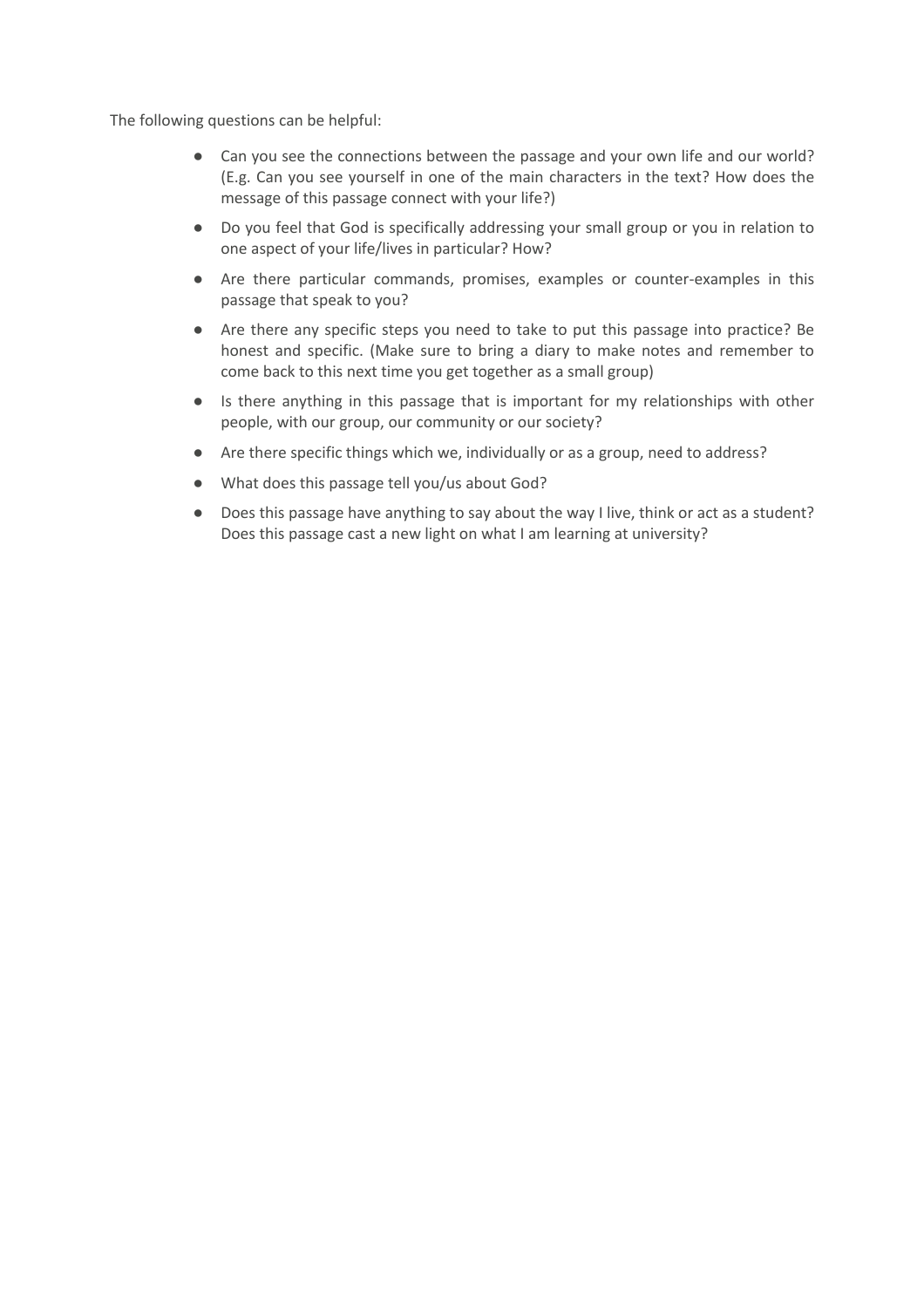The following questions can be helpful:

- Can you see the connections between the passage and your own life and our world? (E.g. Can you see yourself in one of the main characters in the text? How does the message of this passage connect with your life?)
- Do you feel that God is specifically addressing your small group or you in relation to one aspect of your life/lives in particular? How?
- Are there particular commands, promises, examples or counter-examples in this passage that speak to you?
- Are there any specific steps you need to take to put this passage into practice? Be honest and specific. (Make sure to bring a diary to make notes and remember to come back to this next time you get together as a small group)
- Is there anything in this passage that is important for my relationships with other people, with our group, our community or our society?
- Are there specific things which we, individually or as a group, need to address?
- What does this passage tell you/us about God?
- Does this passage have anything to say about the way I live, think or act as a student? Does this passage cast a new light on what I am learning at university?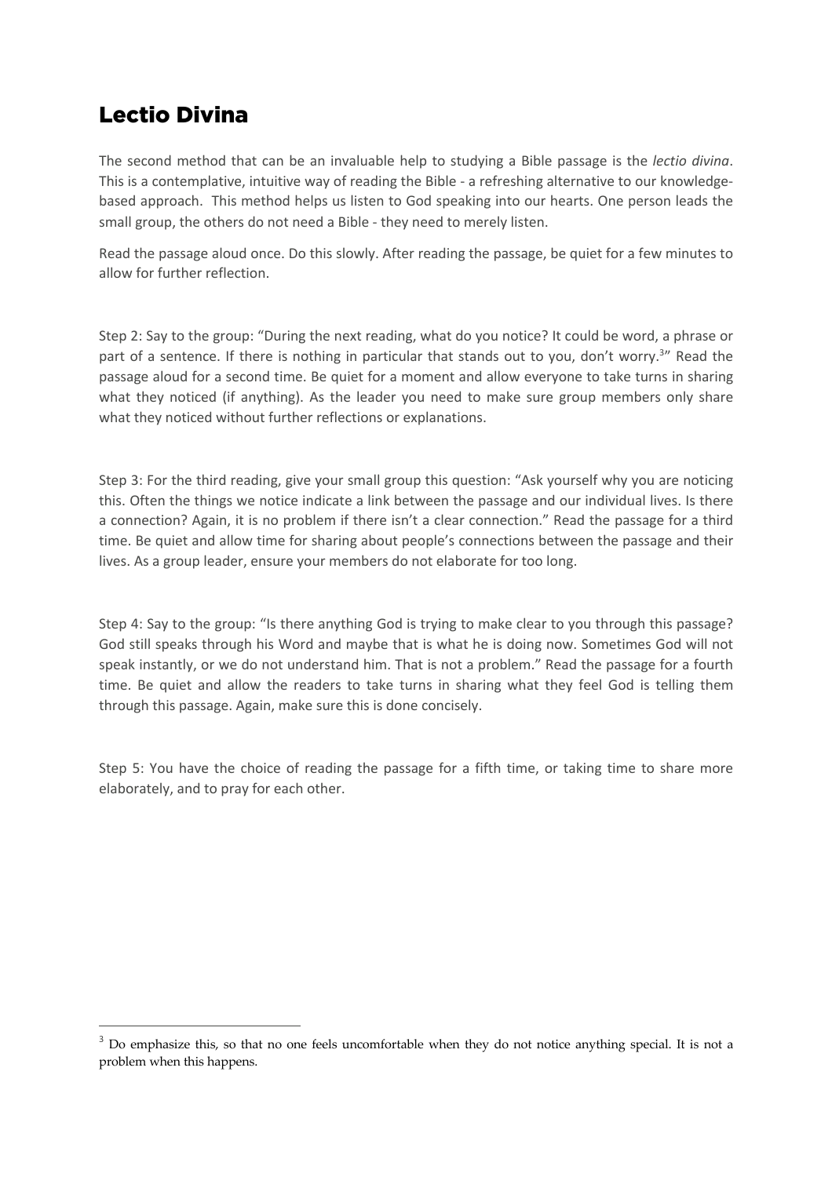## Lectio Divina

The second method that can be an invaluable help to studying a Bible passage is the *lectio divina*. This is a contemplative, intuitive way of reading the Bible - a refreshing alternative to our knowledge-based approach.  This method helps us listen to God speaking into our hearts. One person leads the small group, the others do not need a Bible - they need to merely listen.

Read the passage aloud once. Do this slowly. After reading the passage, be quiet for a few minutes to allow for further reflection.

Step 2: Say to the group: "During the next reading, what do you notice? It could be word, a phrase or part of a sentence. If there is nothing in particular that stands out to you, don't worry.[3]" Read the passage aloud for a second time. Be quiet for a moment and allow everyone to take turns in sharing what they noticed (if anything). As the leader you need to make sure group members only share what they noticed without further reflections or explanations.

Step 3: For the third reading, give your small group this question: "Ask yourself why you are noticing this. Often the things we notice indicate a link between the passage and our individual lives. Is there a connection? Again, it is no problem if there isn't a clear connection." Read the passage for a third time. Be quiet and allow time for sharing about people's connections between the passage and their lives. As a group leader, ensure your members do not elaborate for too long.

Step 4: Say to the group: "Is there anything God is trying to make clear to you through this passage? God still speaks through his Word and maybe that is what he is doing now. Sometimes God will not speak instantly, or we do not understand him. That is not a problem." Read the passage for a fourth time. Be quiet and allow the readers to take turns in sharing what they feel God is telling them through this passage. Again, make sure this is done concisely.

Step 5: You have the choice of reading the passage for a fifth time, or taking time to share more elaborately, and to pray for each other.

---

[3] Do emphasize this, so that no one feels uncomfortable when they do not notice anything special. It is not a problem when this happens.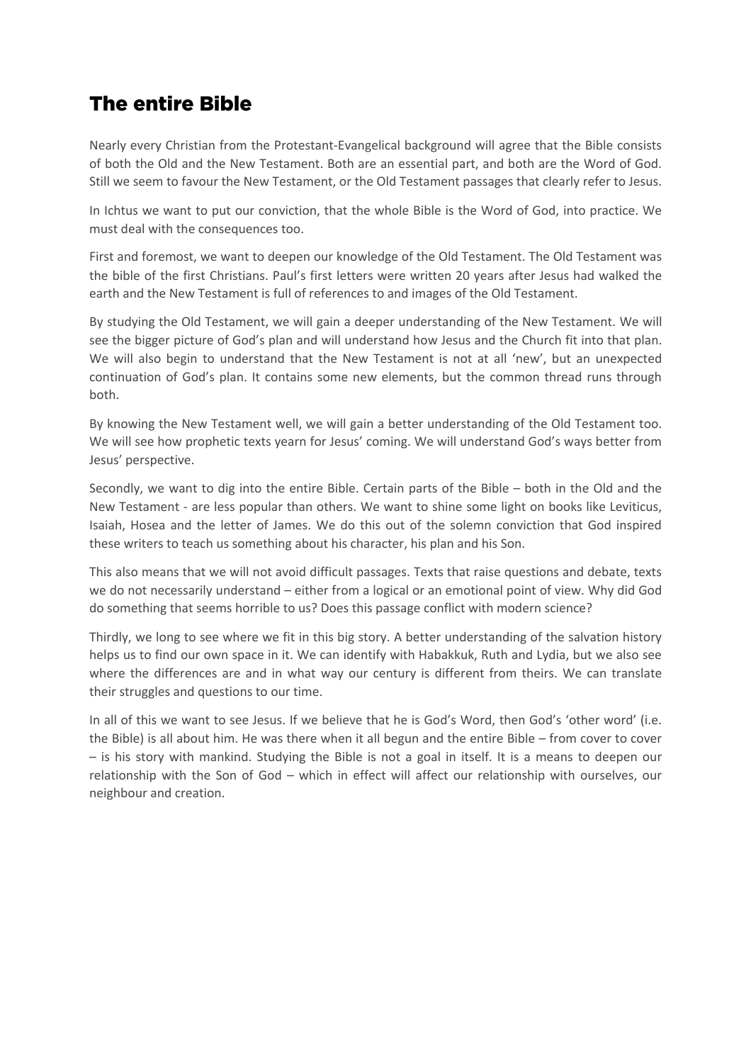# The entire Bible

Nearly every Christian from the Protestant-Evangelical background will agree that the Bible consists of both the Old and the New Testament. Both are an essential part, and both are the Word of God. Still we seem to favour the New Testament, or the Old Testament passages that clearly refer to Jesus.

In Ichtus we want to put our conviction, that the whole Bible is the Word of God, into practice. We must deal with the consequences too.

First and foremost, we want to deepen our knowledge of the Old Testament. The Old Testament was the bible of the first Christians. Paul's first letters were written 20 years after Jesus had walked the earth and the New Testament is full of references to and images of the Old Testament.

By studying the Old Testament, we will gain a deeper understanding of the New Testament. We will see the bigger picture of God's plan and will understand how Jesus and the Church fit into that plan. We will also begin to understand that the New Testament is not at all 'new', but an unexpected continuation of God's plan. It contains some new elements, but the common thread runs through both.

By knowing the New Testament well, we will gain a better understanding of the Old Testament too. We will see how prophetic texts yearn for Jesus' coming. We will understand God's ways better from Jesus' perspective.

Secondly, we want to dig into the entire Bible. Certain parts of the Bible – both in the Old and the New Testament - are less popular than others. We want to shine some light on books like Leviticus, Isaiah, Hosea and the letter of James. We do this out of the solemn conviction that God inspired these writers to teach us something about his character, his plan and his Son.

This also means that we will not avoid difficult passages. Texts that raise questions and debate, texts we do not necessarily understand – either from a logical or an emotional point of view. Why did God do something that seems horrible to us? Does this passage conflict with modern science?

Thirdly, we long to see where we fit in this big story. A better understanding of the salvation history helps us to find our own space in it. We can identify with Habakkuk, Ruth and Lydia, but we also see where the differences are and in what way our century is different from theirs. We can translate their struggles and questions to our time.

In all of this we want to see Jesus. If we believe that he is God's Word, then God's 'other word' (i.e. the Bible) is all about him. He was there when it all begun and the entire Bible – from cover to cover – is his story with mankind. Studying the Bible is not a goal in itself. It is a means to deepen our relationship with the Son of God – which in effect will affect our relationship with ourselves, our neighbour and creation.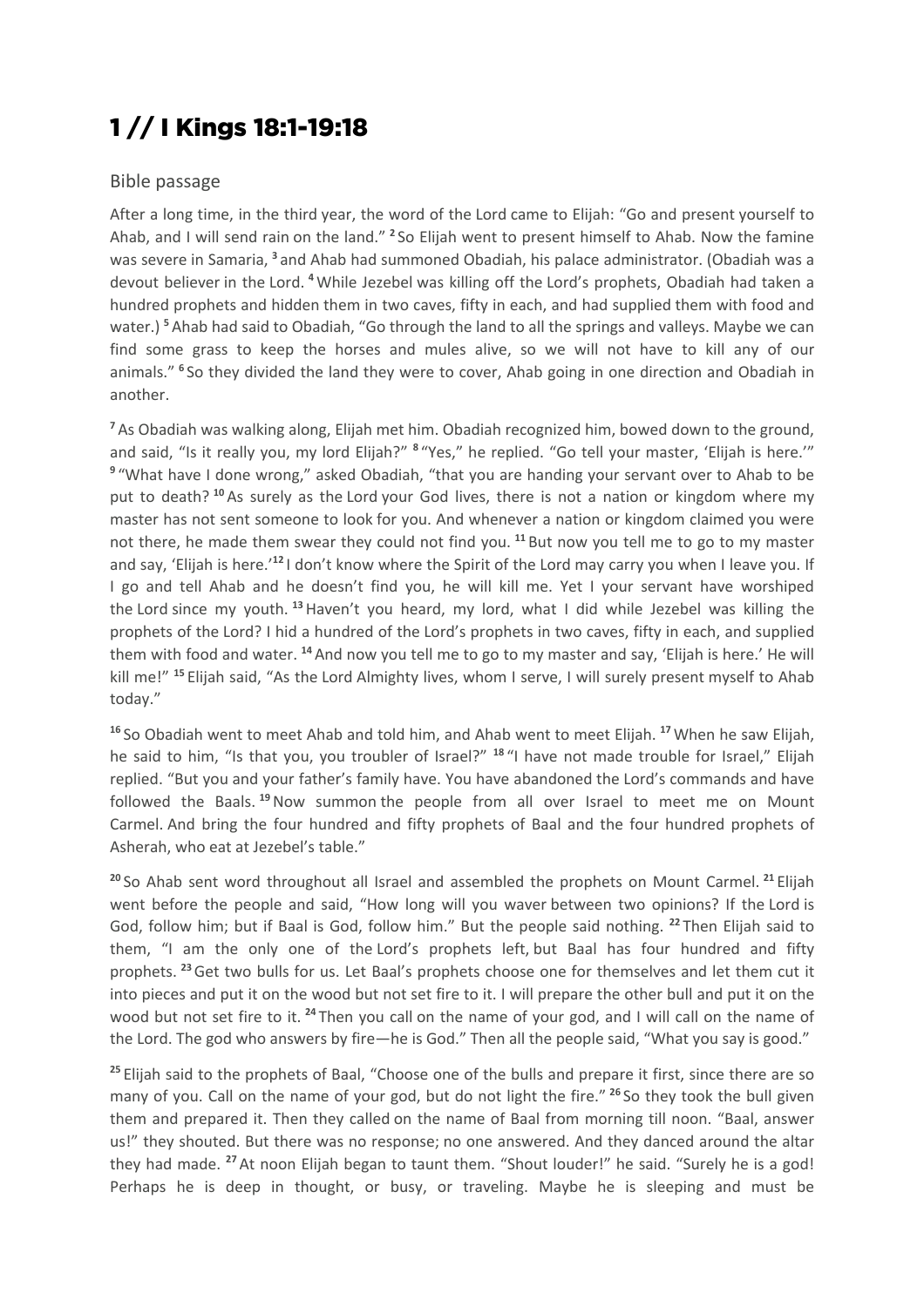# 1 // I Kings 18:1-19:18

## Bible passage

After a long time, in the third year, the word of the Lord came to Elijah: "Go and present yourself to Ahab, and I will send rain on the land." [2] So Elijah went to present himself to Ahab. Now the famine was severe in Samaria, [3] and Ahab had summoned Obadiah, his palace administrator. (Obadiah was a devout believer in the Lord. [4] While Jezebel was killing off the Lord's prophets, Obadiah had taken a hundred prophets and hidden them in two caves, fifty in each, and had supplied them with food and water.) [5] Ahab had said to Obadiah, "Go through the land to all the springs and valleys. Maybe we can find some grass to keep the horses and mules alive, so we will not have to kill any of our animals." [6] So they divided the land they were to cover, Ahab going in one direction and Obadiah in another.

[7] As Obadiah was walking along, Elijah met him. Obadiah recognized him, bowed down to the ground, and said, "Is it really you, my lord Elijah?" [8] "Yes," he replied. "Go tell your master, 'Elijah is here.'" [9] "What have I done wrong," asked Obadiah, "that you are handing your servant over to Ahab to be put to death? [10] As surely as the Lord your God lives, there is not a nation or kingdom where my master has not sent someone to look for you. And whenever a nation or kingdom claimed you were not there, he made them swear they could not find you. [11] But now you tell me to go to my master and say, 'Elijah is here.'[12] I don't know where the Spirit of the Lord may carry you when I leave you. If I go and tell Ahab and he doesn't find you, he will kill me. Yet I your servant have worshiped the Lord since my youth. [13] Haven't you heard, my lord, what I did while Jezebel was killing the prophets of the Lord? I hid a hundred of the Lord's prophets in two caves, fifty in each, and supplied them with food and water. [14] And now you tell me to go to my master and say, 'Elijah is here.' He will kill me!" [15] Elijah said, "As the Lord Almighty lives, whom I serve, I will surely present myself to Ahab today."

[16] So Obadiah went to meet Ahab and told him, and Ahab went to meet Elijah. [17] When he saw Elijah, he said to him, "Is that you, you troubler of Israel?" [18] "I have not made trouble for Israel," Elijah replied. "But you and your father's family have. You have abandoned the Lord's commands and have followed the Baals. [19] Now summon the people from all over Israel to meet me on Mount Carmel. And bring the four hundred and fifty prophets of Baal and the four hundred prophets of Asherah, who eat at Jezebel's table."

[20] So Ahab sent word throughout all Israel and assembled the prophets on Mount Carmel. [21] Elijah went before the people and said, "How long will you waver between two opinions? If the Lord is God, follow him; but if Baal is God, follow him." But the people said nothing. [22] Then Elijah said to them, "I am the only one of the Lord's prophets left, but Baal has four hundred and fifty prophets. [23] Get two bulls for us. Let Baal's prophets choose one for themselves and let them cut it into pieces and put it on the wood but not set fire to it. I will prepare the other bull and put it on the wood but not set fire to it. [24] Then you call on the name of your god, and I will call on the name of the Lord. The god who answers by fire—he is God." Then all the people said, "What you say is good."

[25] Elijah said to the prophets of Baal, "Choose one of the bulls and prepare it first, since there are so many of you. Call on the name of your god, but do not light the fire." [26] So they took the bull given them and prepared it. Then they called on the name of Baal from morning till noon. "Baal, answer us!" they shouted. But there was no response; no one answered. And they danced around the altar they had made. [27] At noon Elijah began to taunt them. "Shout louder!" he said. "Surely he is a god! Perhaps he is deep in thought, or busy, or traveling. Maybe he is sleeping and must be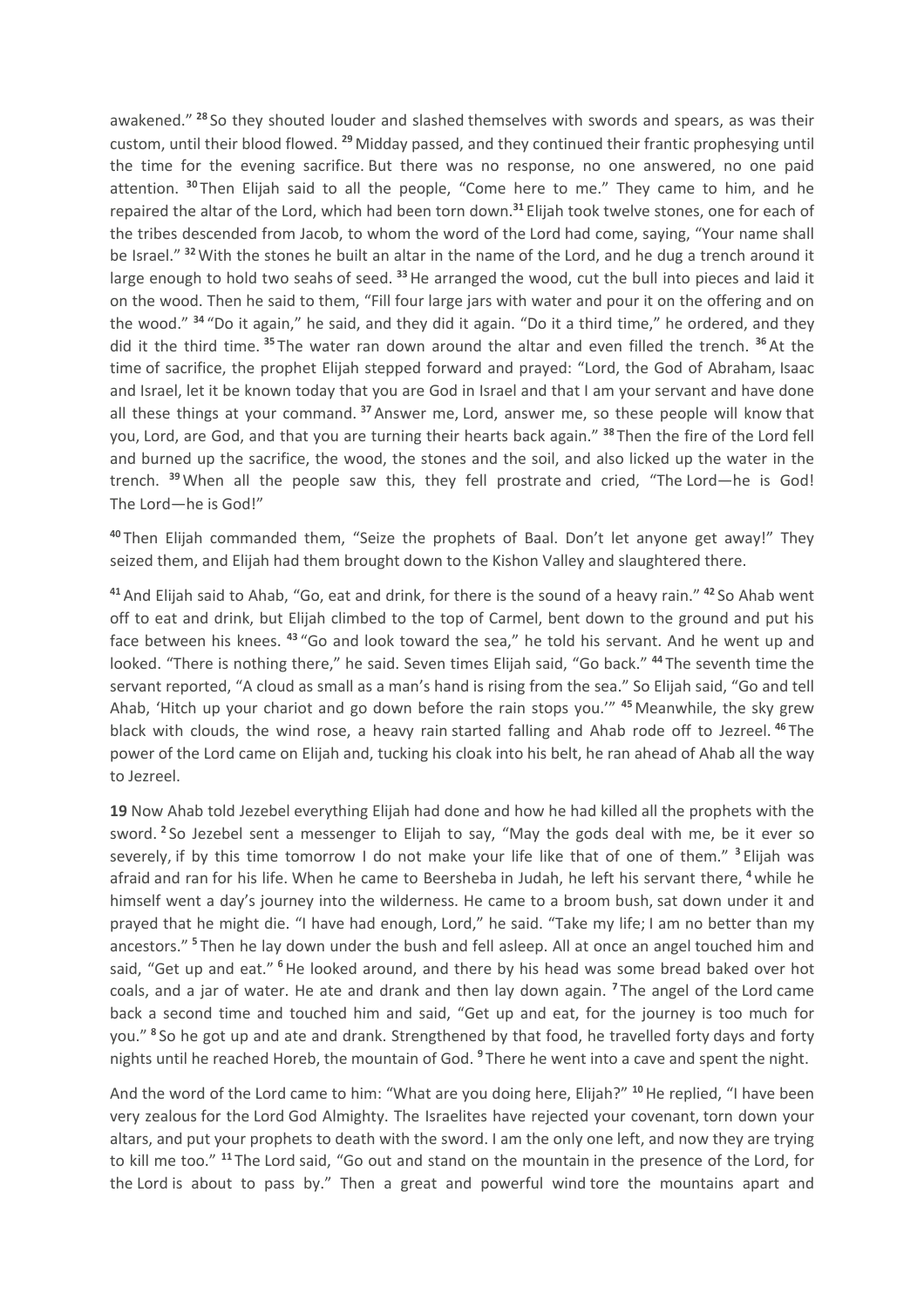awakened." [28] So they shouted louder and slashed themselves with swords and spears, as was their custom, until their blood flowed. [29] Midday passed, and they continued their frantic prophesying until the time for the evening sacrifice. But there was no response, no one answered, no one paid attention. [30] Then Elijah said to all the people, "Come here to me." They came to him, and he repaired the altar of the Lord, which had been torn down.[31] Elijah took twelve stones, one for each of the tribes descended from Jacob, to whom the word of the Lord had come, saying, "Your name shall be Israel." [32] With the stones he built an altar in the name of the Lord, and he dug a trench around it large enough to hold two seahs of seed. [33] He arranged the wood, cut the bull into pieces and laid it on the wood. Then he said to them, "Fill four large jars with water and pour it on the offering and on the wood." [34] "Do it again," he said, and they did it again. "Do it a third time," he ordered, and they did it the third time. [35] The water ran down around the altar and even filled the trench. [36] At the time of sacrifice, the prophet Elijah stepped forward and prayed: "Lord, the God of Abraham, Isaac and Israel, let it be known today that you are God in Israel and that I am your servant and have done all these things at your command. [37] Answer me, Lord, answer me, so these people will know that you, Lord, are God, and that you are turning their hearts back again." [38] Then the fire of the Lord fell and burned up the sacrifice, the wood, the stones and the soil, and also licked up the water in the trench. [39] When all the people saw this, they fell prostrate and cried, "The Lord—he is God! The Lord—he is God!"

[40] Then Elijah commanded them, "Seize the prophets of Baal. Don't let anyone get away!" They seized them, and Elijah had them brought down to the Kishon Valley and slaughtered there.

[41] And Elijah said to Ahab, "Go, eat and drink, for there is the sound of a heavy rain." [42] So Ahab went off to eat and drink, but Elijah climbed to the top of Carmel, bent down to the ground and put his face between his knees. [43] "Go and look toward the sea," he told his servant. And he went up and looked. "There is nothing there," he said. Seven times Elijah said, "Go back." [44] The seventh time the servant reported, "A cloud as small as a man's hand is rising from the sea." So Elijah said, "Go and tell Ahab, 'Hitch up your chariot and go down before the rain stops you.'" [45] Meanwhile, the sky grew black with clouds, the wind rose, a heavy rain started falling and Ahab rode off to Jezreel. [46] The power of the Lord came on Elijah and, tucking his cloak into his belt, he ran ahead of Ahab all the way to Jezreel.

**19** Now Ahab told Jezebel everything Elijah had done and how he had killed all the prophets with the sword. [2] So Jezebel sent a messenger to Elijah to say, "May the gods deal with me, be it ever so severely, if by this time tomorrow I do not make your life like that of one of them." [3] Elijah was afraid and ran for his life. When he came to Beersheba in Judah, he left his servant there, [4] while he himself went a day's journey into the wilderness. He came to a broom bush, sat down under it and prayed that he might die. "I have had enough, Lord," he said. "Take my life; I am no better than my ancestors." [5] Then he lay down under the bush and fell asleep. All at once an angel touched him and said, "Get up and eat." [6] He looked around, and there by his head was some bread baked over hot coals, and a jar of water. He ate and drank and then lay down again. [7] The angel of the Lord came back a second time and touched him and said, "Get up and eat, for the journey is too much for you." [8] So he got up and ate and drank. Strengthened by that food, he travelled forty days and forty nights until he reached Horeb, the mountain of God. [9] There he went into a cave and spent the night.

And the word of the Lord came to him: "What are you doing here, Elijah?" [10] He replied, "I have been very zealous for the Lord God Almighty. The Israelites have rejected your covenant, torn down your altars, and put your prophets to death with the sword. I am the only one left, and now they are trying to kill me too." [11] The Lord said, "Go out and stand on the mountain in the presence of the Lord, for the Lord is about to pass by." Then a great and powerful wind tore the mountains apart and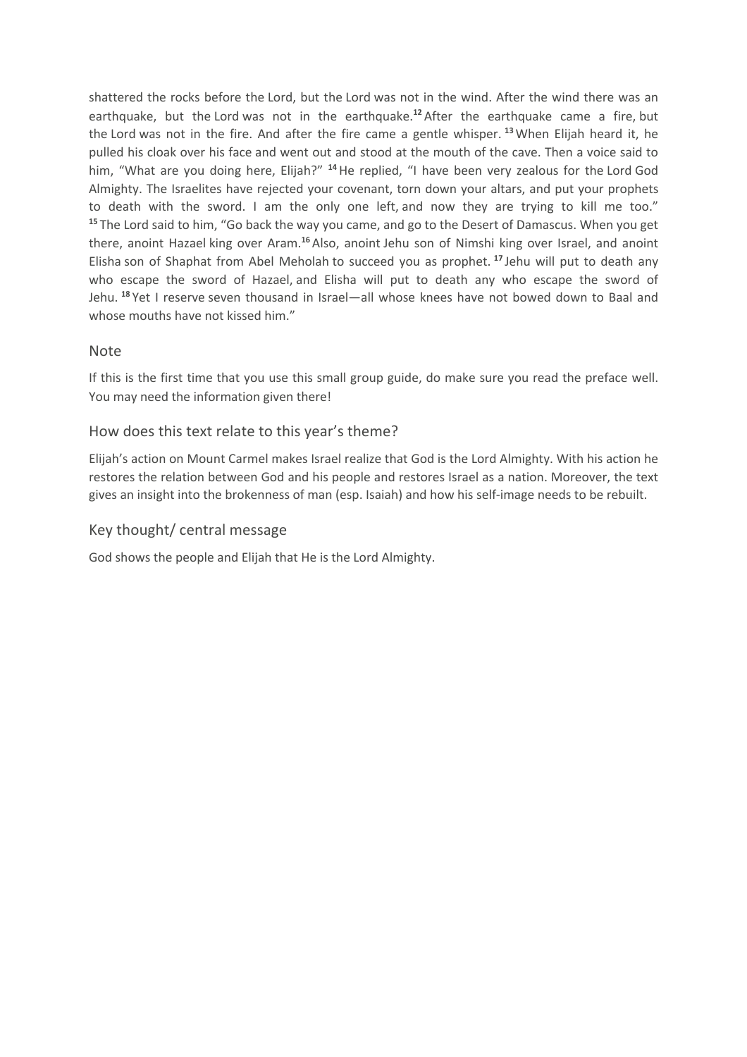shattered the rocks before the Lord, but the Lord was not in the wind. After the wind there was an earthquake, but the Lord was not in the earthquake.[12] After the earthquake came a fire, but the Lord was not in the fire. And after the fire came a gentle whisper. [13] When Elijah heard it, he pulled his cloak over his face and went out and stood at the mouth of the cave. Then a voice said to him, "What are you doing here, Elijah?" [14] He replied, "I have been very zealous for the Lord God Almighty. The Israelites have rejected your covenant, torn down your altars, and put your prophets to death with the sword. I am the only one left, and now they are trying to kill me too." [15] The Lord said to him, "Go back the way you came, and go to the Desert of Damascus. When you get there, anoint Hazael king over Aram.[16] Also, anoint Jehu son of Nimshi king over Israel, and anoint Elisha son of Shaphat from Abel Meholah to succeed you as prophet. [17] Jehu will put to death any who escape the sword of Hazael, and Elisha will put to death any who escape the sword of Jehu. [18] Yet I reserve seven thousand in Israel—all whose knees have not bowed down to Baal and whose mouths have not kissed him."

## Note

If this is the first time that you use this small group guide, do make sure you read the preface well. You may need the information given there!

## How does this text relate to this year's theme?

Elijah's action on Mount Carmel makes Israel realize that God is the Lord Almighty. With his action he restores the relation between God and his people and restores Israel as a nation. Moreover, the text gives an insight into the brokenness of man (esp. Isaiah) and how his self-image needs to be rebuilt.

## Key thought/ central message

God shows the people and Elijah that He is the Lord Almighty.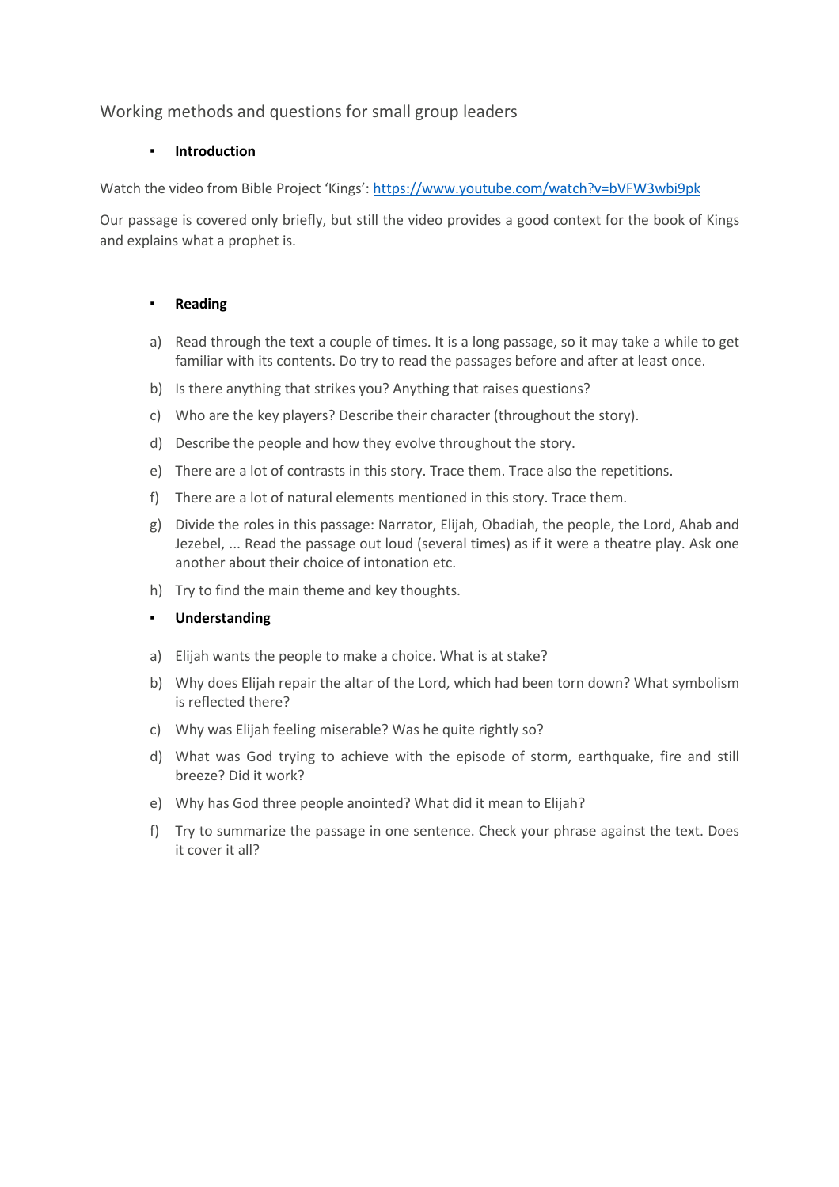Working methods and questions for small group leaders

- **Introduction**

Watch the video from Bible Project 'Kings': https://www.youtube.com/watch?v=bVFW3wbi9pk

Our passage is covered only briefly, but still the video provides a good context for the book of Kings and explains what a prophet is.

- **Reading**

a) Read through the text a couple of times. It is a long passage, so it may take a while to get familiar with its contents. Do try to read the passages before and after at least once.

b) Is there anything that strikes you? Anything that raises questions?

c) Who are the key players? Describe their character (throughout the story).

d) Describe the people and how they evolve throughout the story.

e) There are a lot of contrasts in this story. Trace them. Trace also the repetitions.

f) There are a lot of natural elements mentioned in this story. Trace them.

g) Divide the roles in this passage: Narrator, Elijah, Obadiah, the people, the Lord, Ahab and Jezebel, ... Read the passage out loud (several times) as if it were a theatre play. Ask one another about their choice of intonation etc.

h) Try to find the main theme and key thoughts.

- **Understanding**

a) Elijah wants the people to make a choice. What is at stake?

b) Why does Elijah repair the altar of the Lord, which had been torn down? What symbolism is reflected there?

c) Why was Elijah feeling miserable? Was he quite rightly so?

d) What was God trying to achieve with the episode of storm, earthquake, fire and still breeze? Did it work?

e) Why has God three people anointed? What did it mean to Elijah?

f) Try to summarize the passage in one sentence. Check your phrase against the text. Does it cover it all?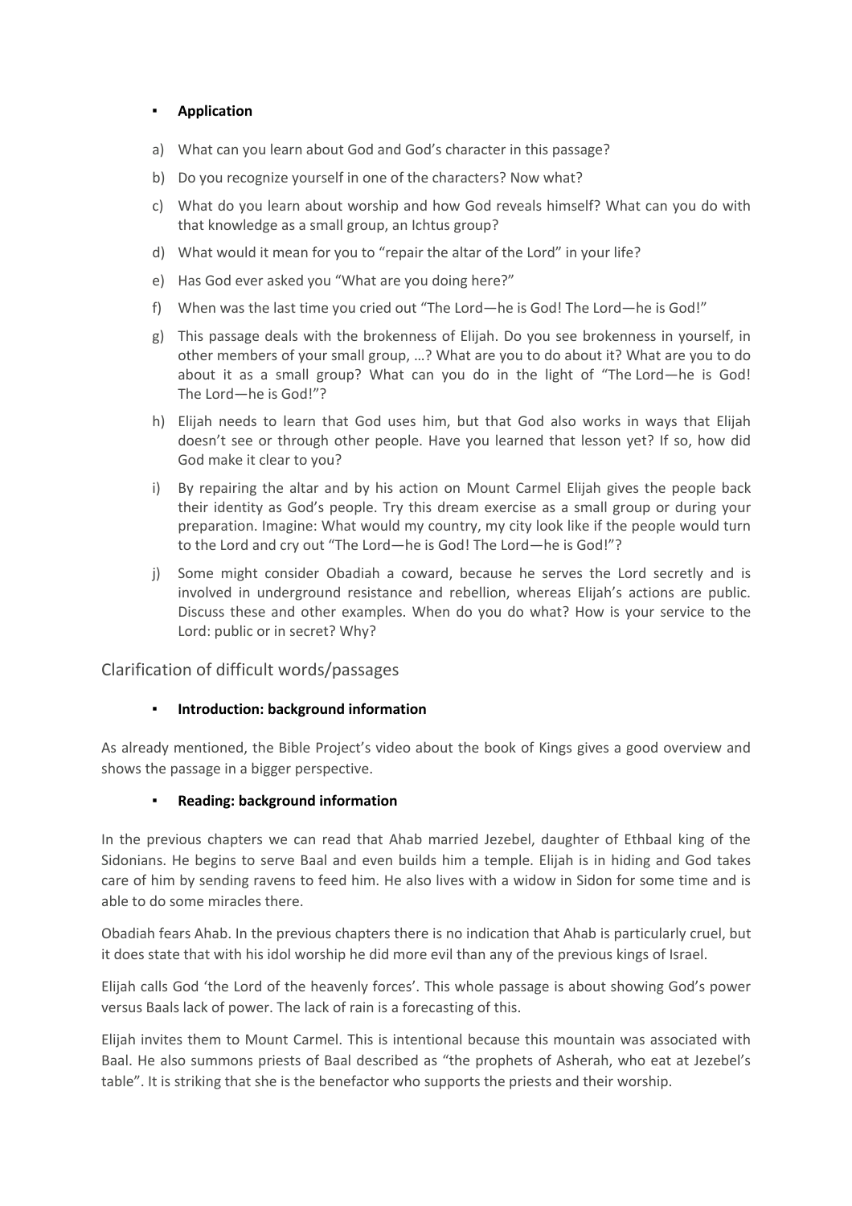- **Application**

a) What can you learn about God and God's character in this passage?

b) Do you recognize yourself in one of the characters? Now what?

c) What do you learn about worship and how God reveals himself? What can you do with that knowledge as a small group, an Ichtus group?

d) What would it mean for you to "repair the altar of the Lord" in your life?

e) Has God ever asked you "What are you doing here?"

f) When was the last time you cried out "The Lord—he is God! The Lord—he is God!"

g) This passage deals with the brokenness of Elijah. Do you see brokenness in yourself, in other members of your small group, …? What are you to do about it? What are you to do about it as a small group? What can you do in the light of "The Lord—he is God! The Lord—he is God!"?

h) Elijah needs to learn that God uses him, but that God also works in ways that Elijah doesn't see or through other people. Have you learned that lesson yet? If so, how did God make it clear to you?

i) By repairing the altar and by his action on Mount Carmel Elijah gives the people back their identity as God's people. Try this dream exercise as a small group or during your preparation. Imagine: What would my country, my city look like if the people would turn to the Lord and cry out "The Lord—he is God! The Lord—he is God!"?

j) Some might consider Obadiah a coward, because he serves the Lord secretly and is involved in underground resistance and rebellion, whereas Elijah's actions are public. Discuss these and other examples. When do you do what? How is your service to the Lord: public or in secret? Why?

## Clarification of difficult words/passages

- **Introduction: background information**

As already mentioned, the Bible Project's video about the book of Kings gives a good overview and shows the passage in a bigger perspective.

- **Reading: background information**

In the previous chapters we can read that Ahab married Jezebel, daughter of Ethbaal king of the Sidonians. He begins to serve Baal and even builds him a temple. Elijah is in hiding and God takes care of him by sending ravens to feed him. He also lives with a widow in Sidon for some time and is able to do some miracles there.

Obadiah fears Ahab. In the previous chapters there is no indication that Ahab is particularly cruel, but it does state that with his idol worship he did more evil than any of the previous kings of Israel.

Elijah calls God 'the Lord of the heavenly forces'. This whole passage is about showing God's power versus Baals lack of power. The lack of rain is a forecasting of this.

Elijah invites them to Mount Carmel. This is intentional because this mountain was associated with Baal. He also summons priests of Baal described as "the prophets of Asherah, who eat at Jezebel's table". It is striking that she is the benefactor who supports the priests and their worship.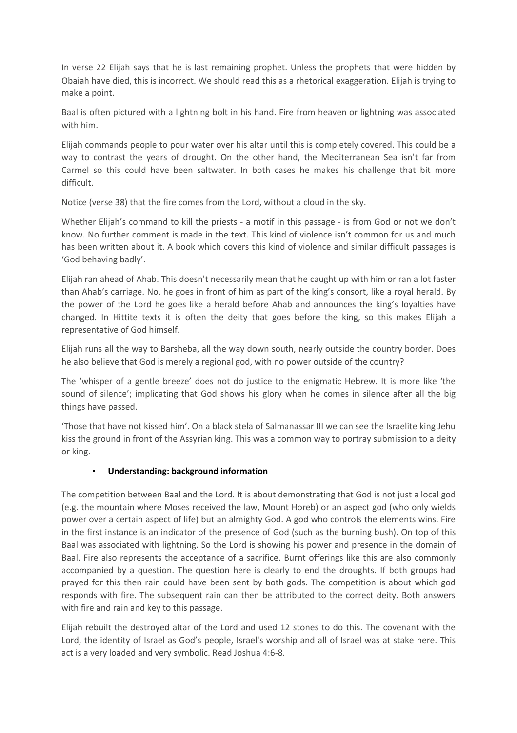In verse 22 Elijah says that he is last remaining prophet. Unless the prophets that were hidden by Obaiah have died, this is incorrect. We should read this as a rhetorical exaggeration. Elijah is trying to make a point.

Baal is often pictured with a lightning bolt in his hand. Fire from heaven or lightning was associated with him.

Elijah commands people to pour water over his altar until this is completely covered. This could be a way to contrast the years of drought. On the other hand, the Mediterranean Sea isn't far from Carmel so this could have been saltwater. In both cases he makes his challenge that bit more difficult.

Notice (verse 38) that the fire comes from the Lord, without a cloud in the sky.

Whether Elijah's command to kill the priests - a motif in this passage - is from God or not we don't know. No further comment is made in the text. This kind of violence isn't common for us and much has been written about it. A book which covers this kind of violence and similar difficult passages is 'God behaving badly'.

Elijah ran ahead of Ahab. This doesn't necessarily mean that he caught up with him or ran a lot faster than Ahab's carriage. No, he goes in front of him as part of the king's consort, like a royal herald. By the power of the Lord he goes like a herald before Ahab and announces the king's loyalties have changed. In Hittite texts it is often the deity that goes before the king, so this makes Elijah a representative of God himself.

Elijah runs all the way to Barsheba, all the way down south, nearly outside the country border. Does he also believe that God is merely a regional god, with no power outside of the country?

The 'whisper of a gentle breeze' does not do justice to the enigmatic Hebrew. It is more like 'the sound of silence'; implicating that God shows his glory when he comes in silence after all the big things have passed.

'Those that have not kissed him'. On a black stela of Salmanassar III we can see the Israelite king Jehu kiss the ground in front of the Assyrian king. This was a common way to portray submission to a deity or king.

- **Understanding: background information**

The competition between Baal and the Lord. It is about demonstrating that God is not just a local god (e.g. the mountain where Moses received the law, Mount Horeb) or an aspect god (who only wields power over a certain aspect of life) but an almighty God. A god who controls the elements wins. Fire in the first instance is an indicator of the presence of God (such as the burning bush). On top of this Baal was associated with lightning. So the Lord is showing his power and presence in the domain of Baal. Fire also represents the acceptance of a sacrifice. Burnt offerings like this are also commonly accompanied by a question. The question here is clearly to end the droughts. If both groups had prayed for this then rain could have been sent by both gods. The competition is about which god responds with fire. The subsequent rain can then be attributed to the correct deity. Both answers with fire and rain and key to this passage.

Elijah rebuilt the destroyed altar of the Lord and used 12 stones to do this. The covenant with the Lord, the identity of Israel as God's people, Israel's worship and all of Israel was at stake here. This act is a very loaded and very symbolic. Read Joshua 4:6-8.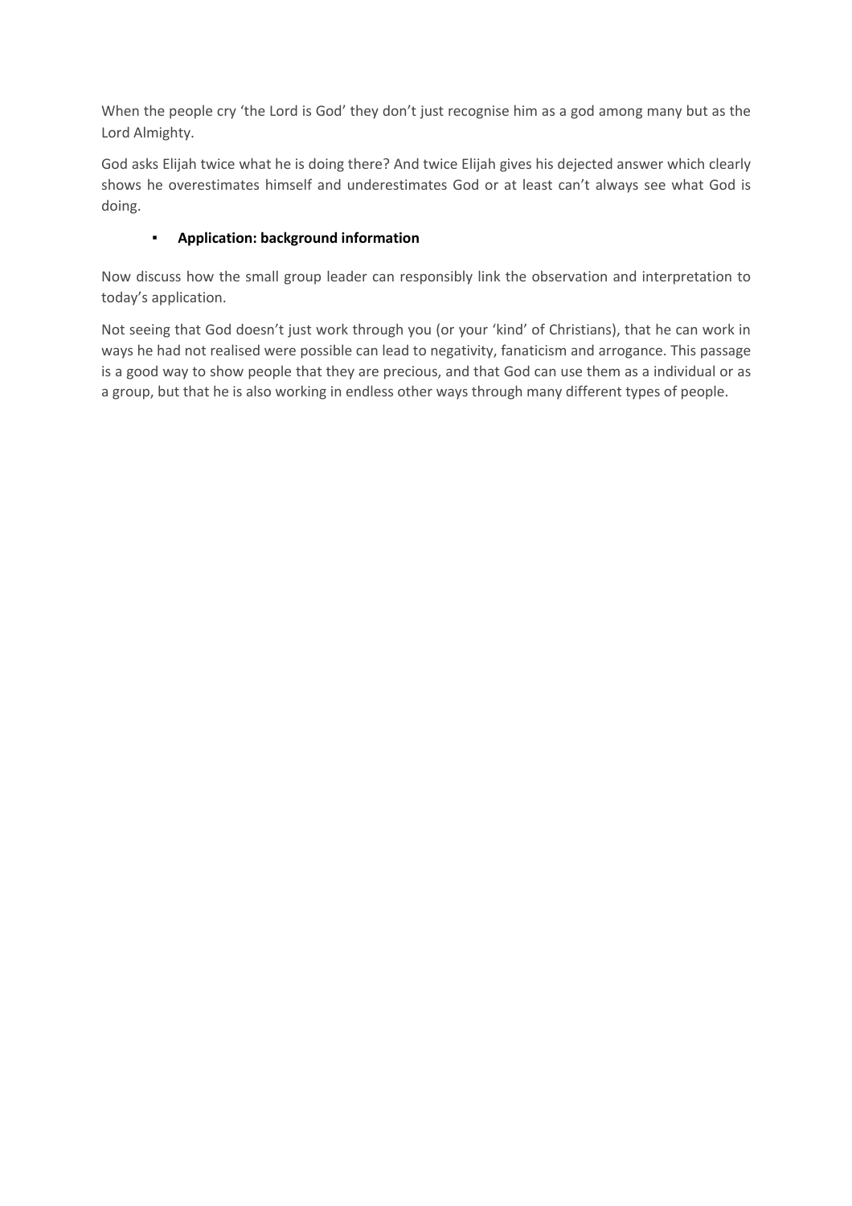When the people cry 'the Lord is God' they don't just recognise him as a god among many but as the Lord Almighty.

God asks Elijah twice what he is doing there? And twice Elijah gives his dejected answer which clearly shows he overestimates himself and underestimates God or at least can't always see what God is doing.

- **Application: background information**

Now discuss how the small group leader can responsibly link the observation and interpretation to today's application.

Not seeing that God doesn't just work through you (or your 'kind' of Christians), that he can work in ways he had not realised were possible can lead to negativity, fanaticism and arrogance. This passage is a good way to show people that they are precious, and that God can use them as a individual or as a group, but that he is also working in endless other ways through many different types of people.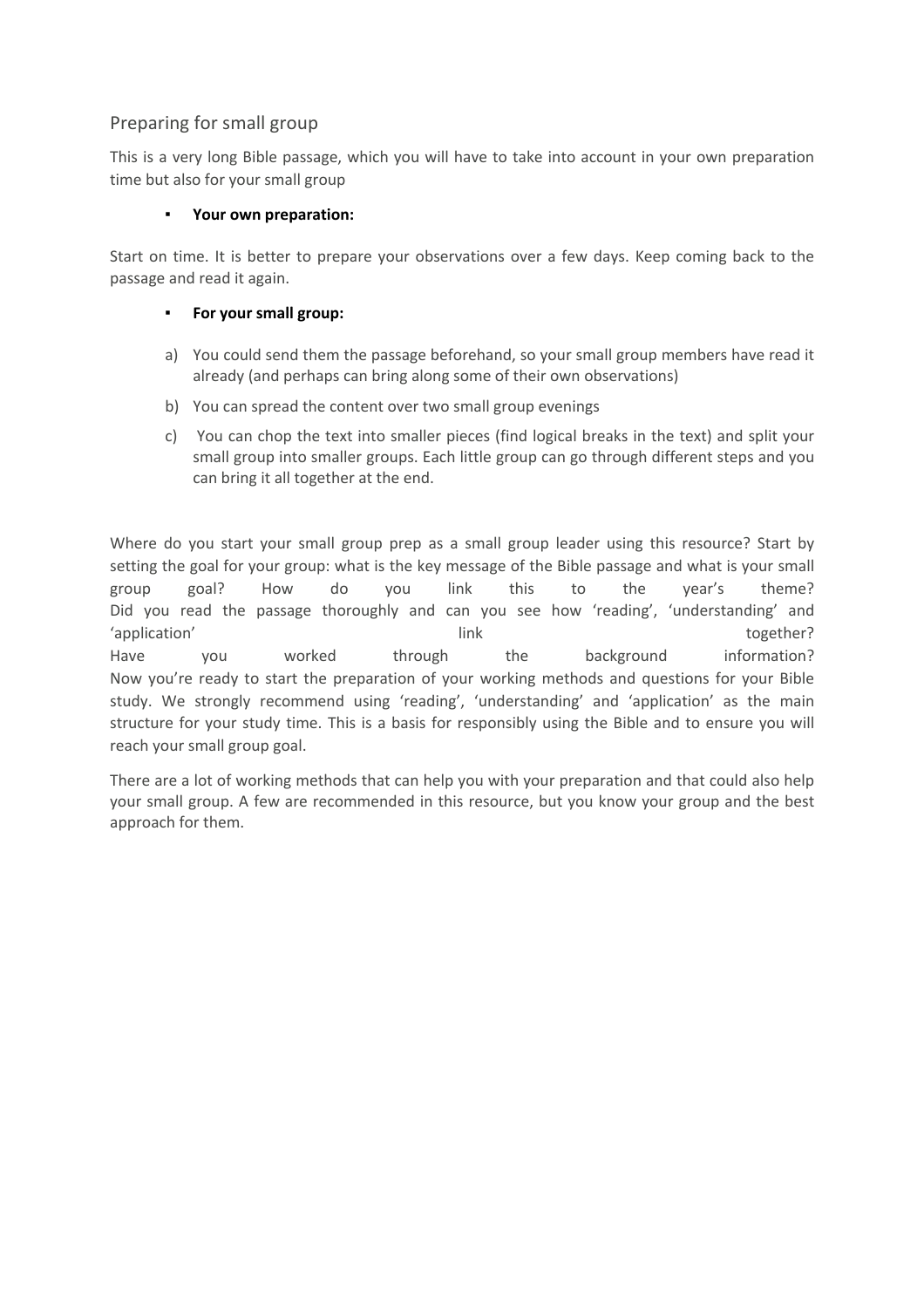## Preparing for small group

This is a very long Bible passage, which you will have to take into account in your own preparation time but also for your small group

- **Your own preparation:**

Start on time. It is better to prepare your observations over a few days. Keep coming back to the passage and read it again.

- **For your small group:**

a) You could send them the passage beforehand, so your small group members have read it already (and perhaps can bring along some of their own observations)

b) You can spread the content over two small group evenings

c) You can chop the text into smaller pieces (find logical breaks in the text) and split your small group into smaller groups. Each little group can go through different steps and you can bring it all together at the end.

Where do you start your small group prep as a small group leader using this resource? Start by setting the goal for your group: what is the key message of the Bible passage and what is your small group goal? How do you link this to the year's theme?
Did you read the passage thoroughly and can you see how 'reading', 'understanding' and 'application' link together?
Have you worked through the background information?
Now you're ready to start the preparation of your working methods and questions for your Bible study. We strongly recommend using 'reading', 'understanding' and 'application' as the main structure for your study time. This is a basis for responsibly using the Bible and to ensure you will reach your small group goal.

There are a lot of working methods that can help you with your preparation and that could also help your small group. A few are recommended in this resource, but you know your group and the best approach for them.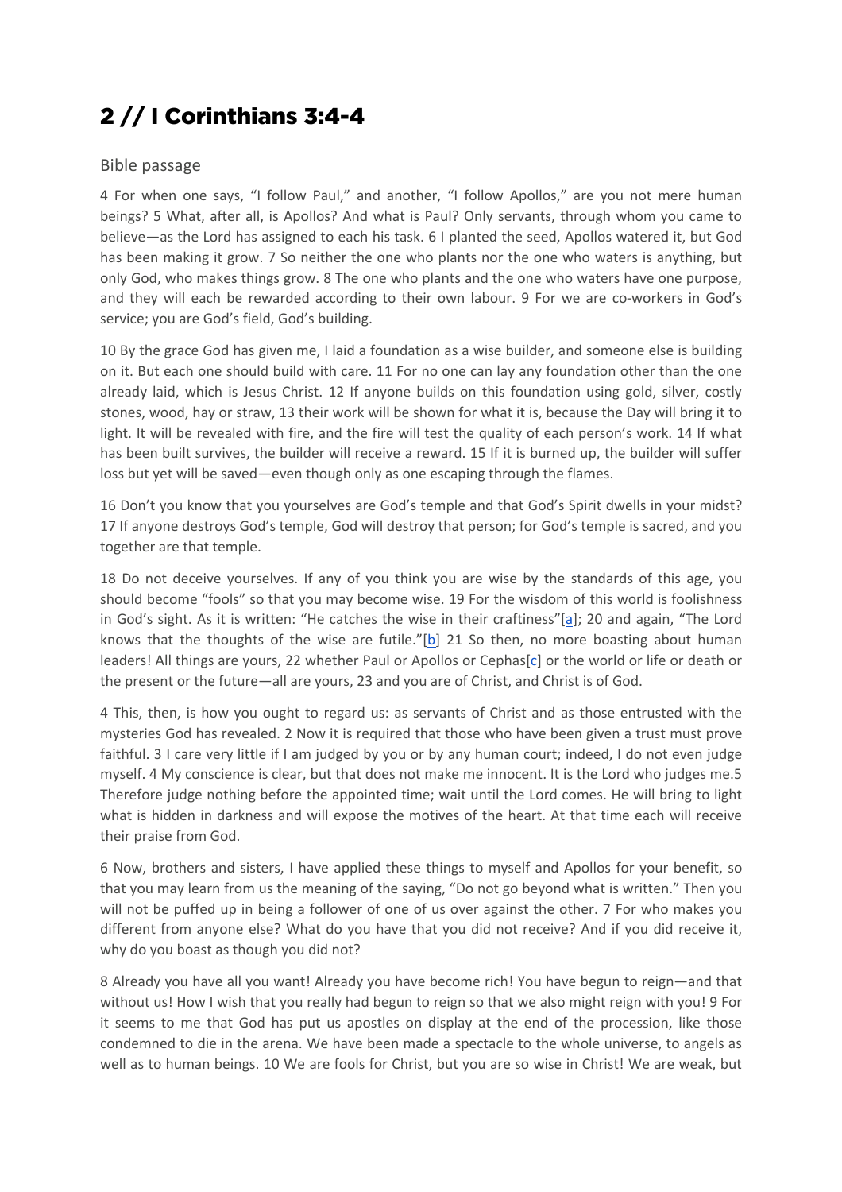# 2 // I Corinthians 3:4-4

## Bible passage

4 For when one says, "I follow Paul," and another, "I follow Apollos," are you not mere human beings? 5 What, after all, is Apollos? And what is Paul? Only servants, through whom you came to believe—as the Lord has assigned to each his task. 6 I planted the seed, Apollos watered it, but God has been making it grow. 7 So neither the one who plants nor the one who waters is anything, but only God, who makes things grow. 8 The one who plants and the one who waters have one purpose, and they will each be rewarded according to their own labour. 9 For we are co-workers in God's service; you are God's field, God's building.

10 By the grace God has given me, I laid a foundation as a wise builder, and someone else is building on it. But each one should build with care. 11 For no one can lay any foundation other than the one already laid, which is Jesus Christ. 12 If anyone builds on this foundation using gold, silver, costly stones, wood, hay or straw, 13 their work will be shown for what it is, because the Day will bring it to light. It will be revealed with fire, and the fire will test the quality of each person's work. 14 If what has been built survives, the builder will receive a reward. 15 If it is burned up, the builder will suffer loss but yet will be saved—even though only as one escaping through the flames.

16 Don't you know that you yourselves are God's temple and that God's Spirit dwells in your midst? 17 If anyone destroys God's temple, God will destroy that person; for God's temple is sacred, and you together are that temple.

18 Do not deceive yourselves. If any of you think you are wise by the standards of this age, you should become "fools" so that you may become wise. 19 For the wisdom of this world is foolishness in God's sight. As it is written: "He catches the wise in their craftiness"[a]; 20 and again, "The Lord knows that the thoughts of the wise are futile."[b] 21 So then, no more boasting about human leaders! All things are yours, 22 whether Paul or Apollos or Cephas[c] or the world or life or death or the present or the future—all are yours, 23 and you are of Christ, and Christ is of God.

4 This, then, is how you ought to regard us: as servants of Christ and as those entrusted with the mysteries God has revealed. 2 Now it is required that those who have been given a trust must prove faithful. 3 I care very little if I am judged by you or by any human court; indeed, I do not even judge myself. 4 My conscience is clear, but that does not make me innocent. It is the Lord who judges me.5 Therefore judge nothing before the appointed time; wait until the Lord comes. He will bring to light what is hidden in darkness and will expose the motives of the heart. At that time each will receive their praise from God.

6 Now, brothers and sisters, I have applied these things to myself and Apollos for your benefit, so that you may learn from us the meaning of the saying, "Do not go beyond what is written." Then you will not be puffed up in being a follower of one of us over against the other. 7 For who makes you different from anyone else? What do you have that you did not receive? And if you did receive it, why do you boast as though you did not?

8 Already you have all you want! Already you have become rich! You have begun to reign—and that without us! How I wish that you really had begun to reign so that we also might reign with you! 9 For it seems to me that God has put us apostles on display at the end of the procession, like those condemned to die in the arena. We have been made a spectacle to the whole universe, to angels as well as to human beings. 10 We are fools for Christ, but you are so wise in Christ! We are weak, but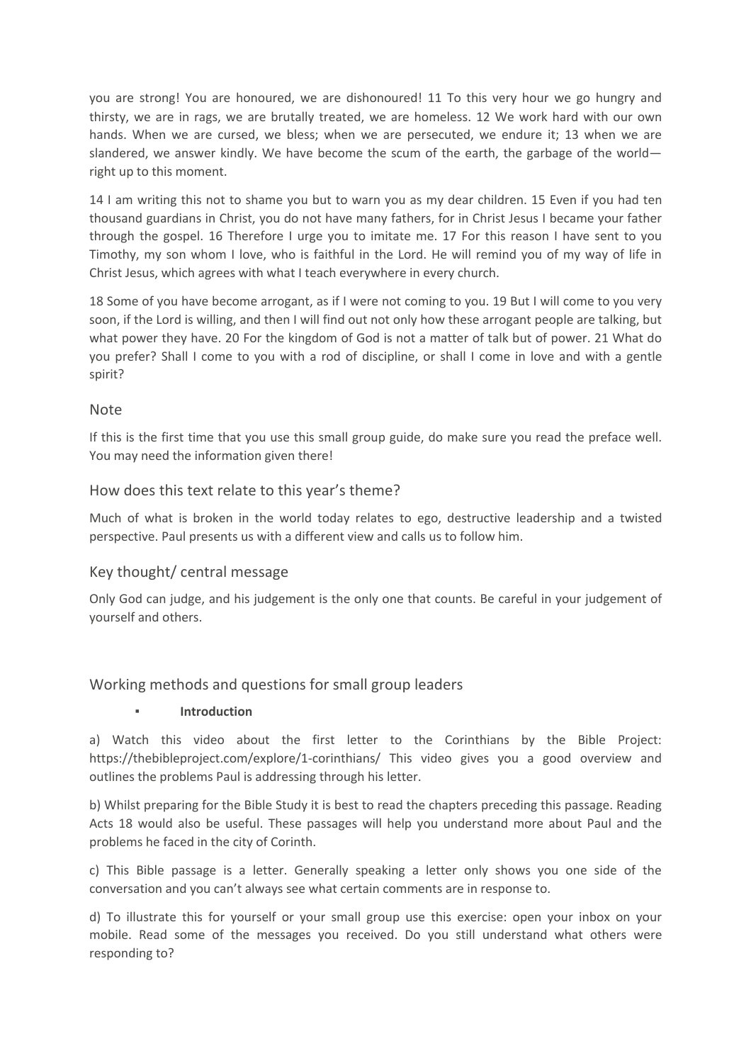you are strong! You are honoured, we are dishonoured! 11 To this very hour we go hungry and thirsty, we are in rags, we are brutally treated, we are homeless. 12 We work hard with our own hands. When we are cursed, we bless; when we are persecuted, we endure it; 13 when we are slandered, we answer kindly. We have become the scum of the earth, the garbage of the world—right up to this moment.

14 I am writing this not to shame you but to warn you as my dear children. 15 Even if you had ten thousand guardians in Christ, you do not have many fathers, for in Christ Jesus I became your father through the gospel. 16 Therefore I urge you to imitate me. 17 For this reason I have sent to you Timothy, my son whom I love, who is faithful in the Lord. He will remind you of my way of life in Christ Jesus, which agrees with what I teach everywhere in every church.

18 Some of you have become arrogant, as if I were not coming to you. 19 But I will come to you very soon, if the Lord is willing, and then I will find out not only how these arrogant people are talking, but what power they have. 20 For the kingdom of God is not a matter of talk but of power. 21 What do you prefer? Shall I come to you with a rod of discipline, or shall I come in love and with a gentle spirit?

## Note

If this is the first time that you use this small group guide, do make sure you read the preface well. You may need the information given there!

## How does this text relate to this year's theme?

Much of what is broken in the world today relates to ego, destructive leadership and a twisted perspective. Paul presents us with a different view and calls us to follow him.

## Key thought/ central message

Only God can judge, and his judgement is the only one that counts. Be careful in your judgement of yourself and others.

## Working methods and questions for small group leaders

- **Introduction**

a) Watch this video about the first letter to the Corinthians by the Bible Project: https://thebibleproject.com/explore/1-corinthians/ This video gives you a good overview and outlines the problems Paul is addressing through his letter.

b) Whilst preparing for the Bible Study it is best to read the chapters preceding this passage. Reading Acts 18 would also be useful. These passages will help you understand more about Paul and the problems he faced in the city of Corinth.

c) This Bible passage is a letter. Generally speaking a letter only shows you one side of the conversation and you can't always see what certain comments are in response to.

d) To illustrate this for yourself or your small group use this exercise: open your inbox on your mobile. Read some of the messages you received. Do you still understand what others were responding to?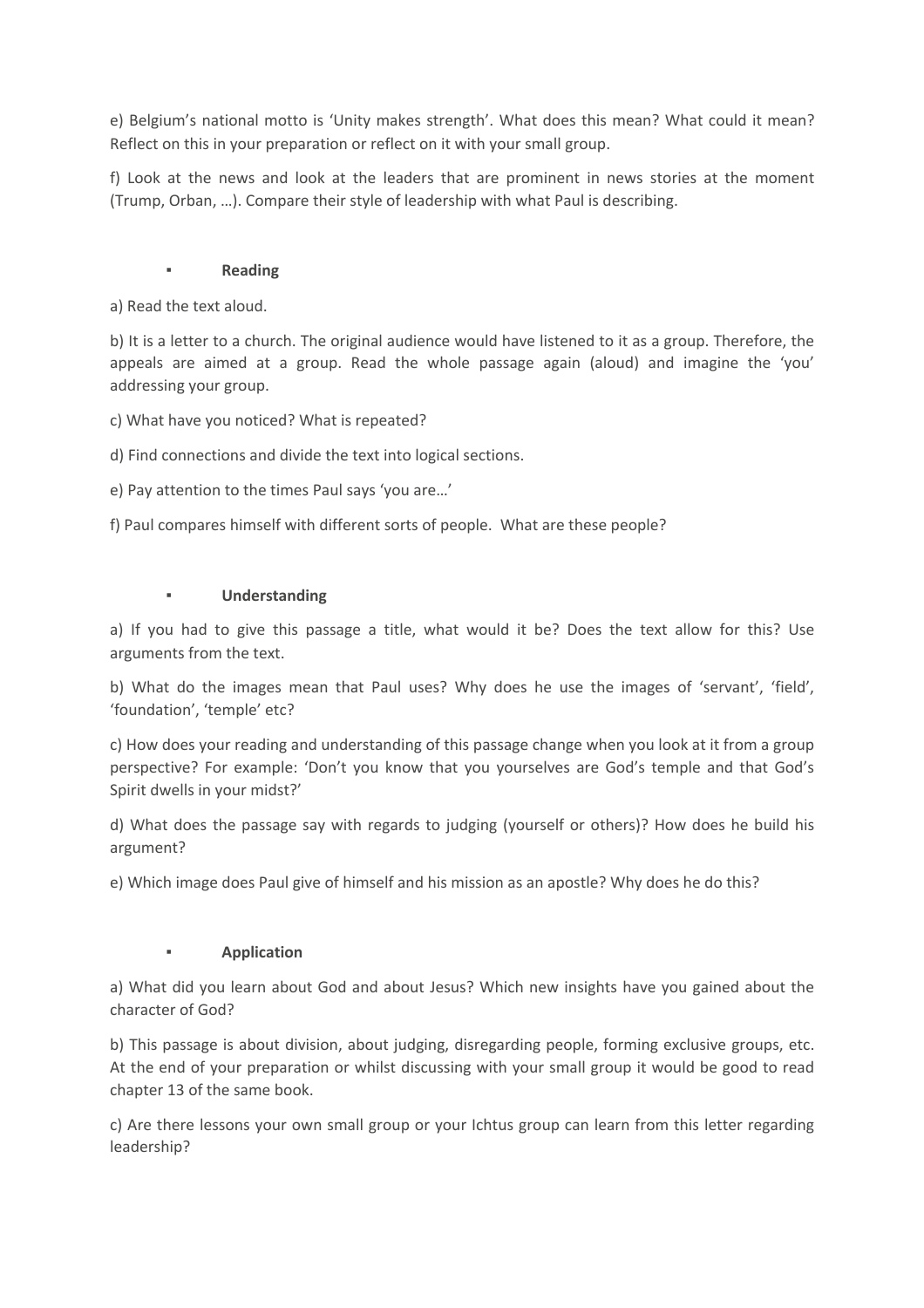e) Belgium's national motto is 'Unity makes strength'. What does this mean? What could it mean? Reflect on this in your preparation or reflect on it with your small group.

f) Look at the news and look at the leaders that are prominent in news stories at the moment (Trump, Orban, …). Compare their style of leadership with what Paul is describing.

- **Reading**

a) Read the text aloud.

b) It is a letter to a church. The original audience would have listened to it as a group. Therefore, the appeals are aimed at a group. Read the whole passage again (aloud) and imagine the 'you' addressing your group.

c) What have you noticed? What is repeated?

d) Find connections and divide the text into logical sections.

e) Pay attention to the times Paul says 'you are…'

f) Paul compares himself with different sorts of people. What are these people?

- **Understanding**

a) If you had to give this passage a title, what would it be? Does the text allow for this? Use arguments from the text.

b) What do the images mean that Paul uses? Why does he use the images of 'servant', 'field', 'foundation', 'temple' etc?

c) How does your reading and understanding of this passage change when you look at it from a group perspective? For example: 'Don't you know that you yourselves are God's temple and that God's Spirit dwells in your midst?'

d) What does the passage say with regards to judging (yourself or others)? How does he build his argument?

e) Which image does Paul give of himself and his mission as an apostle? Why does he do this?

- **Application**

a) What did you learn about God and about Jesus? Which new insights have you gained about the character of God?

b) This passage is about division, about judging, disregarding people, forming exclusive groups, etc. At the end of your preparation or whilst discussing with your small group it would be good to read chapter 13 of the same book.

c) Are there lessons your own small group or your Ichtus group can learn from this letter regarding leadership?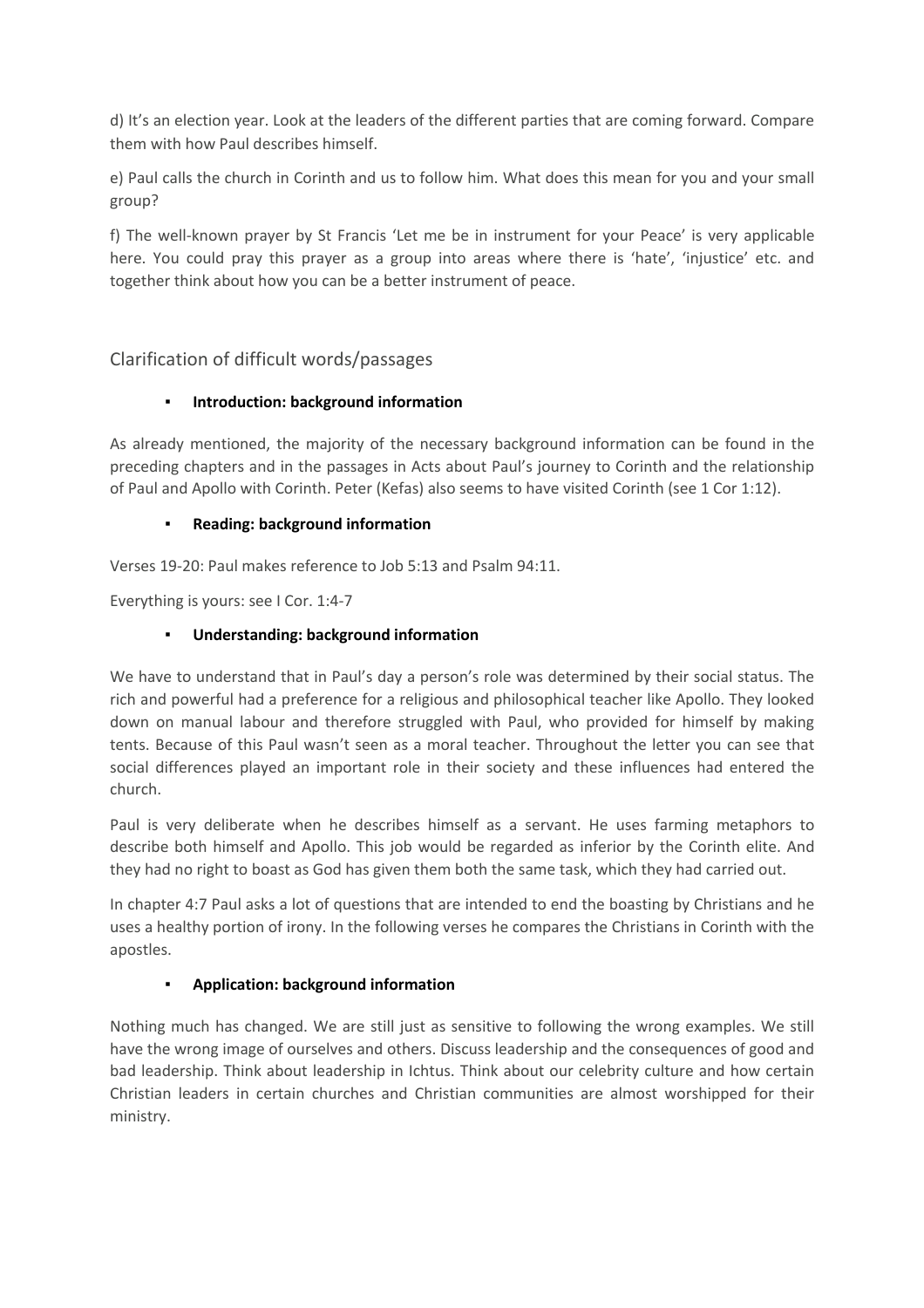d) It's an election year. Look at the leaders of the different parties that are coming forward. Compare them with how Paul describes himself.

e) Paul calls the church in Corinth and us to follow him. What does this mean for you and your small group?

f) The well-known prayer by St Francis 'Let me be in instrument for your Peace' is very applicable here. You could pray this prayer as a group into areas where there is 'hate', 'injustice' etc. and together think about how you can be a better instrument of peace.

## Clarification of difficult words/passages

- **Introduction: background information**

As already mentioned, the majority of the necessary background information can be found in the preceding chapters and in the passages in Acts about Paul's journey to Corinth and the relationship of Paul and Apollo with Corinth. Peter (Kefas) also seems to have visited Corinth (see 1 Cor 1:12).

- **Reading: background information**

Verses 19-20: Paul makes reference to Job 5:13 and Psalm 94:11.

Everything is yours: see I Cor. 1:4-7

- **Understanding: background information**

We have to understand that in Paul's day a person's role was determined by their social status. The rich and powerful had a preference for a religious and philosophical teacher like Apollo. They looked down on manual labour and therefore struggled with Paul, who provided for himself by making tents. Because of this Paul wasn't seen as a moral teacher. Throughout the letter you can see that social differences played an important role in their society and these influences had entered the church.

Paul is very deliberate when he describes himself as a servant. He uses farming metaphors to describe both himself and Apollo. This job would be regarded as inferior by the Corinth elite. And they had no right to boast as God has given them both the same task, which they had carried out.

In chapter 4:7 Paul asks a lot of questions that are intended to end the boasting by Christians and he uses a healthy portion of irony. In the following verses he compares the Christians in Corinth with the apostles.

- **Application: background information**

Nothing much has changed. We are still just as sensitive to following the wrong examples. We still have the wrong image of ourselves and others. Discuss leadership and the consequences of good and bad leadership. Think about leadership in Ichtus. Think about our celebrity culture and how certain Christian leaders in certain churches and Christian communities are almost worshipped for their ministry.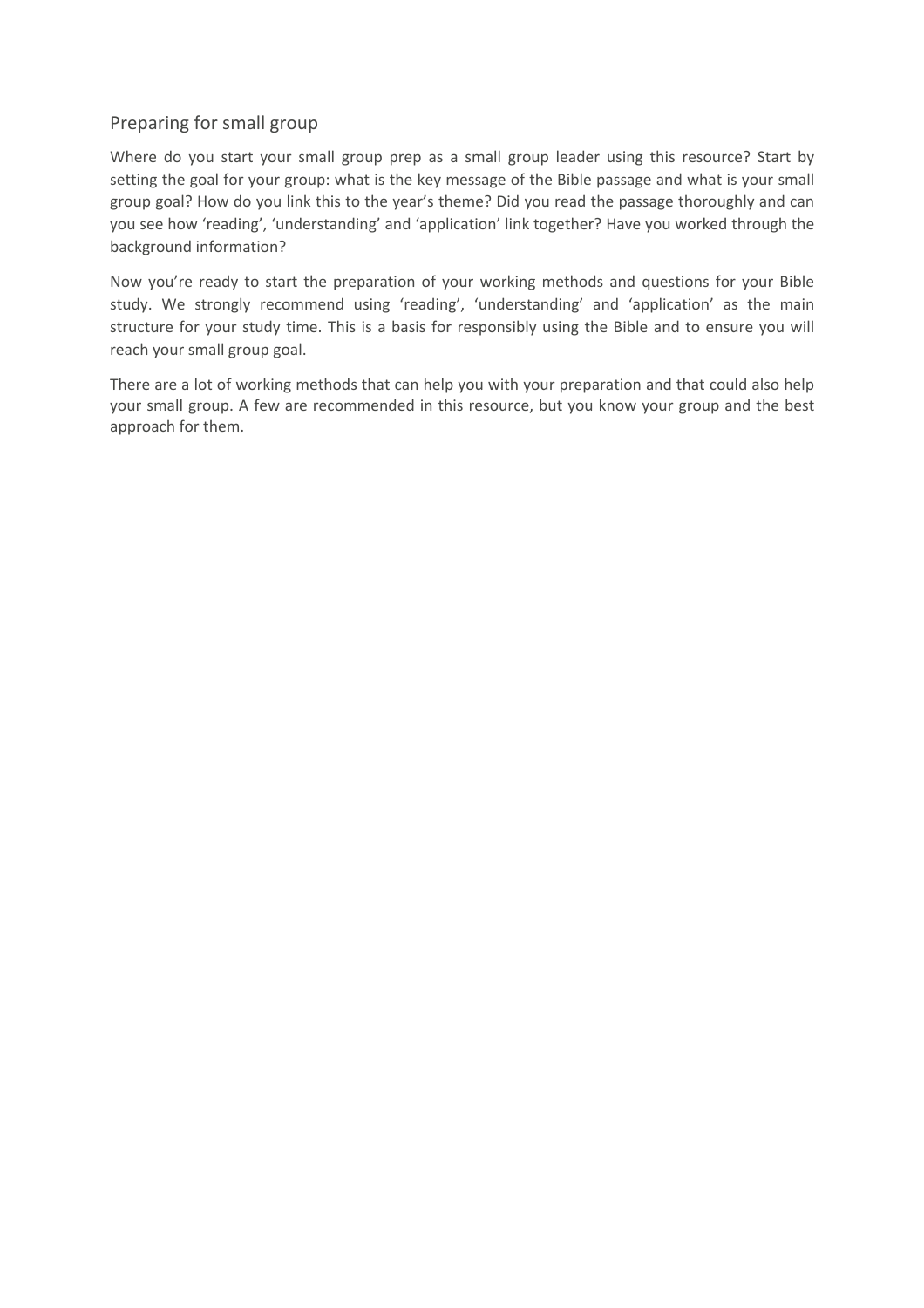## Preparing for small group

Where do you start your small group prep as a small group leader using this resource? Start by setting the goal for your group: what is the key message of the Bible passage and what is your small group goal? How do you link this to the year's theme? Did you read the passage thoroughly and can you see how 'reading', 'understanding' and 'application' link together? Have you worked through the background information?

Now you're ready to start the preparation of your working methods and questions for your Bible study. We strongly recommend using 'reading', 'understanding' and 'application' as the main structure for your study time. This is a basis for responsibly using the Bible and to ensure you will reach your small group goal.

There are a lot of working methods that can help you with your preparation and that could also help your small group. A few are recommended in this resource, but you know your group and the best approach for them.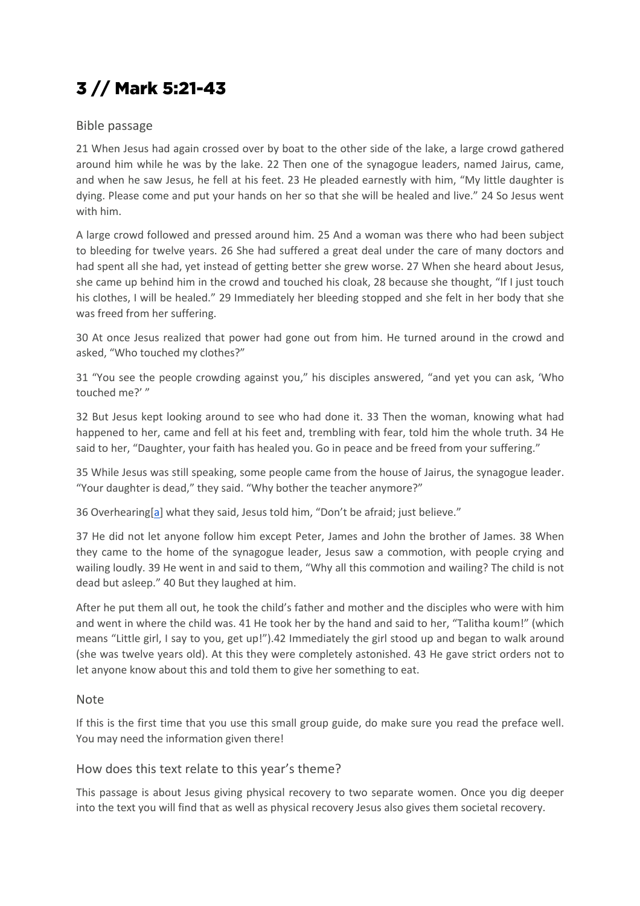# 3 // Mark 5:21-43

## Bible passage

21 When Jesus had again crossed over by boat to the other side of the lake, a large crowd gathered around him while he was by the lake. 22 Then one of the synagogue leaders, named Jairus, came, and when he saw Jesus, he fell at his feet. 23 He pleaded earnestly with him, "My little daughter is dying. Please come and put your hands on her so that she will be healed and live." 24 So Jesus went with him.

A large crowd followed and pressed around him. 25 And a woman was there who had been subject to bleeding for twelve years. 26 She had suffered a great deal under the care of many doctors and had spent all she had, yet instead of getting better she grew worse. 27 When she heard about Jesus, she came up behind him in the crowd and touched his cloak, 28 because she thought, "If I just touch his clothes, I will be healed." 29 Immediately her bleeding stopped and she felt in her body that she was freed from her suffering.

30 At once Jesus realized that power had gone out from him. He turned around in the crowd and asked, "Who touched my clothes?"

31 "You see the people crowding against you," his disciples answered, "and yet you can ask, 'Who touched me?' "

32 But Jesus kept looking around to see who had done it. 33 Then the woman, knowing what had happened to her, came and fell at his feet and, trembling with fear, told him the whole truth. 34 He said to her, "Daughter, your faith has healed you. Go in peace and be freed from your suffering."

35 While Jesus was still speaking, some people came from the house of Jairus, the synagogue leader. "Your daughter is dead," they said. "Why bother the teacher anymore?"

36 Overhearing[a] what they said, Jesus told him, "Don't be afraid; just believe."

37 He did not let anyone follow him except Peter, James and John the brother of James. 38 When they came to the home of the synagogue leader, Jesus saw a commotion, with people crying and wailing loudly. 39 He went in and said to them, "Why all this commotion and wailing? The child is not dead but asleep." 40 But they laughed at him.

After he put them all out, he took the child's father and mother and the disciples who were with him and went in where the child was. 41 He took her by the hand and said to her, "Talitha koum!" (which means "Little girl, I say to you, get up!").42 Immediately the girl stood up and began to walk around (she was twelve years old). At this they were completely astonished. 43 He gave strict orders not to let anyone know about this and told them to give her something to eat.

## Note

If this is the first time that you use this small group guide, do make sure you read the preface well. You may need the information given there!

## How does this text relate to this year's theme?

This passage is about Jesus giving physical recovery to two separate women. Once you dig deeper into the text you will find that as well as physical recovery Jesus also gives them societal recovery.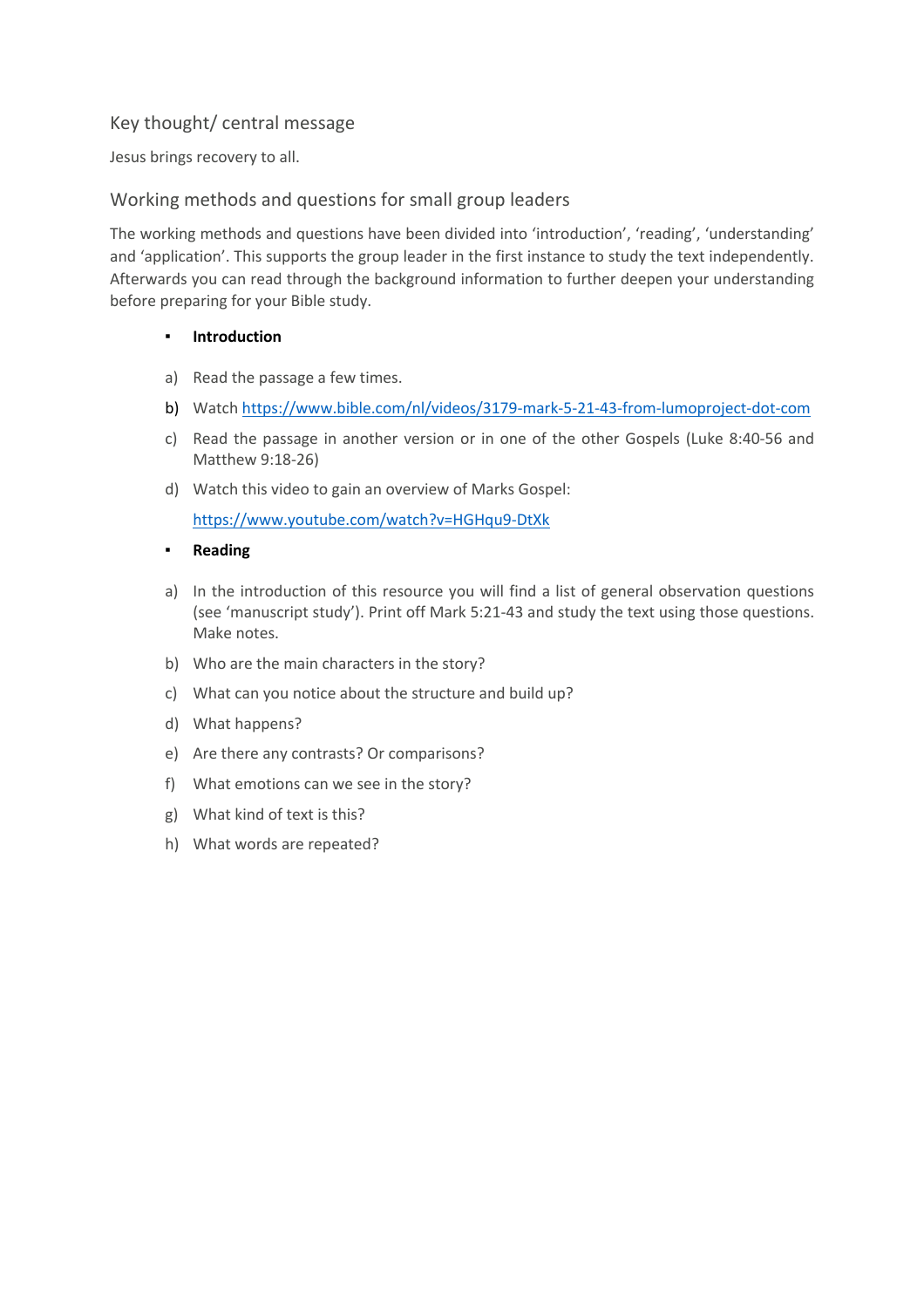## Key thought/ central message

Jesus brings recovery to all.

## Working methods and questions for small group leaders

The working methods and questions have been divided into 'introduction', 'reading', 'understanding' and 'application'. This supports the group leader in the first instance to study the text independently. Afterwards you can read through the background information to further deepen your understanding before preparing for your Bible study.

- **Introduction**

a) Read the passage a few times.

b) Watch https://www.bible.com/nl/videos/3179-mark-5-21-43-from-lumoproject-dot-com

c) Read the passage in another version or in one of the other Gospels (Luke 8:40-56 and Matthew 9:18-26)

d) Watch this video to gain an overview of Marks Gospel:

https://www.youtube.com/watch?v=HGHqu9-DtXk

- **Reading**

a) In the introduction of this resource you will find a list of general observation questions (see 'manuscript study'). Print off Mark 5:21-43 and study the text using those questions. Make notes.

b) Who are the main characters in the story?

c) What can you notice about the structure and build up?

d) What happens?

e) Are there any contrasts? Or comparisons?

f) What emotions can we see in the story?

g) What kind of text is this?

h) What words are repeated?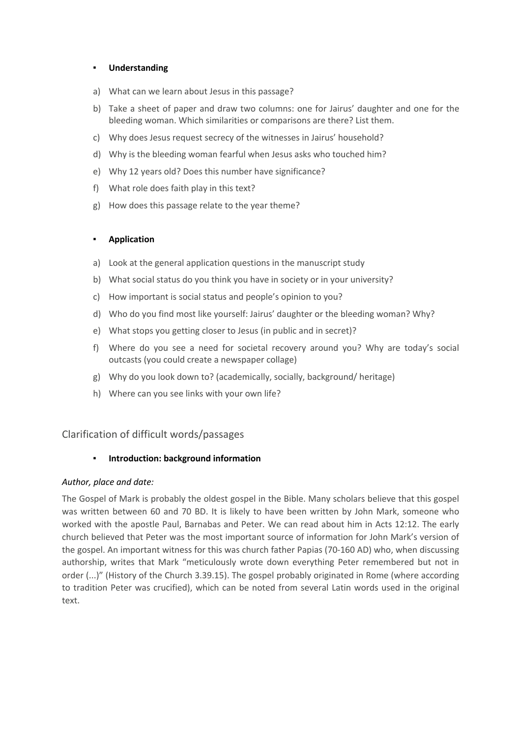- **Understanding**

a) What can we learn about Jesus in this passage?

b) Take a sheet of paper and draw two columns: one for Jairus' daughter and one for the bleeding woman. Which similarities or comparisons are there? List them.

c) Why does Jesus request secrecy of the witnesses in Jairus' household?

d) Why is the bleeding woman fearful when Jesus asks who touched him?

e) Why 12 years old? Does this number have significance?

f) What role does faith play in this text?

g) How does this passage relate to the year theme?

- **Application**

a) Look at the general application questions in the manuscript study

b) What social status do you think you have in society or in your university?

c) How important is social status and people's opinion to you?

d) Who do you find most like yourself: Jairus' daughter or the bleeding woman? Why?

e) What stops you getting closer to Jesus (in public and in secret)?

f) Where do you see a need for societal recovery around you? Why are today's social outcasts (you could create a newspaper collage)

g) Why do you look down to? (academically, socially, background/ heritage)

h) Where can you see links with your own life?

## Clarification of difficult words/passages

- **Introduction: background information**

*Author, place and date:*

The Gospel of Mark is probably the oldest gospel in the Bible. Many scholars believe that this gospel was written between 60 and 70 BD. It is likely to have been written by John Mark, someone who worked with the apostle Paul, Barnabas and Peter. We can read about him in Acts 12:12. The early church believed that Peter was the most important source of information for John Mark's version of the gospel. An important witness for this was church father Papias (70-160 AD) who, when discussing authorship, writes that Mark "meticulously wrote down everything Peter remembered but not in order (...)" (History of the Church 3.39.15). The gospel probably originated in Rome (where according to tradition Peter was crucified), which can be noted from several Latin words used in the original text.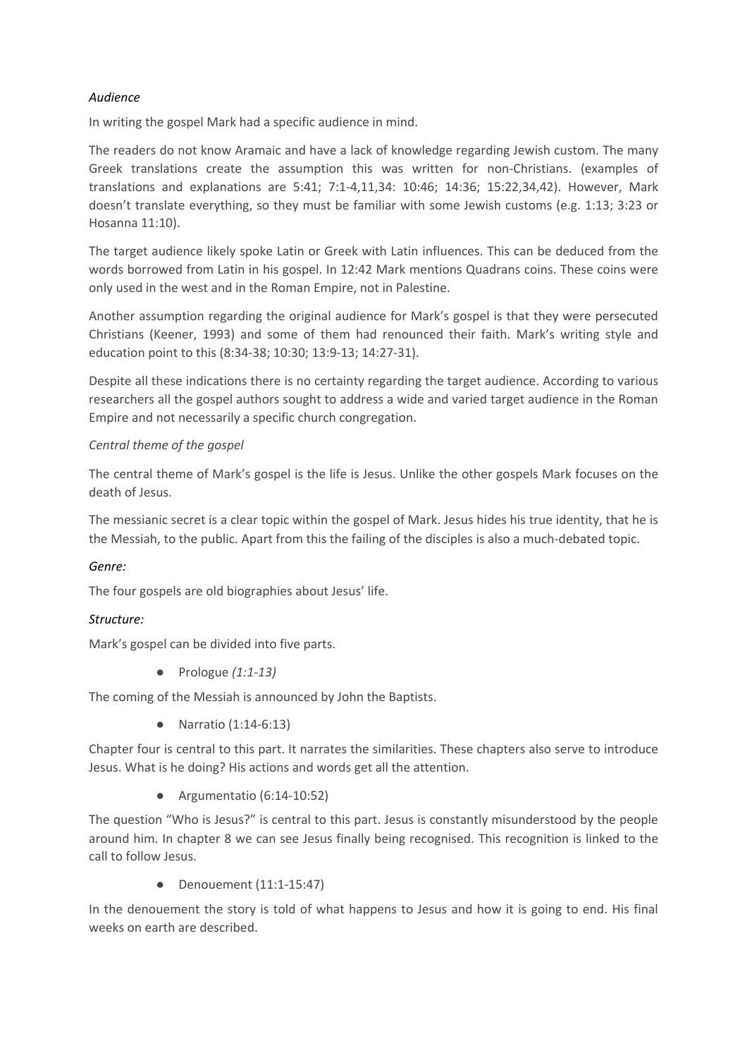*Audience*

In writing the gospel Mark had a specific audience in mind.

The readers do not know Aramaic and have a lack of knowledge regarding Jewish custom. The many Greek translations create the assumption this was written for non-Christians. (examples of translations and explanations are 5:41; 7:1-4,11,34: 10:46; 14:36; 15:22,34,42). However, Mark doesn't translate everything, so they must be familiar with some Jewish customs (e.g. 1:13; 3:23 or Hosanna 11:10).

The target audience likely spoke Latin or Greek with Latin influences. This can be deduced from the words borrowed from Latin in his gospel. In 12:42 Mark mentions Quadrans coins. These coins were only used in the west and in the Roman Empire, not in Palestine.

Another assumption regarding the original audience for Mark's gospel is that they were persecuted Christians (Keener, 1993) and some of them had renounced their faith. Mark's writing style and education point to this (8:34-38; 10:30; 13:9-13; 14:27-31).

Despite all these indications there is no certainty regarding the target audience. According to various researchers all the gospel authors sought to address a wide and varied target audience in the Roman Empire and not necessarily a specific church congregation.

*Central theme of the gospel*

The central theme of Mark's gospel is the life is Jesus. Unlike the other gospels Mark focuses on the death of Jesus.

The messianic secret is a clear topic within the gospel of Mark. Jesus hides his true identity, that he is the Messiah, to the public. Apart from this the failing of the disciples is also a much-debated topic.

*Genre:*

The four gospels are old biographies about Jesus' life.

*Structure:*

Mark's gospel can be divided into five parts.

- Prologue *(1:1-13)*

The coming of the Messiah is announced by John the Baptists.

- Narratio (1:14-6:13)

Chapter four is central to this part. It narrates the similarities. These chapters also serve to introduce Jesus. What is he doing? His actions and words get all the attention.

- Argumentatio (6:14-10:52)

The question "Who is Jesus?" is central to this part. Jesus is constantly misunderstood by the people around him. In chapter 8 we can see Jesus finally being recognised. This recognition is linked to the call to follow Jesus.

- Denouement (11:1-15:47)

In the denouement the story is told of what happens to Jesus and how it is going to end. His final weeks on earth are described.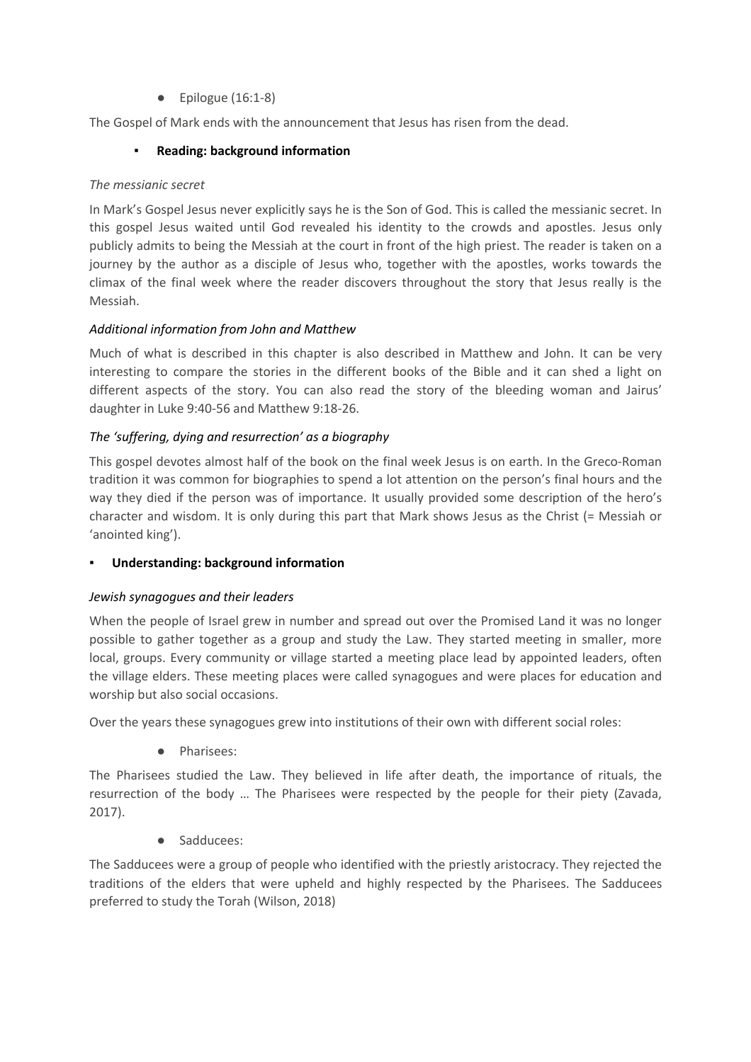- Epilogue (16:1-8)

The Gospel of Mark ends with the announcement that Jesus has risen from the dead.

- **Reading: background information**

*The messianic secret*

In Mark's Gospel Jesus never explicitly says he is the Son of God. This is called the messianic secret. In this gospel Jesus waited until God revealed his identity to the crowds and apostles. Jesus only publicly admits to being the Messiah at the court in front of the high priest. The reader is taken on a journey by the author as a disciple of Jesus who, together with the apostles, works towards the climax of the final week where the reader discovers throughout the story that Jesus really is the Messiah.

*Additional information from John and Matthew*

Much of what is described in this chapter is also described in Matthew and John. It can be very interesting to compare the stories in the different books of the Bible and it can shed a light on different aspects of the story. You can also read the story of the bleeding woman and Jairus' daughter in Luke 9:40-56 and Matthew 9:18-26.

*The 'suffering, dying and resurrection' as a biography*

This gospel devotes almost half of the book on the final week Jesus is on earth. In the Greco-Roman tradition it was common for biographies to spend a lot attention on the person's final hours and the way they died if the person was of importance. It usually provided some description of the hero's character and wisdom. It is only during this part that Mark shows Jesus as the Christ (= Messiah or 'anointed king').

- **Understanding: background information**

*Jewish synagogues and their leaders*

When the people of Israel grew in number and spread out over the Promised Land it was no longer possible to gather together as a group and study the Law. They started meeting in smaller, more local, groups. Every community or village started a meeting place lead by appointed leaders, often the village elders. These meeting places were called synagogues and were places for education and worship but also social occasions.

Over the years these synagogues grew into institutions of their own with different social roles:

- Pharisees:

The Pharisees studied the Law. They believed in life after death, the importance of rituals, the resurrection of the body … The Pharisees were respected by the people for their piety (Zavada, 2017).

- Sadducees:

The Sadducees were a group of people who identified with the priestly aristocracy. They rejected the traditions of the elders that were upheld and highly respected by the Pharisees. The Sadducees preferred to study the Torah (Wilson, 2018)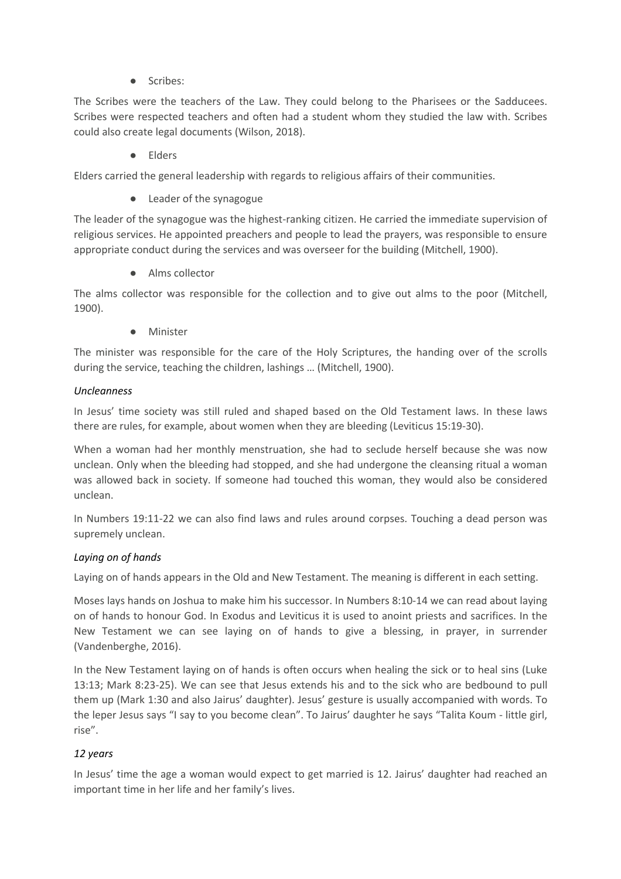- Scribes:

The Scribes were the teachers of the Law. They could belong to the Pharisees or the Sadducees. Scribes were respected teachers and often had a student whom they studied the law with. Scribes could also create legal documents (Wilson, 2018).

- Elders

Elders carried the general leadership with regards to religious affairs of their communities.

- Leader of the synagogue

The leader of the synagogue was the highest-ranking citizen. He carried the immediate supervision of religious services. He appointed preachers and people to lead the prayers, was responsible to ensure appropriate conduct during the services and was overseer for the building (Mitchell, 1900).

- Alms collector

The alms collector was responsible for the collection and to give out alms to the poor (Mitchell, 1900).

- Minister

The minister was responsible for the care of the Holy Scriptures, the handing over of the scrolls during the service, teaching the children, lashings … (Mitchell, 1900).

*Uncleanness*

In Jesus' time society was still ruled and shaped based on the Old Testament laws. In these laws there are rules, for example, about women when they are bleeding (Leviticus 15:19-30).

When a woman had her monthly menstruation, she had to seclude herself because she was now unclean. Only when the bleeding had stopped, and she had undergone the cleansing ritual a woman was allowed back in society. If someone had touched this woman, they would also be considered unclean.

In Numbers 19:11-22 we can also find laws and rules around corpses. Touching a dead person was supremely unclean.

*Laying on of hands*

Laying on of hands appears in the Old and New Testament. The meaning is different in each setting.

Moses lays hands on Joshua to make him his successor. In Numbers 8:10-14 we can read about laying on of hands to honour God. In Exodus and Leviticus it is used to anoint priests and sacrifices. In the New Testament we can see laying on of hands to give a blessing, in prayer, in surrender (Vandenberghe, 2016).

In the New Testament laying on of hands is often occurs when healing the sick or to heal sins (Luke 13:13; Mark 8:23-25). We can see that Jesus extends his and to the sick who are bedbound to pull them up (Mark 1:30 and also Jairus' daughter). Jesus' gesture is usually accompanied with words. To the leper Jesus says "I say to you become clean". To Jairus' daughter he says "Talita Koum - little girl, rise".

*12 years*

In Jesus' time the age a woman would expect to get married is 12. Jairus' daughter had reached an important time in her life and her family's lives.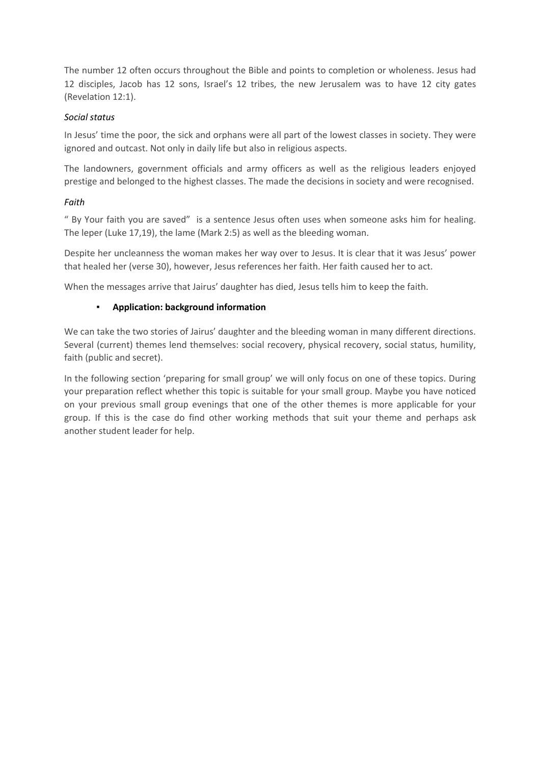The number 12 often occurs throughout the Bible and points to completion or wholeness. Jesus had 12 disciples, Jacob has 12 sons, Israel's 12 tribes, the new Jerusalem was to have 12 city gates (Revelation 12:1).

*Social status*

In Jesus' time the poor, the sick and orphans were all part of the lowest classes in society. They were ignored and outcast. Not only in daily life but also in religious aspects.

The landowners, government officials and army officers as well as the religious leaders enjoyed prestige and belonged to the highest classes. The made the decisions in society and were recognised.

*Faith*

" By Your faith you are saved" is a sentence Jesus often uses when someone asks him for healing. The leper (Luke 17,19), the lame (Mark 2:5) as well as the bleeding woman.

Despite her uncleanness the woman makes her way over to Jesus. It is clear that it was Jesus' power that healed her (verse 30), however, Jesus references her faith. Her faith caused her to act.

When the messages arrive that Jairus' daughter has died, Jesus tells him to keep the faith.

- **Application: background information**

We can take the two stories of Jairus' daughter and the bleeding woman in many different directions. Several (current) themes lend themselves: social recovery, physical recovery, social status, humility, faith (public and secret).

In the following section 'preparing for small group' we will only focus on one of these topics. During your preparation reflect whether this topic is suitable for your small group. Maybe you have noticed on your previous small group evenings that one of the other themes is more applicable for your group. If this is the case do find other working methods that suit your theme and perhaps ask another student leader for help.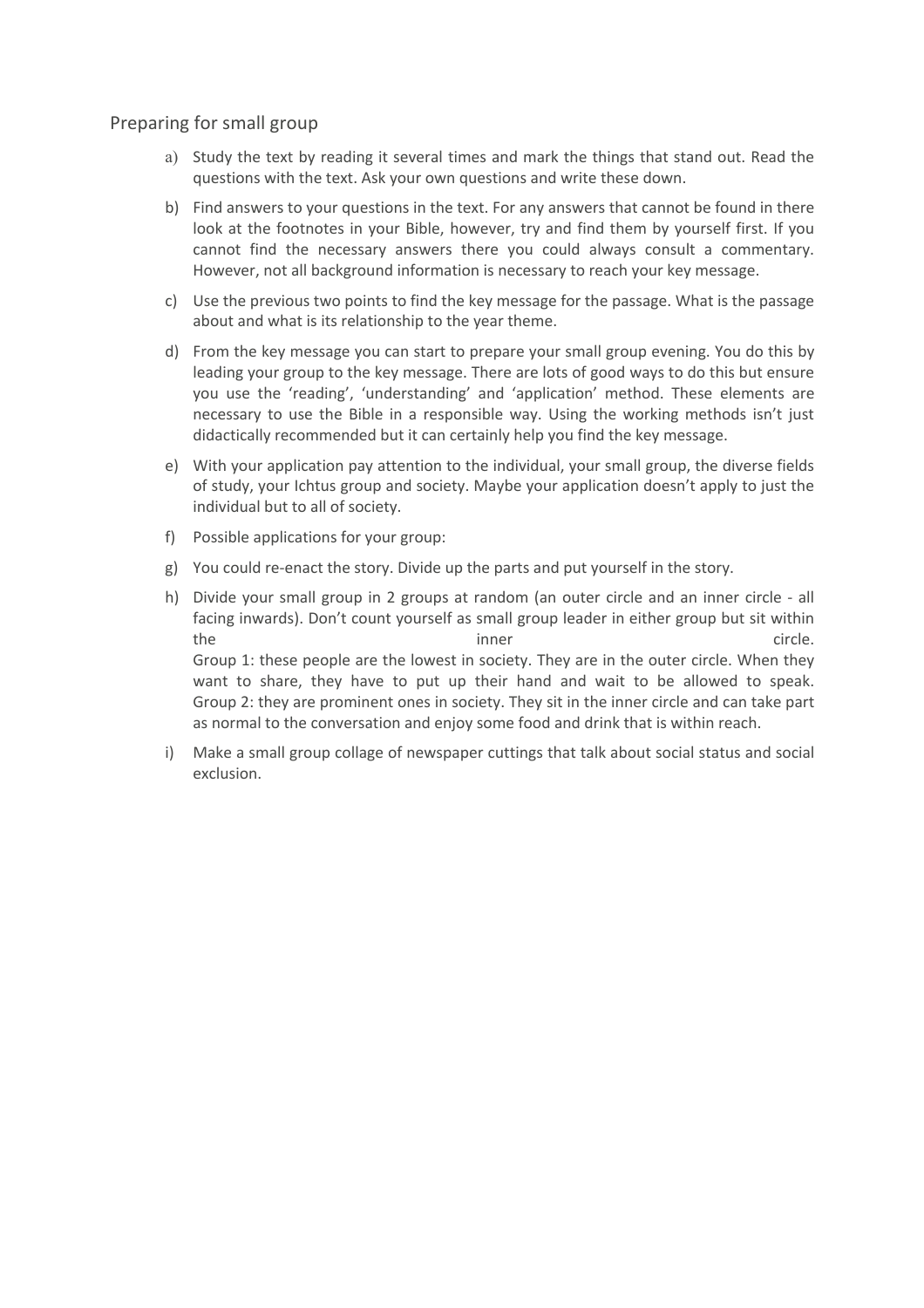## Preparing for small group

a) Study the text by reading it several times and mark the things that stand out. Read the questions with the text. Ask your own questions and write these down.

b) Find answers to your questions in the text. For any answers that cannot be found in there look at the footnotes in your Bible, however, try and find them by yourself first. If you cannot find the necessary answers there you could always consult a commentary. However, not all background information is necessary to reach your key message.

c) Use the previous two points to find the key message for the passage. What is the passage about and what is its relationship to the year theme.

d) From the key message you can start to prepare your small group evening. You do this by leading your group to the key message. There are lots of good ways to do this but ensure you use the 'reading', 'understanding' and 'application' method. These elements are necessary to use the Bible in a responsible way. Using the working methods isn't just didactically recommended but it can certainly help you find the key message.

e) With your application pay attention to the individual, your small group, the diverse fields of study, your Ichtus group and society. Maybe your application doesn't apply to just the individual but to all of society.

f) Possible applications for your group:

g) You could re-enact the story. Divide up the parts and put yourself in the story.

h) Divide your small group in 2 groups at random (an outer circle and an inner circle - all facing inwards). Don't count yourself as small group leader in either group but sit within the inner circle.
Group 1: these people are the lowest in society. They are in the outer circle. When they want to share, they have to put up their hand and wait to be allowed to speak.
Group 2: they are prominent ones in society. They sit in the inner circle and can take part as normal to the conversation and enjoy some food and drink that is within reach.

i) Make a small group collage of newspaper cuttings that talk about social status and social exclusion.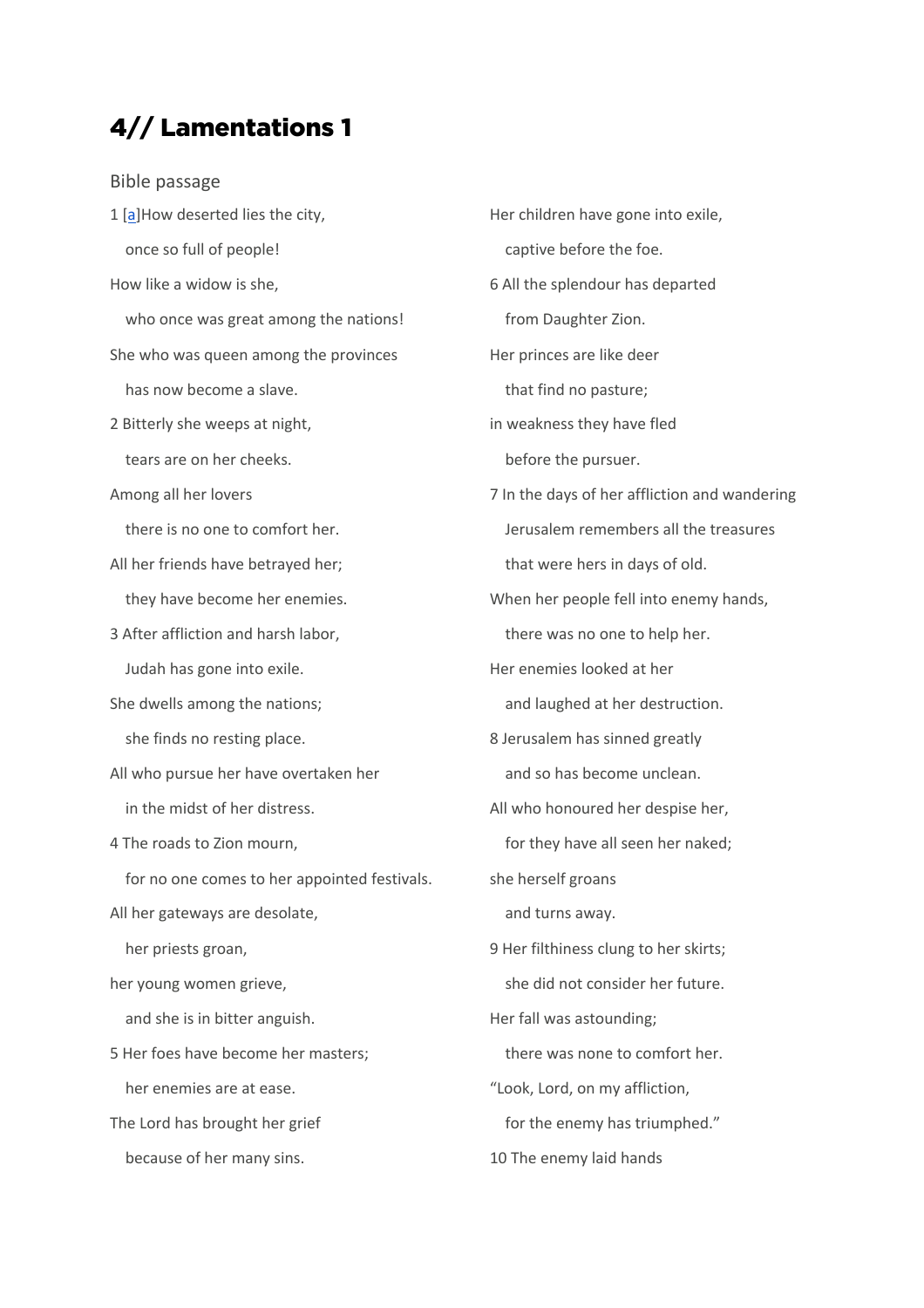# 4// Lamentations 1

Bible passage

1 [a]How deserted lies the city,
   once so full of people!
How like a widow is she,
   who once was great among the nations!
She who was queen among the provinces
   has now become a slave.

2 Bitterly she weeps at night,
   tears are on her cheeks.
Among all her lovers
   there is no one to comfort her.
All her friends have betrayed her;
   they have become her enemies.

3 After affliction and harsh labor,
   Judah has gone into exile.
She dwells among the nations;
   she finds no resting place.
All who pursue her have overtaken her
   in the midst of her distress.

4 The roads to Zion mourn,
   for no one comes to her appointed festivals.
All her gateways are desolate,
   her priests groan,
her young women grieve,
   and she is in bitter anguish.

5 Her foes have become her masters;
   her enemies are at ease.
The Lord has brought her grief
   because of her many sins.
Her children have gone into exile,
   captive before the foe.

6 All the splendour has departed
   from Daughter Zion.
Her princes are like deer
   that find no pasture;
in weakness they have fled
   before the pursuer.

7 In the days of her affliction and wandering
   Jerusalem remembers all the treasures
   that were hers in days of old.
When her people fell into enemy hands,
   there was no one to help her.
Her enemies looked at her
   and laughed at her destruction.

8 Jerusalem has sinned greatly
   and so has become unclean.
All who honoured her despise her,
   for they have all seen her naked;
she herself groans
   and turns away.

9 Her filthiness clung to her skirts;
   she did not consider her future.
Her fall was astounding;
   there was none to comfort her.
"Look, Lord, on my affliction,
   for the enemy has triumphed."

10 The enemy laid hands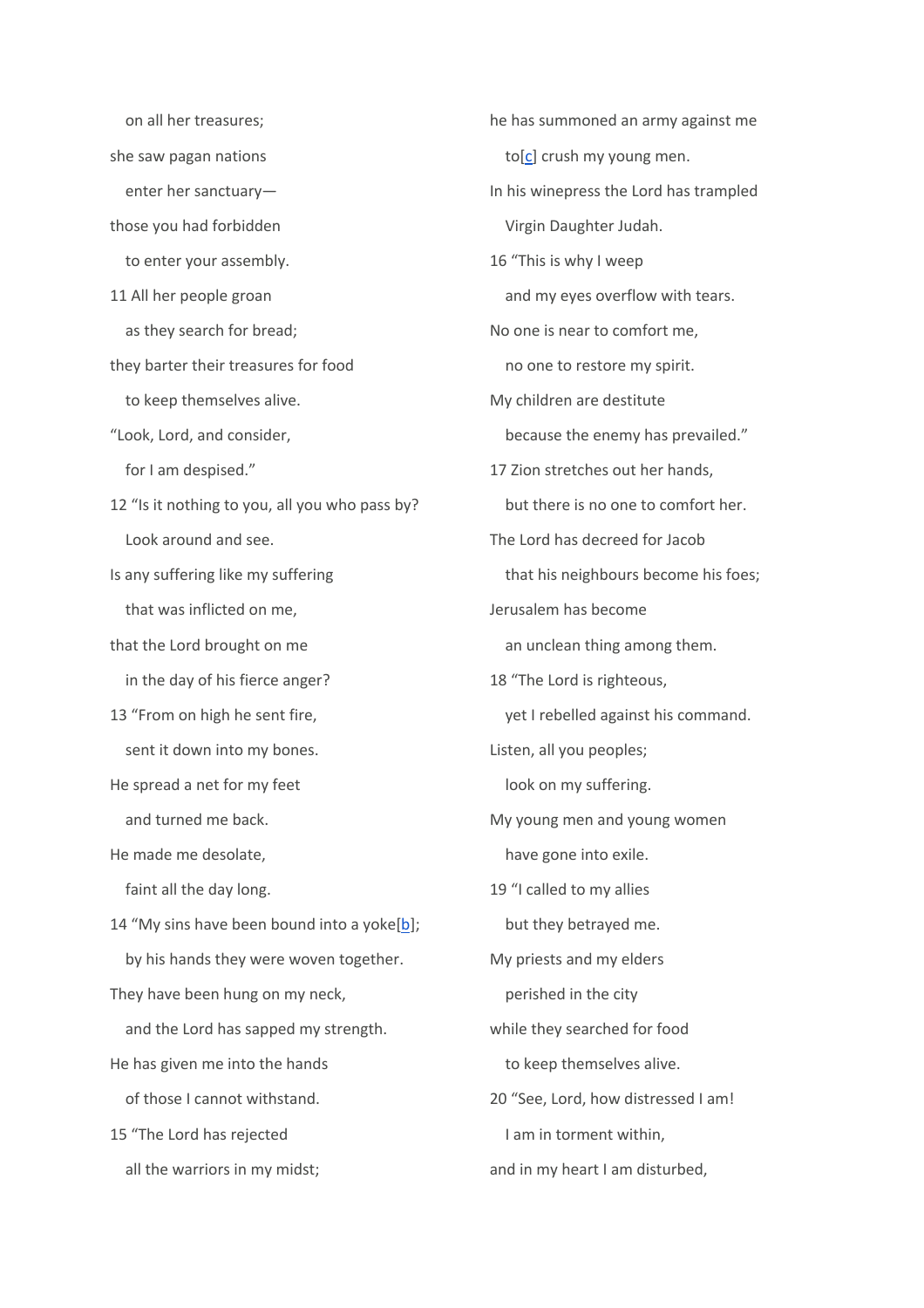on all her treasures;

she saw pagan nations

enter her sanctuary—

those you had forbidden

to enter your assembly.

11 All her people groan

as they search for bread;

they barter their treasures for food

to keep themselves alive.

“Look, Lord, and consider,

for I am despised.”

12 “Is it nothing to you, all you who pass by?

Look around and see.

Is any suffering like my suffering

that was inflicted on me,

that the Lord brought on me

in the day of his fierce anger?

13 “From on high he sent fire,

sent it down into my bones.

He spread a net for my feet

and turned me back.

He made me desolate,

faint all the day long.

14 “My sins have been bound into a yoke[b];

by his hands they were woven together.

They have been hung on my neck,

and the Lord has sapped my strength.

He has given me into the hands

of those I cannot withstand.

15 “The Lord has rejected

all the warriors in my midst;

he has summoned an army against me

to[c] crush my young men.

In his winepress the Lord has trampled

Virgin Daughter Judah.

16 “This is why I weep

and my eyes overflow with tears.

No one is near to comfort me,

no one to restore my spirit.

My children are destitute

because the enemy has prevailed.”

17 Zion stretches out her hands,

but there is no one to comfort her.

The Lord has decreed for Jacob

that his neighbours become his foes;

Jerusalem has become

an unclean thing among them.

18 “The Lord is righteous,

yet I rebelled against his command.

Listen, all you peoples;

look on my suffering.

My young men and young women

have gone into exile.

19 “I called to my allies

but they betrayed me.

My priests and my elders

perished in the city

while they searched for food

to keep themselves alive.

20 “See, Lord, how distressed I am!

I am in torment within,

and in my heart I am disturbed,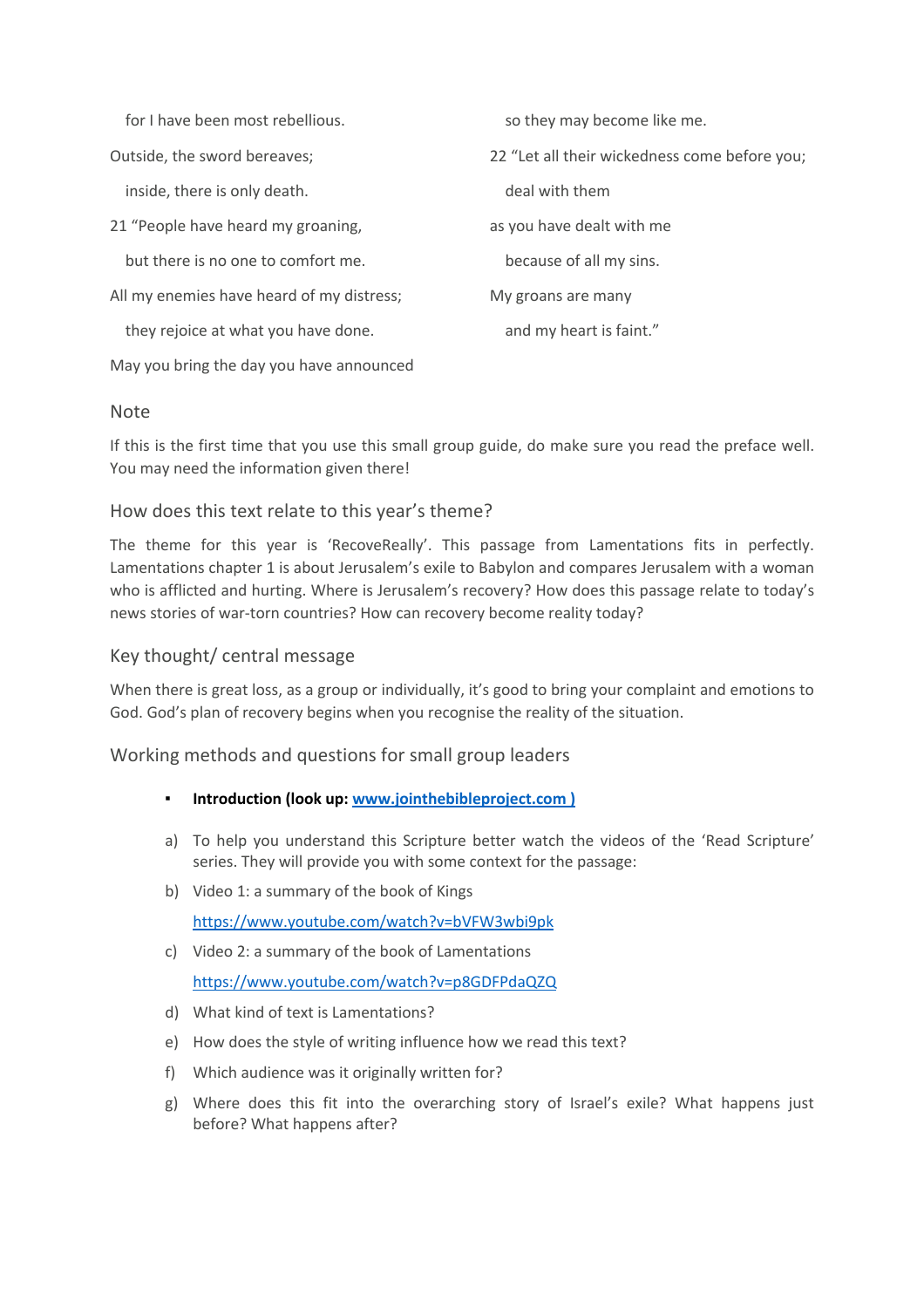for I have been most rebellious.

Outside, the sword bereaves;

inside, there is only death.

21 "People have heard my groaning,

but there is no one to comfort me.

All my enemies have heard of my distress;

they rejoice at what you have done.

May you bring the day you have announced

so they may become like me.

22 "Let all their wickedness come before you;

deal with them

as you have dealt with me

because of all my sins.

My groans are many

and my heart is faint."

## Note

If this is the first time that you use this small group guide, do make sure you read the preface well. You may need the information given there!

## How does this text relate to this year's theme?

The theme for this year is 'RecoveReally'. This passage from Lamentations fits in perfectly. Lamentations chapter 1 is about Jerusalem's exile to Babylon and compares Jerusalem with a woman who is afflicted and hurting. Where is Jerusalem's recovery? How does this passage relate to today's news stories of war-torn countries? How can recovery become reality today?

## Key thought/ central message

When there is great loss, as a group or individually, it's good to bring your complaint and emotions to God. God's plan of recovery begins when you recognise the reality of the situation.

## Working methods and questions for small group leaders

- **Introduction (look up: www.jointhebibleproject.com )**

a) To help you understand this Scripture better watch the videos of the 'Read Scripture' series. They will provide you with some context for the passage:

b) Video 1: a summary of the book of Kings
https://www.youtube.com/watch?v=bVFW3wbi9pk

c) Video 2: a summary of the book of Lamentations
https://www.youtube.com/watch?v=p8GDFPdaQZQ

d) What kind of text is Lamentations?

e) How does the style of writing influence how we read this text?

f) Which audience was it originally written for?

g) Where does this fit into the overarching story of Israel's exile? What happens just before? What happens after?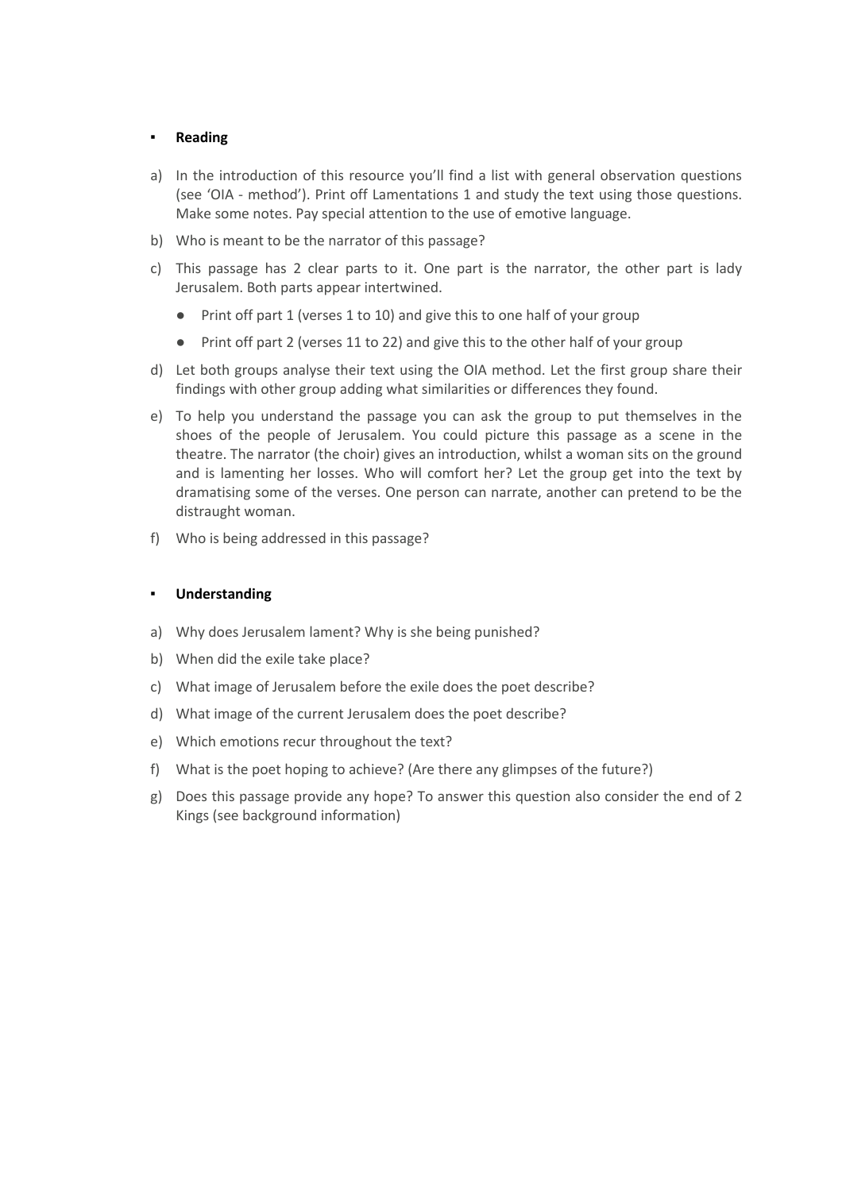- **Reading**

a) In the introduction of this resource you'll find a list with general observation questions (see 'OIA - method'). Print off Lamentations 1 and study the text using those questions. Make some notes. Pay special attention to the use of emotive language.

b) Who is meant to be the narrator of this passage?

c) This passage has 2 clear parts to it. One part is the narrator, the other part is lady Jerusalem. Both parts appear intertwined.
   - Print off part 1 (verses 1 to 10) and give this to one half of your group
   - Print off part 2 (verses 11 to 22) and give this to the other half of your group

d) Let both groups analyse their text using the OIA method. Let the first group share their findings with other group adding what similarities or differences they found.

e) To help you understand the passage you can ask the group to put themselves in the shoes of the people of Jerusalem. You could picture this passage as a scene in the theatre. The narrator (the choir) gives an introduction, whilst a woman sits on the ground and is lamenting her losses. Who will comfort her? Let the group get into the text by dramatising some of the verses. One person can narrate, another can pretend to be the distraught woman.

f) Who is being addressed in this passage?

- **Understanding**

a) Why does Jerusalem lament? Why is she being punished?

b) When did the exile take place?

c) What image of Jerusalem before the exile does the poet describe?

d) What image of the current Jerusalem does the poet describe?

e) Which emotions recur throughout the text?

f) What is the poet hoping to achieve? (Are there any glimpses of the future?)

g) Does this passage provide any hope? To answer this question also consider the end of 2 Kings (see background information)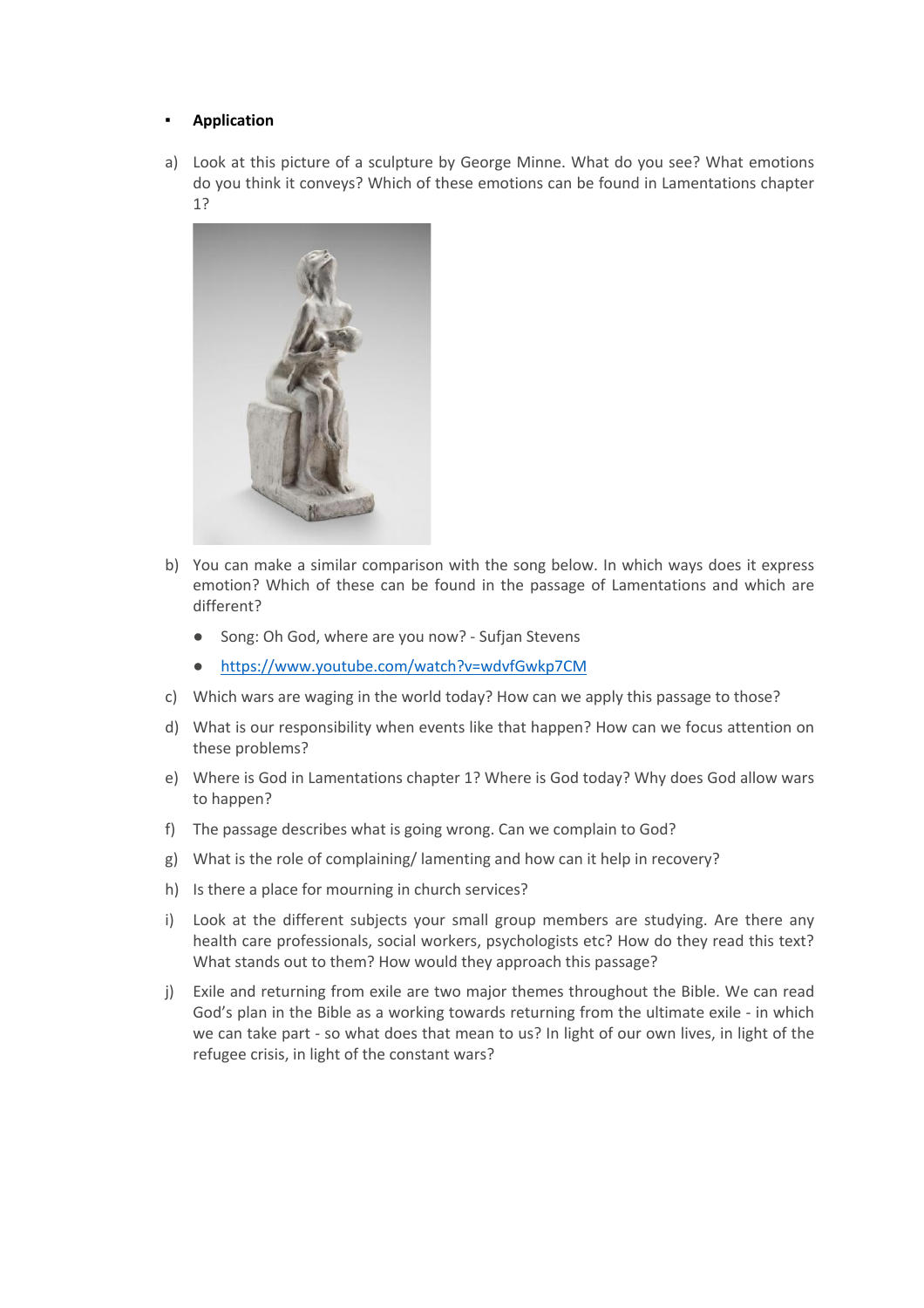- **Application**

a) Look at this picture of a sculpture by George Minne. What do you see? What emotions do you think it conveys? Which of these emotions can be found in Lamentations chapter 1?

b) You can make a similar comparison with the song below. In which ways does it express emotion? Which of these can be found in the passage of Lamentations and which are different?

   - Song: Oh God, where are you now? - Sufjan Stevens
   - https://www.youtube.com/watch?v=wdvfGwkp7CM

c) Which wars are waging in the world today? How can we apply this passage to those?

d) What is our responsibility when events like that happen? How can we focus attention on these problems?

e) Where is God in Lamentations chapter 1? Where is God today? Why does God allow wars to happen?

f) The passage describes what is going wrong. Can we complain to God?

g) What is the role of complaining/ lamenting and how can it help in recovery?

h) Is there a place for mourning in church services?

i) Look at the different subjects your small group members are studying. Are there any health care professionals, social workers, psychologists etc? How do they read this text? What stands out to them? How would they approach this passage?

j) Exile and returning from exile are two major themes throughout the Bible. We can read God's plan in the Bible as a working towards returning from the ultimate exile - in which we can take part - so what does that mean to us? In light of our own lives, in light of the refugee crisis, in light of the constant wars?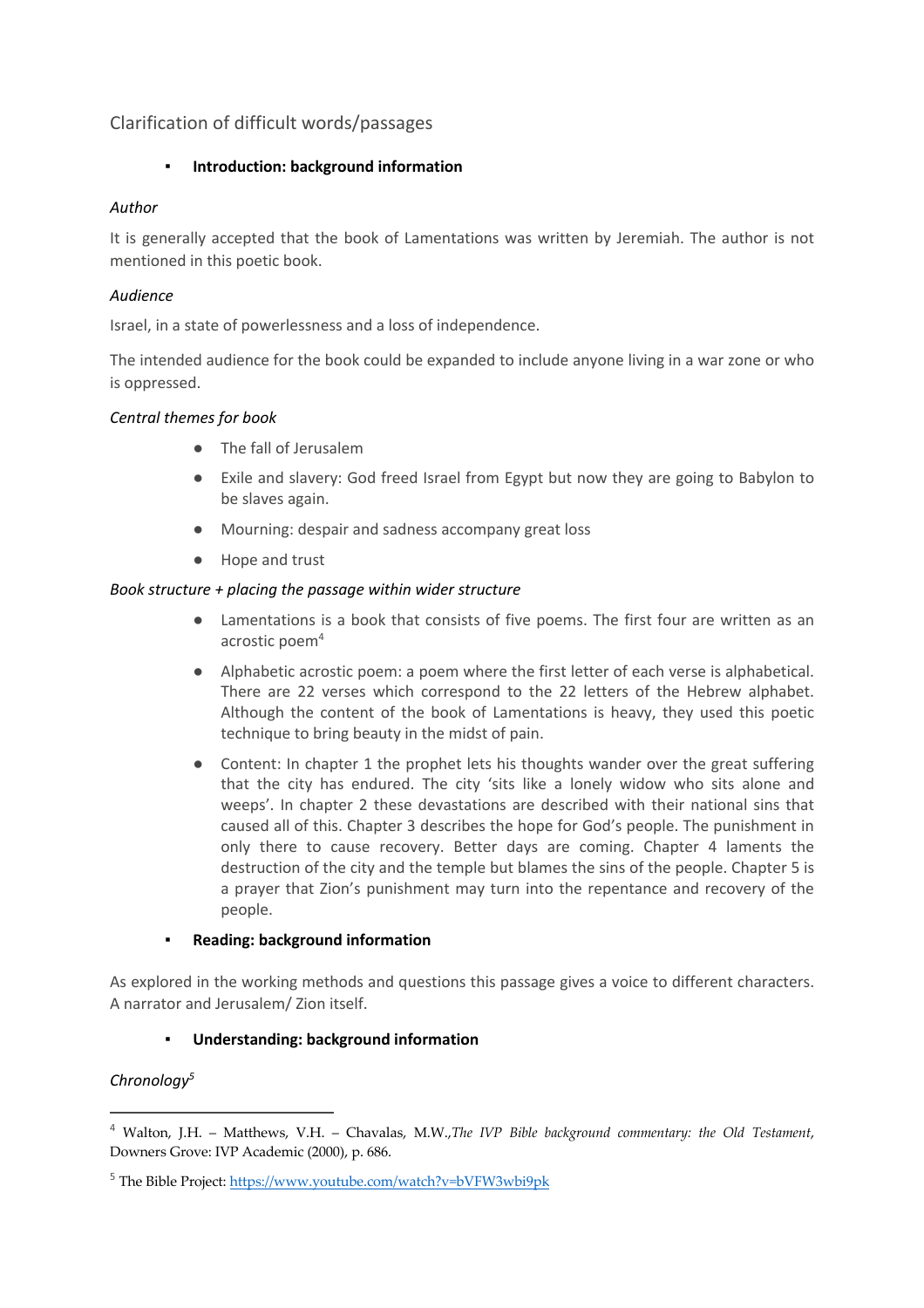## Clarification of difficult words/passages

- **Introduction: background information**

*Author*

It is generally accepted that the book of Lamentations was written by Jeremiah. The author is not mentioned in this poetic book.

*Audience*

Israel, in a state of powerlessness and a loss of independence.

The intended audience for the book could be expanded to include anyone living in a war zone or who is oppressed.

*Central themes for book*

- The fall of Jerusalem
- Exile and slavery: God freed Israel from Egypt but now they are going to Babylon to be slaves again.
- Mourning: despair and sadness accompany great loss
- Hope and trust

*Book structure + placing the passage within wider structure*

- Lamentations is a book that consists of five poems. The first four are written as an acrostic poem[4]
- Alphabetic acrostic poem: a poem where the first letter of each verse is alphabetical. There are 22 verses which correspond to the 22 letters of the Hebrew alphabet. Although the content of the book of Lamentations is heavy, they used this poetic technique to bring beauty in the midst of pain.
- Content: In chapter 1 the prophet lets his thoughts wander over the great suffering that the city has endured. The city 'sits like a lonely widow who sits alone and weeps'. In chapter 2 these devastations are described with their national sins that caused all of this. Chapter 3 describes the hope for God's people. The punishment in only there to cause recovery. Better days are coming. Chapter 4 laments the destruction of the city and the temple but blames the sins of the people. Chapter 5 is a prayer that Zion's punishment may turn into the repentance and recovery of the people.

- **Reading: background information**

As explored in the working methods and questions this passage gives a voice to different characters. A narrator and Jerusalem/ Zion itself.

- **Understanding: background information**

*Chronology*[5]

---

[4] Walton, J.H. – Matthews, V.H. – Chavalas, M.W., *The IVP Bible background commentary: the Old Testament*, Downers Grove: IVP Academic (2000), p. 686.

[5] The Bible Project: https://www.youtube.com/watch?v=bVFW3wbi9pk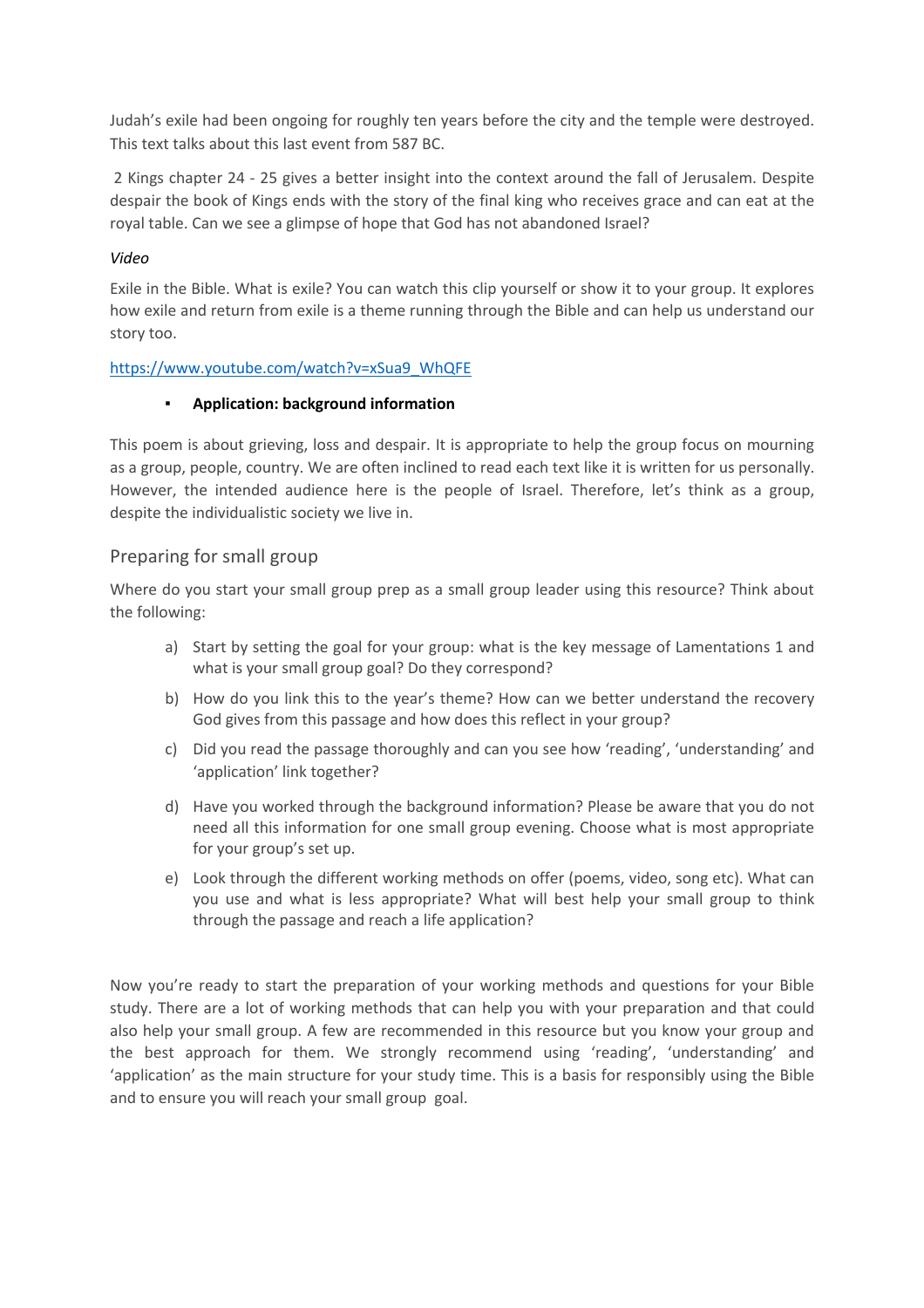Judah's exile had been ongoing for roughly ten years before the city and the temple were destroyed. This text talks about this last event from 587 BC.

2 Kings chapter 24 - 25 gives a better insight into the context around the fall of Jerusalem. Despite despair the book of Kings ends with the story of the final king who receives grace and can eat at the royal table. Can we see a glimpse of hope that God has not abandoned Israel?

*Video*

Exile in the Bible. What is exile? You can watch this clip yourself or show it to your group. It explores how exile and return from exile is a theme running through the Bible and can help us understand our story too.

https://www.youtube.com/watch?v=xSua9_WhQFE

- **Application: background information**

This poem is about grieving, loss and despair. It is appropriate to help the group focus on mourning as a group, people, country. We are often inclined to read each text like it is written for us personally. However, the intended audience here is the people of Israel. Therefore, let's think as a group, despite the individualistic society we live in.

## Preparing for small group

Where do you start your small group prep as a small group leader using this resource? Think about the following:

a) Start by setting the goal for your group: what is the key message of Lamentations 1 and what is your small group goal? Do they correspond?

b) How do you link this to the year's theme? How can we better understand the recovery God gives from this passage and how does this reflect in your group?

c) Did you read the passage thoroughly and can you see how 'reading', 'understanding' and 'application' link together?

d) Have you worked through the background information? Please be aware that you do not need all this information for one small group evening. Choose what is most appropriate for your group's set up.

e) Look through the different working methods on offer (poems, video, song etc). What can you use and what is less appropriate? What will best help your small group to think through the passage and reach a life application?

Now you're ready to start the preparation of your working methods and questions for your Bible study. There are a lot of working methods that can help you with your preparation and that could also help your small group. A few are recommended in this resource but you know your group and the best approach for them. We strongly recommend using 'reading', 'understanding' and 'application' as the main structure for your study time. This is a basis for responsibly using the Bible and to ensure you will reach your small group goal.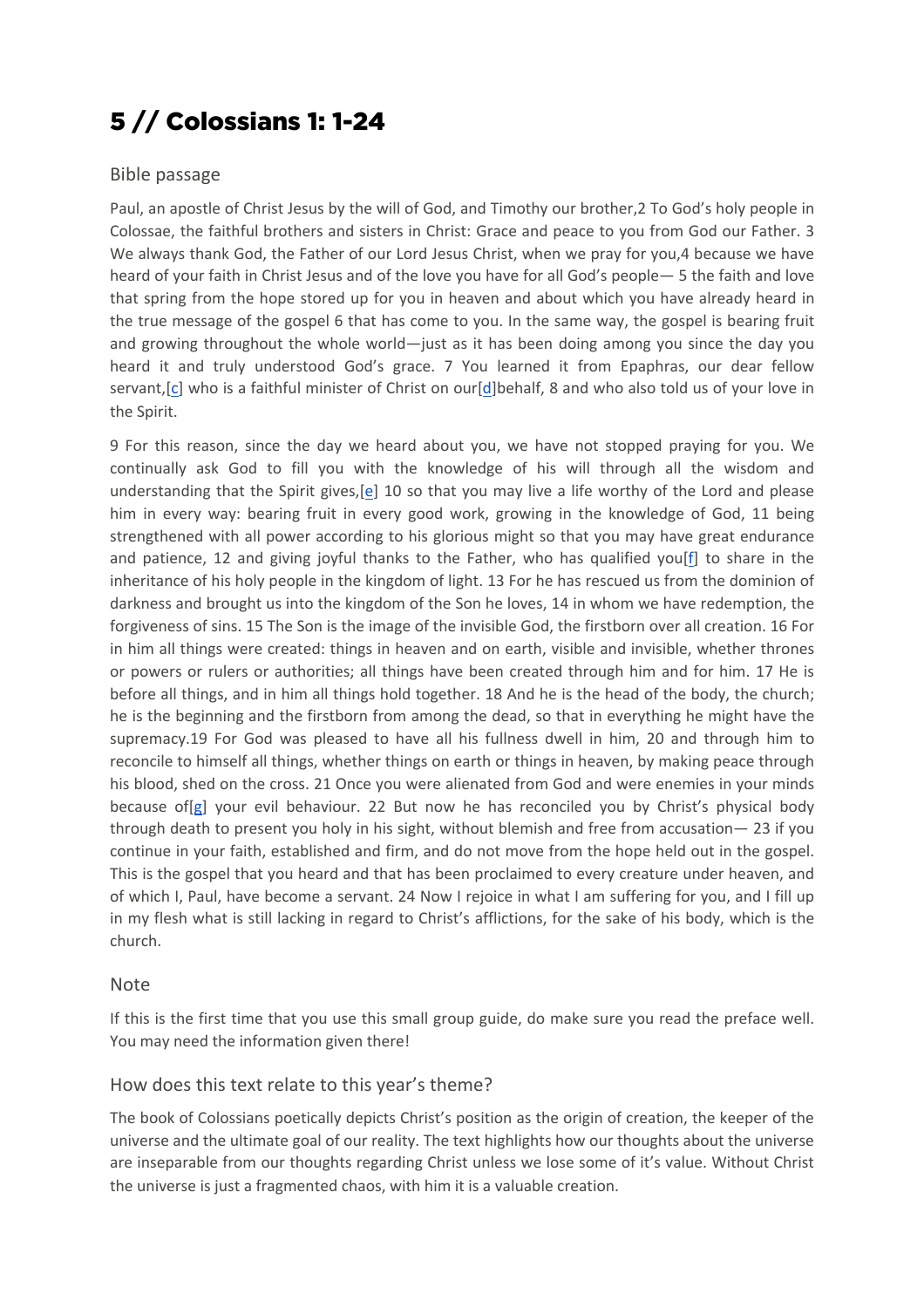# 5 // Colossians 1: 1-24

## Bible passage

Paul, an apostle of Christ Jesus by the will of God, and Timothy our brother,2 To God's holy people in Colossae, the faithful brothers and sisters in Christ: Grace and peace to you from God our Father. 3 We always thank God, the Father of our Lord Jesus Christ, when we pray for you,4 because we have heard of your faith in Christ Jesus and of the love you have for all God's people— 5 the faith and love that spring from the hope stored up for you in heaven and about which you have already heard in the true message of the gospel 6 that has come to you. In the same way, the gospel is bearing fruit and growing throughout the whole world—just as it has been doing among you since the day you heard it and truly understood God's grace. 7 You learned it from Epaphras, our dear fellow servant,[c] who is a faithful minister of Christ on our[d]behalf, 8 and who also told us of your love in the Spirit.

9 For this reason, since the day we heard about you, we have not stopped praying for you. We continually ask God to fill you with the knowledge of his will through all the wisdom and understanding that the Spirit gives,[e] 10 so that you may live a life worthy of the Lord and please him in every way: bearing fruit in every good work, growing in the knowledge of God, 11 being strengthened with all power according to his glorious might so that you may have great endurance and patience, 12 and giving joyful thanks to the Father, who has qualified you[f] to share in the inheritance of his holy people in the kingdom of light. 13 For he has rescued us from the dominion of darkness and brought us into the kingdom of the Son he loves, 14 in whom we have redemption, the forgiveness of sins. 15 The Son is the image of the invisible God, the firstborn over all creation. 16 For in him all things were created: things in heaven and on earth, visible and invisible, whether thrones or powers or rulers or authorities; all things have been created through him and for him. 17 He is before all things, and in him all things hold together. 18 And he is the head of the body, the church; he is the beginning and the firstborn from among the dead, so that in everything he might have the supremacy.19 For God was pleased to have all his fullness dwell in him, 20 and through him to reconcile to himself all things, whether things on earth or things in heaven, by making peace through his blood, shed on the cross. 21 Once you were alienated from God and were enemies in your minds because of[g] your evil behaviour. 22 But now he has reconciled you by Christ's physical body through death to present you holy in his sight, without blemish and free from accusation— 23 if you continue in your faith, established and firm, and do not move from the hope held out in the gospel. This is the gospel that you heard and that has been proclaimed to every creature under heaven, and of which I, Paul, have become a servant. 24 Now I rejoice in what I am suffering for you, and I fill up in my flesh what is still lacking in regard to Christ's afflictions, for the sake of his body, which is the church.

## Note

If this is the first time that you use this small group guide, do make sure you read the preface well. You may need the information given there!

## How does this text relate to this year's theme?

The book of Colossians poetically depicts Christ's position as the origin of creation, the keeper of the universe and the ultimate goal of our reality. The text highlights how our thoughts about the universe are inseparable from our thoughts regarding Christ unless we lose some of it's value. Without Christ the universe is just a fragmented chaos, with him it is a valuable creation.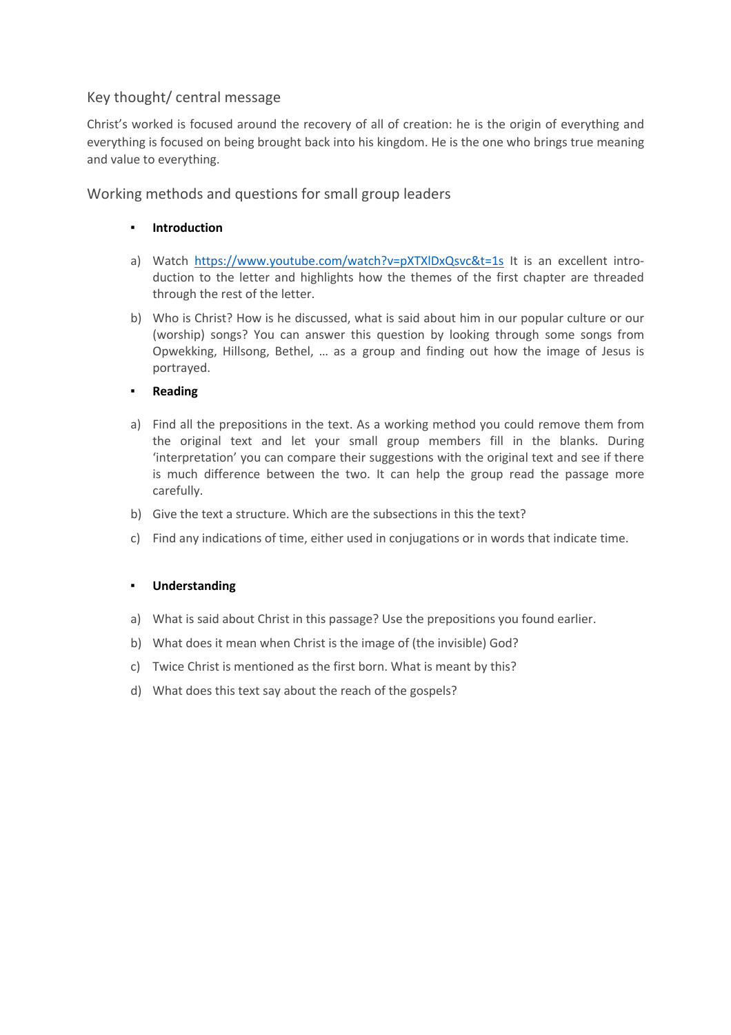## Key thought/ central message

Christ's worked is focused around the recovery of all of creation: he is the origin of everything and everything is focused on being brought back into his kingdom. He is the one who brings true meaning and value to everything.

## Working methods and questions for small group leaders

- **Introduction**

a) Watch https://www.youtube.com/watch?v=pXTXlDxQsvc&t=1s It is an excellent introduction to the letter and highlights how the themes of the first chapter are threaded through the rest of the letter.

b) Who is Christ? How is he discussed, what is said about him in our popular culture or our (worship) songs? You can answer this question by looking through some songs from Opwekking, Hillsong, Bethel, … as a group and finding out how the image of Jesus is portrayed.

- **Reading**

a) Find all the prepositions in the text. As a working method you could remove them from the original text and let your small group members fill in the blanks. During 'interpretation' you can compare their suggestions with the original text and see if there is much difference between the two. It can help the group read the passage more carefully.

b) Give the text a structure. Which are the subsections in this the text?

c) Find any indications of time, either used in conjugations or in words that indicate time.

- **Understanding**

a) What is said about Christ in this passage? Use the prepositions you found earlier.

b) What does it mean when Christ is the image of (the invisible) God?

c) Twice Christ is mentioned as the first born. What is meant by this?

d) What does this text say about the reach of the gospels?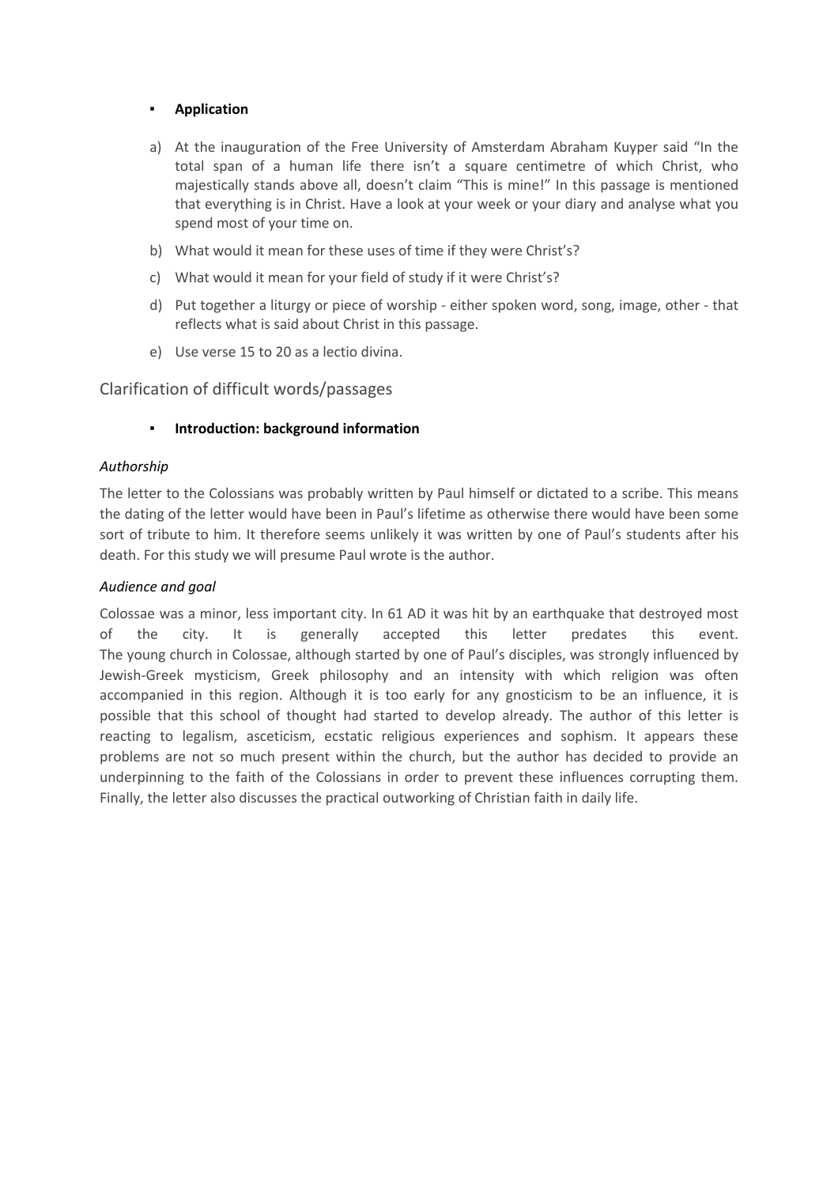- **Application**

a) At the inauguration of the Free University of Amsterdam Abraham Kuyper said "In the total span of a human life there isn't a square centimetre of which Christ, who majestically stands above all, doesn't claim "This is mine!" In this passage is mentioned that everything is in Christ. Have a look at your week or your diary and analyse what you spend most of your time on.

b) What would it mean for these uses of time if they were Christ's?

c) What would it mean for your field of study if it were Christ's?

d) Put together a liturgy or piece of worship - either spoken word, song, image, other - that reflects what is said about Christ in this passage.

e) Use verse 15 to 20 as a lectio divina.

## Clarification of difficult words/passages

- **Introduction: background information**

*Authorship*

The letter to the Colossians was probably written by Paul himself or dictated to a scribe. This means the dating of the letter would have been in Paul's lifetime as otherwise there would have been some sort of tribute to him. It therefore seems unlikely it was written by one of Paul's students after his death. For this study we will presume Paul wrote is the author.

*Audience and goal*

Colossae was a minor, less important city. In 61 AD it was hit by an earthquake that destroyed most of the city. It is generally accepted this letter predates this event.
The young church in Colossae, although started by one of Paul's disciples, was strongly influenced by Jewish-Greek mysticism, Greek philosophy and an intensity with which religion was often accompanied in this region. Although it is too early for any gnosticism to be an influence, it is possible that this school of thought had started to develop already. The author of this letter is reacting to legalism, asceticism, ecstatic religious experiences and sophism. It appears these problems are not so much present within the church, but the author has decided to provide an underpinning to the faith of the Colossians in order to prevent these influences corrupting them. Finally, the letter also discusses the practical outworking of Christian faith in daily life.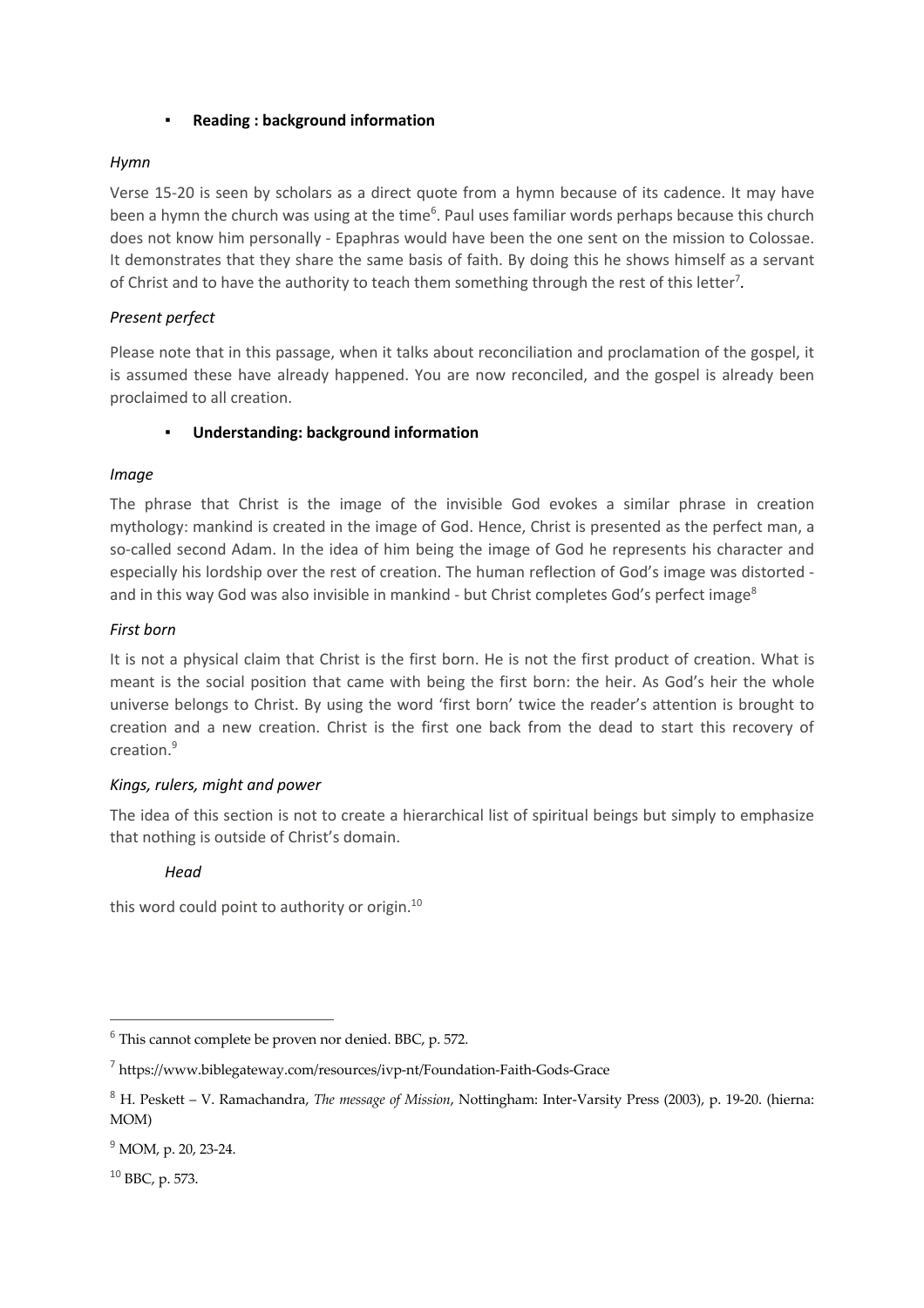- **Reading : background information**

*Hymn*

Verse 15-20 is seen by scholars as a direct quote from a hymn because of its cadence. It may have been a hymn the church was using at the time[6]. Paul uses familiar words perhaps because this church does not know him personally - Epaphras would have been the one sent on the mission to Colossae. It demonstrates that they share the same basis of faith. By doing this he shows himself as a servant of Christ and to have the authority to teach them something through the rest of this letter[7].

*Present perfect*

Please note that in this passage, when it talks about reconciliation and proclamation of the gospel, it is assumed these have already happened. You are now reconciled, and the gospel is already been proclaimed to all creation.

- **Understanding: background information**

*Image*

The phrase that Christ is the image of the invisible God evokes a similar phrase in creation mythology: mankind is created in the image of God. Hence, Christ is presented as the perfect man, a so-called second Adam. In the idea of him being the image of God he represents his character and especially his lordship over the rest of creation. The human reflection of God's image was distorted - and in this way God was also invisible in mankind - but Christ completes God's perfect image[8]

*First born*

It is not a physical claim that Christ is the first born. He is not the first product of creation. What is meant is the social position that came with being the first born: the heir. As God's heir the whole universe belongs to Christ. By using the word 'first born' twice the reader's attention is brought to creation and a new creation. Christ is the first one back from the dead to start this recovery of creation.[9]

*Kings, rulers, might and power*

The idea of this section is not to create a hierarchical list of spiritual beings but simply to emphasize that nothing is outside of Christ's domain.

*Head*

this word could point to authority or origin.[10]

---

[6] This cannot complete be proven nor denied. BBC, p. 572.

[7] https://www.biblegateway.com/resources/ivp-nt/Foundation-Faith-Gods-Grace

[8] H. Peskett – V. Ramachandra, *The message of Mission*, Nottingham: Inter-Varsity Press (2003), p. 19-20. (hierna: MOM)

[9] MOM, p. 20, 23-24.

[10] BBC, p. 573.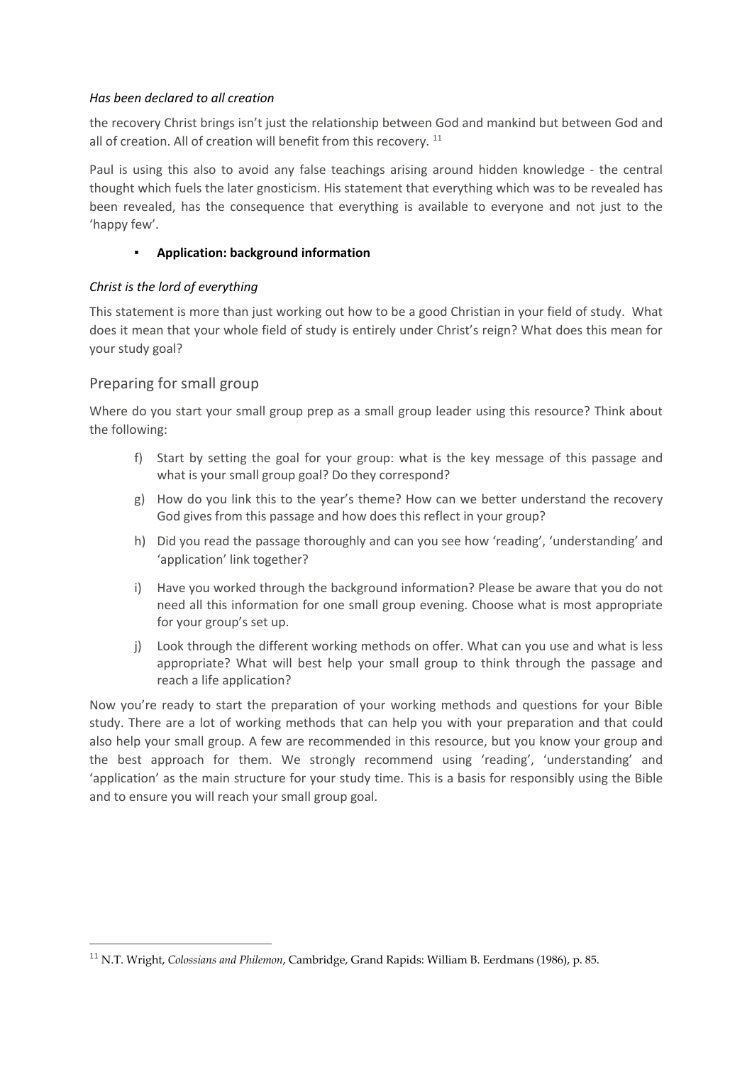*Has been declared to all creation*

the recovery Christ brings isn't just the relationship between God and mankind but between God and all of creation. All of creation will benefit from this recovery. [11]

Paul is using this also to avoid any false teachings arising around hidden knowledge - the central thought which fuels the later gnosticism. His statement that everything which was to be revealed has been revealed, has the consequence that everything is available to everyone and not just to the 'happy few'.

- **Application: background information**

*Christ is the lord of everything*

This statement is more than just working out how to be a good Christian in your field of study. What does it mean that your whole field of study is entirely under Christ's reign? What does this mean for your study goal?

## Preparing for small group

Where do you start your small group prep as a small group leader using this resource? Think about the following:

f) Start by setting the goal for your group: what is the key message of this passage and what is your small group goal? Do they correspond?

g) How do you link this to the year's theme? How can we better understand the recovery God gives from this passage and how does this reflect in your group?

h) Did you read the passage thoroughly and can you see how 'reading', 'understanding' and 'application' link together?

i) Have you worked through the background information? Please be aware that you do not need all this information for one small group evening. Choose what is most appropriate for your group's set up.

j) Look through the different working methods on offer. What can you use and what is less appropriate? What will best help your small group to think through the passage and reach a life application?

Now you're ready to start the preparation of your working methods and questions for your Bible study. There are a lot of working methods that can help you with your preparation and that could also help your small group. A few are recommended in this resource, but you know your group and the best approach for them. We strongly recommend using 'reading', 'understanding' and 'application' as the main structure for your study time. This is a basis for responsibly using the Bible and to ensure you will reach your small group goal.

---

[11] N.T. Wright, *Colossians and Philemon*, Cambridge, Grand Rapids: William B. Eerdmans (1986), p. 85.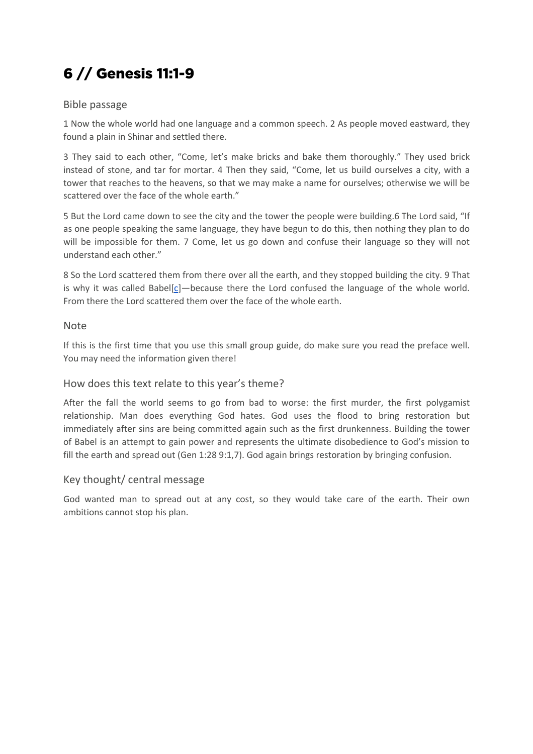# 6 // Genesis 11:1-9

## Bible passage

1 Now the whole world had one language and a common speech. 2 As people moved eastward, they found a plain in Shinar and settled there.

3 They said to each other, "Come, let's make bricks and bake them thoroughly." They used brick instead of stone, and tar for mortar. 4 Then they said, "Come, let us build ourselves a city, with a tower that reaches to the heavens, so that we may make a name for ourselves; otherwise we will be scattered over the face of the whole earth."

5 But the Lord came down to see the city and the tower the people were building.6 The Lord said, "If as one people speaking the same language, they have begun to do this, then nothing they plan to do will be impossible for them. 7 Come, let us go down and confuse their language so they will not understand each other."

8 So the Lord scattered them from there over all the earth, and they stopped building the city. 9 That is why it was called Babel[c]—because there the Lord confused the language of the whole world. From there the Lord scattered them over the face of the whole earth.

## Note

If this is the first time that you use this small group guide, do make sure you read the preface well. You may need the information given there!

## How does this text relate to this year's theme?

After the fall the world seems to go from bad to worse: the first murder, the first polygamist relationship. Man does everything God hates. God uses the flood to bring restoration but immediately after sins are being committed again such as the first drunkenness. Building the tower of Babel is an attempt to gain power and represents the ultimate disobedience to God's mission to fill the earth and spread out (Gen 1:28 9:1,7). God again brings restoration by bringing confusion.

## Key thought/ central message

God wanted man to spread out at any cost, so they would take care of the earth. Their own ambitions cannot stop his plan.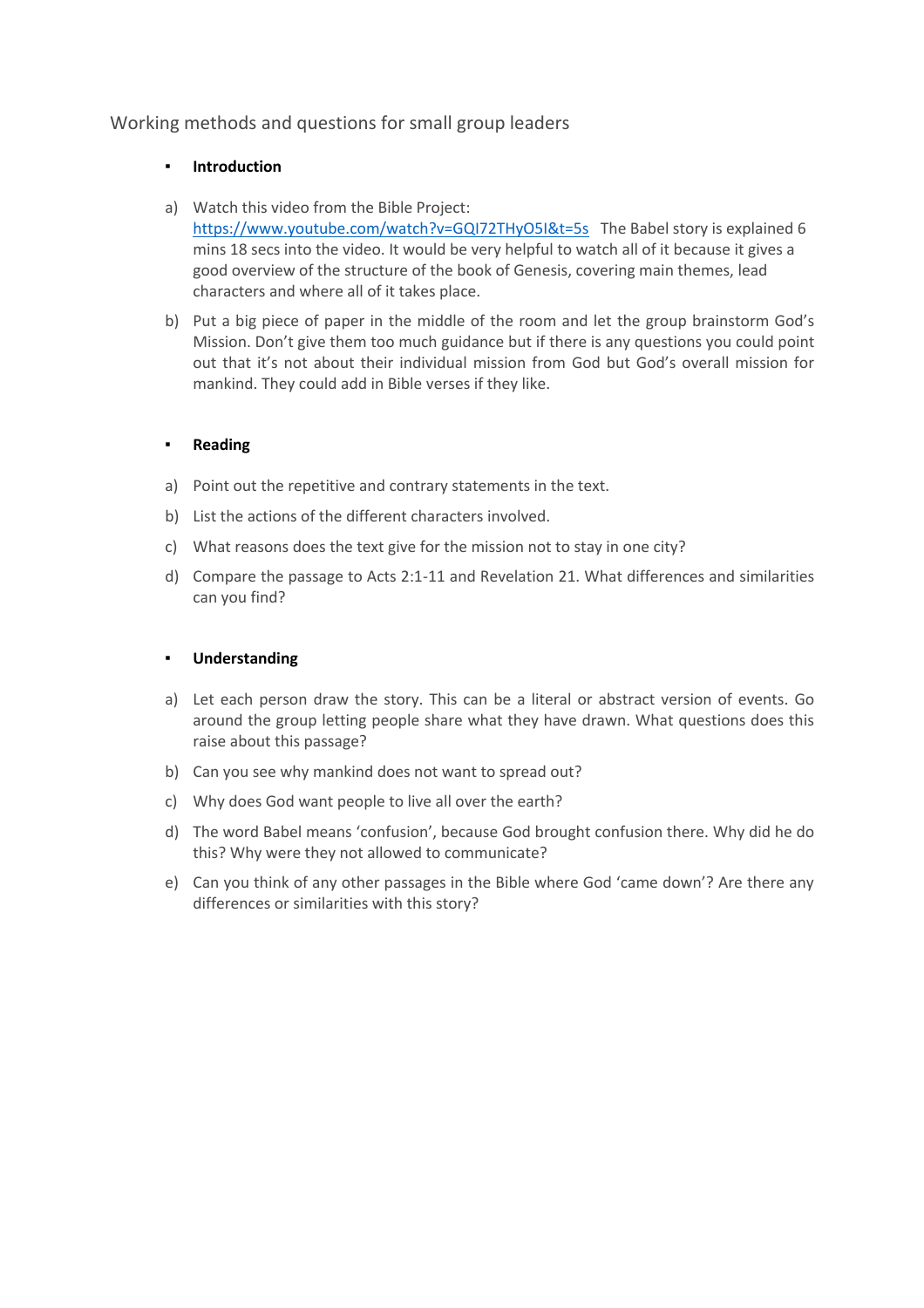Working methods and questions for small group leaders

- **Introduction**

a) Watch this video from the Bible Project: https://www.youtube.com/watch?v=GQI72THyO5I&t=5s The Babel story is explained 6 mins 18 secs into the video. It would be very helpful to watch all of it because it gives a good overview of the structure of the book of Genesis, covering main themes, lead characters and where all of it takes place.

b) Put a big piece of paper in the middle of the room and let the group brainstorm God's Mission. Don't give them too much guidance but if there is any questions you could point out that it's not about their individual mission from God but God's overall mission for mankind. They could add in Bible verses if they like.

- **Reading**

a) Point out the repetitive and contrary statements in the text.

b) List the actions of the different characters involved.

c) What reasons does the text give for the mission not to stay in one city?

d) Compare the passage to Acts 2:1-11 and Revelation 21. What differences and similarities can you find?

- **Understanding**

a) Let each person draw the story. This can be a literal or abstract version of events. Go around the group letting people share what they have drawn. What questions does this raise about this passage?

b) Can you see why mankind does not want to spread out?

c) Why does God want people to live all over the earth?

d) The word Babel means 'confusion', because God brought confusion there. Why did he do this? Why were they not allowed to communicate?

e) Can you think of any other passages in the Bible where God 'came down'? Are there any differences or similarities with this story?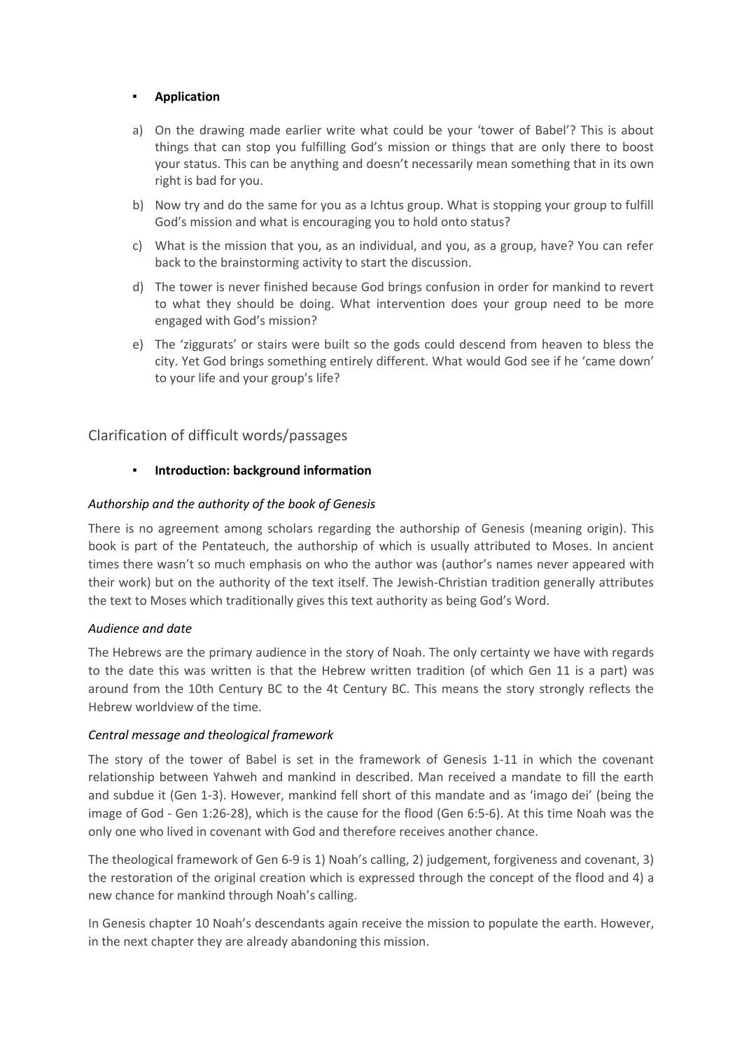- **Application**

a) On the drawing made earlier write what could be your 'tower of Babel'? This is about things that can stop you fulfilling God's mission or things that are only there to boost your status. This can be anything and doesn't necessarily mean something that in its own right is bad for you.

b) Now try and do the same for you as a Ichtus group. What is stopping your group to fulfill God's mission and what is encouraging you to hold onto status?

c) What is the mission that you, as an individual, and you, as a group, have? You can refer back to the brainstorming activity to start the discussion.

d) The tower is never finished because God brings confusion in order for mankind to revert to what they should be doing. What intervention does your group need to be more engaged with God's mission?

e) The 'ziggurats' or stairs were built so the gods could descend from heaven to bless the city. Yet God brings something entirely different. What would God see if he 'came down' to your life and your group's life?

## Clarification of difficult words/passages

- **Introduction: background information**

*Authorship and the authority of the book of Genesis*

There is no agreement among scholars regarding the authorship of Genesis (meaning origin). This book is part of the Pentateuch, the authorship of which is usually attributed to Moses. In ancient times there wasn't so much emphasis on who the author was (author's names never appeared with their work) but on the authority of the text itself. The Jewish-Christian tradition generally attributes the text to Moses which traditionally gives this text authority as being God's Word.

*Audience and date*

The Hebrews are the primary audience in the story of Noah. The only certainty we have with regards to the date this was written is that the Hebrew written tradition (of which Gen 11 is a part) was around from the 10th Century BC to the 4t Century BC. This means the story strongly reflects the Hebrew worldview of the time.

*Central message and theological framework*

The story of the tower of Babel is set in the framework of Genesis 1-11 in which the covenant relationship between Yahweh and mankind in described. Man received a mandate to fill the earth and subdue it (Gen 1-3). However, mankind fell short of this mandate and as 'imago dei' (being the image of God - Gen 1:26-28), which is the cause for the flood (Gen 6:5-6). At this time Noah was the only one who lived in covenant with God and therefore receives another chance.

The theological framework of Gen 6-9 is 1) Noah's calling, 2) judgement, forgiveness and covenant, 3) the restoration of the original creation which is expressed through the concept of the flood and 4) a new chance for mankind through Noah's calling.

In Genesis chapter 10 Noah's descendants again receive the mission to populate the earth. However, in the next chapter they are already abandoning this mission.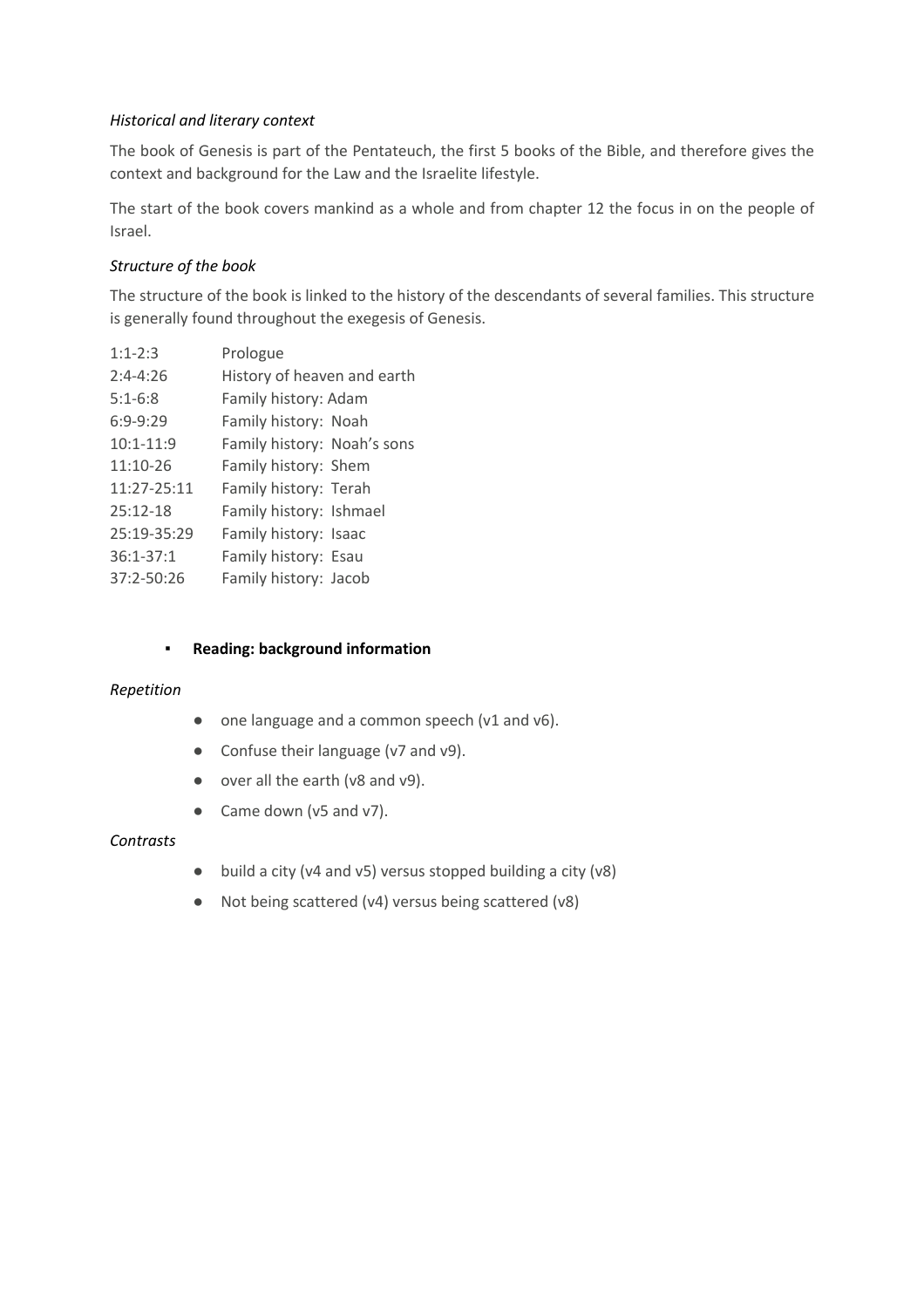*Historical and literary context*

The book of Genesis is part of the Pentateuch, the first 5 books of the Bible, and therefore gives the context and background for the Law and the Israelite lifestyle.

The start of the book covers mankind as a whole and from chapter 12 the focus in on the people of Israel.

*Structure of the book*

The structure of the book is linked to the history of the descendants of several families. This structure is generally found throughout the exegesis of Genesis.

| | |
|---|---|
| 1:1-2:3 | Prologue |
| 2:4-4:26 | History of heaven and earth |
| 5:1-6:8 | Family history: Adam |
| 6:9-9:29 | Family history: Noah |
| 10:1-11:9 | Family history: Noah's sons |
| 11:10-26 | Family history: Shem |
| 11:27-25:11 | Family history: Terah |
| 25:12-18 | Family history: Ishmael |
| 25:19-35:29 | Family history: Isaac |
| 36:1-37:1 | Family history: Esau |
| 37:2-50:26 | Family history: Jacob |

- **Reading: background information**

*Repetition*

- one language and a common speech (v1 and v6).
- Confuse their language (v7 and v9).
- over all the earth (v8 and v9).
- Came down (v5 and v7).

*Contrasts*

- build a city (v4 and v5) versus stopped building a city (v8)
- Not being scattered (v4) versus being scattered (v8)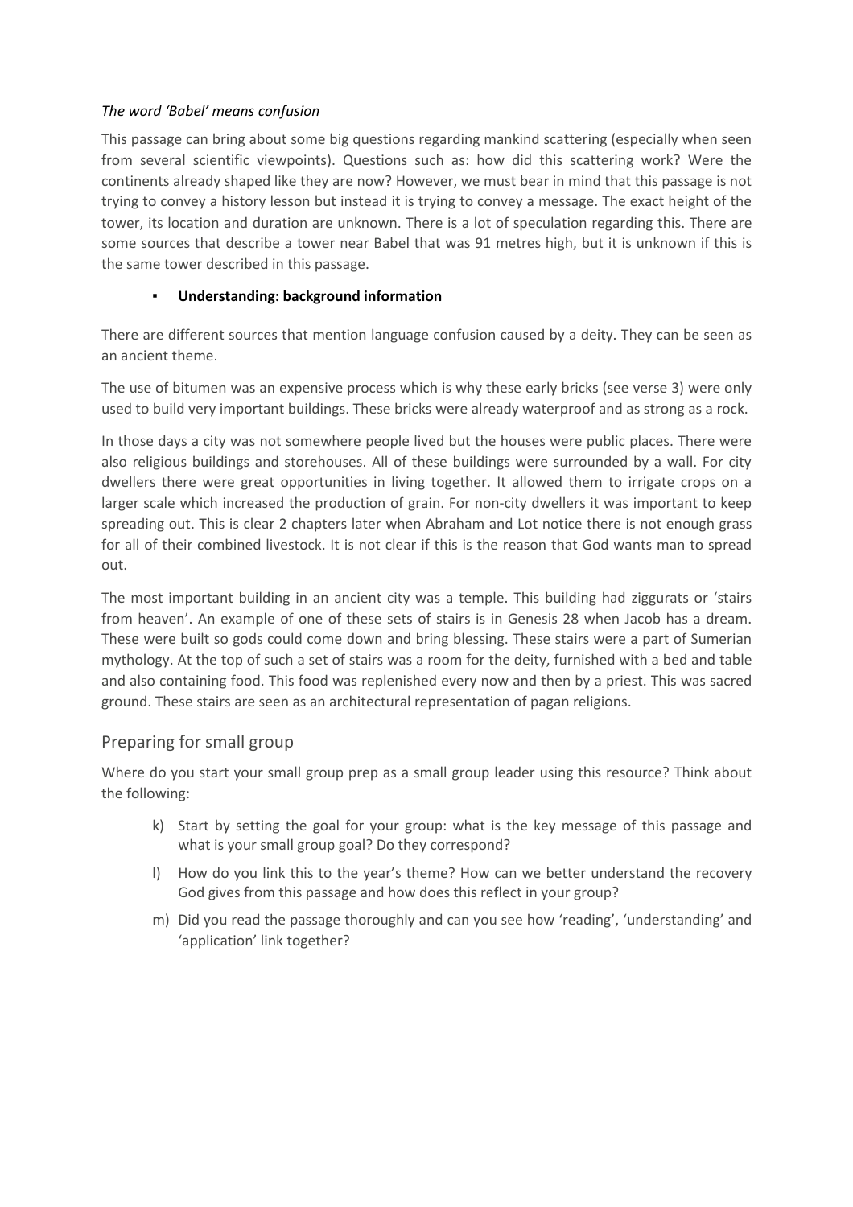*The word 'Babel' means confusion*

This passage can bring about some big questions regarding mankind scattering (especially when seen from several scientific viewpoints). Questions such as: how did this scattering work? Were the continents already shaped like they are now? However, we must bear in mind that this passage is not trying to convey a history lesson but instead it is trying to convey a message. The exact height of the tower, its location and duration are unknown. There is a lot of speculation regarding this. There are some sources that describe a tower near Babel that was 91 metres high, but it is unknown if this is the same tower described in this passage.

- **Understanding: background information**

There are different sources that mention language confusion caused by a deity. They can be seen as an ancient theme.

The use of bitumen was an expensive process which is why these early bricks (see verse 3) were only used to build very important buildings. These bricks were already waterproof and as strong as a rock.

In those days a city was not somewhere people lived but the houses were public places. There were also religious buildings and storehouses. All of these buildings were surrounded by a wall. For city dwellers there were great opportunities in living together. It allowed them to irrigate crops on a larger scale which increased the production of grain. For non-city dwellers it was important to keep spreading out. This is clear 2 chapters later when Abraham and Lot notice there is not enough grass for all of their combined livestock. It is not clear if this is the reason that God wants man to spread out.

The most important building in an ancient city was a temple. This building had ziggurats or 'stairs from heaven'. An example of one of these sets of stairs is in Genesis 28 when Jacob has a dream. These were built so gods could come down and bring blessing. These stairs were a part of Sumerian mythology. At the top of such a set of stairs was a room for the deity, furnished with a bed and table and also containing food. This food was replenished every now and then by a priest. This was sacred ground. These stairs are seen as an architectural representation of pagan religions.

## Preparing for small group

Where do you start your small group prep as a small group leader using this resource? Think about the following:

k) Start by setting the goal for your group: what is the key message of this passage and what is your small group goal? Do they correspond?

l) How do you link this to the year's theme? How can we better understand the recovery God gives from this passage and how does this reflect in your group?

m) Did you read the passage thoroughly and can you see how 'reading', 'understanding' and 'application' link together?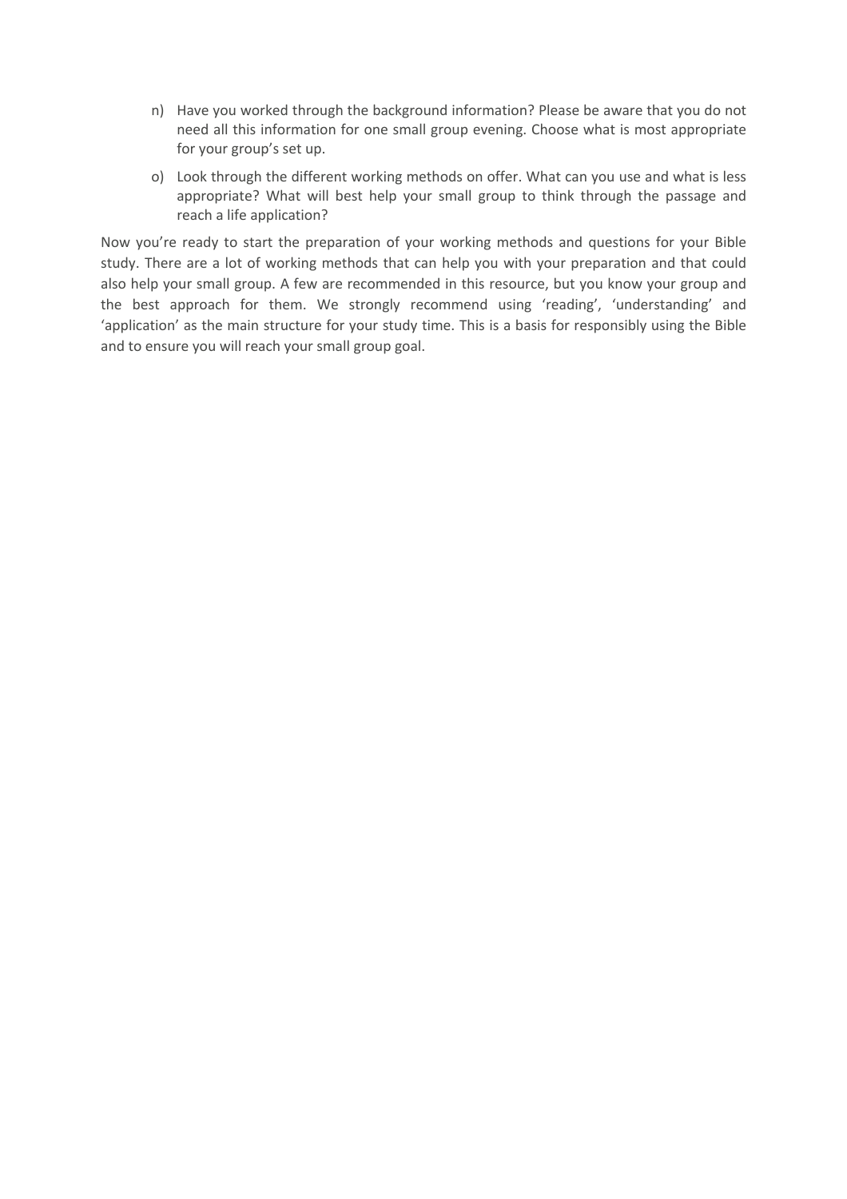n) Have you worked through the background information? Please be aware that you do not need all this information for one small group evening. Choose what is most appropriate for your group's set up.

o) Look through the different working methods on offer. What can you use and what is less appropriate? What will best help your small group to think through the passage and reach a life application?

Now you're ready to start the preparation of your working methods and questions for your Bible study. There are a lot of working methods that can help you with your preparation and that could also help your small group. A few are recommended in this resource, but you know your group and the best approach for them. We strongly recommend using 'reading', 'understanding' and 'application' as the main structure for your study time. This is a basis for responsibly using the Bible and to ensure you will reach your small group goal.